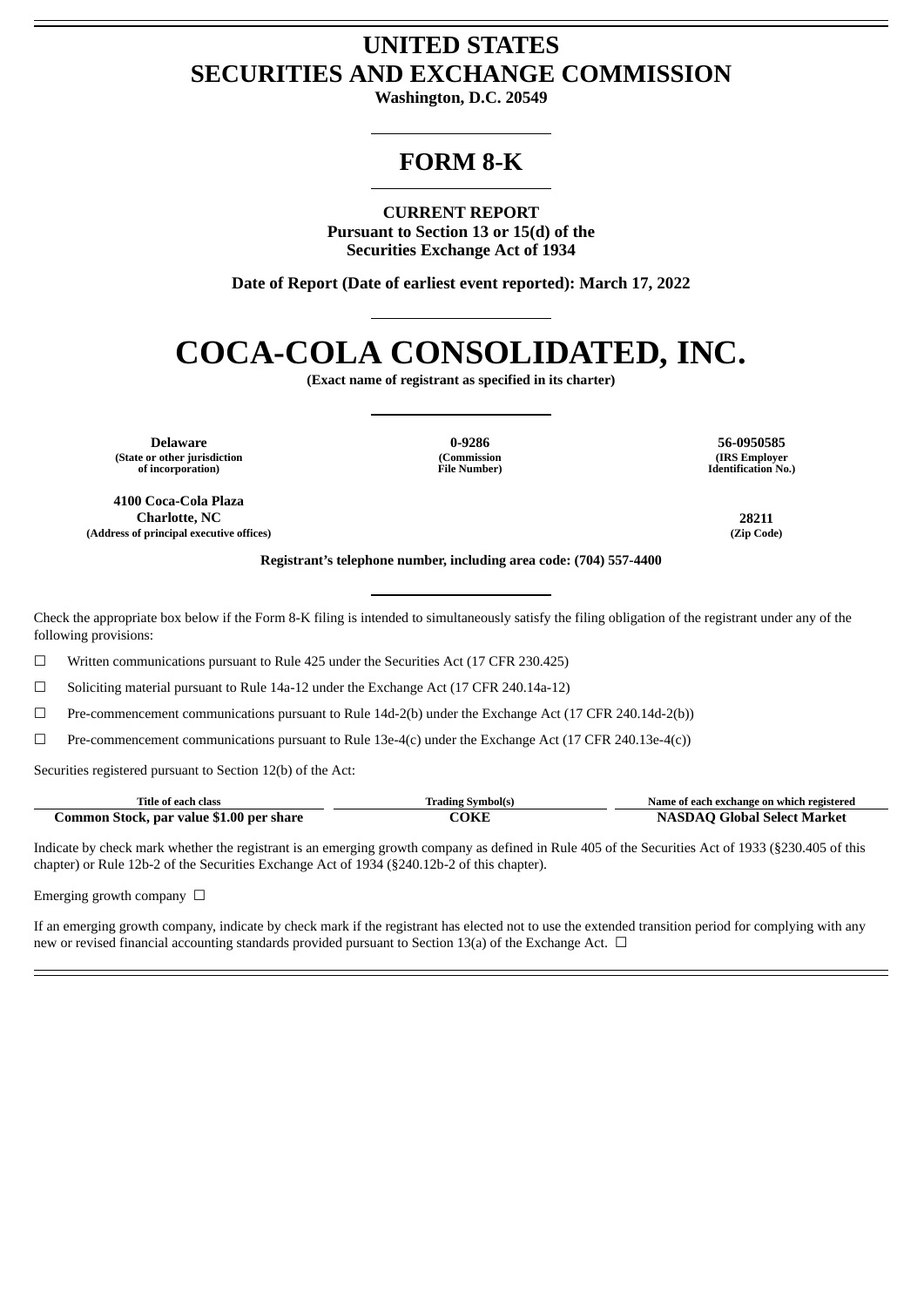# UNITED STATES
# SECURITIES AND EXCHANGE COMMISSION

**Washington, D.C. 20549**

# FORM 8-K

**CURRENT REPORT**
**Pursuant to Section 13 or 15(d) of the**
**Securities Exchange Act of 1934**

**Date of Report (Date of earliest event reported): March 17, 2022**

# COCA-COLA CONSOLIDATED, INC.

**(Exact name of registrant as specified in its charter)**

| | | |
|---|---|---|
| **Delaware** | **0-9286** | **56-0950585** |
| **(State or other jurisdiction of incorporation)** | **(Commission File Number)** | **(IRS Employer Identification No.)** |

| | |
|---|---|
| **4100 Coca-Cola Plaza** | |
| **Charlotte, NC** | **28211** |
| **(Address of principal executive offices)** | **(Zip Code)** |

**Registrant's telephone number, including area code: (704) 557-4400**

Check the appropriate box below if the Form 8-K filing is intended to simultaneously satisfy the filing obligation of the registrant under any of the following provisions:

☐ Written communications pursuant to Rule 425 under the Securities Act (17 CFR 230.425)

☐ Soliciting material pursuant to Rule 14a-12 under the Exchange Act (17 CFR 240.14a-12)

☐ Pre-commencement communications pursuant to Rule 14d-2(b) under the Exchange Act (17 CFR 240.14d-2(b))

☐ Pre-commencement communications pursuant to Rule 13e-4(c) under the Exchange Act (17 CFR 240.13e-4(c))

Securities registered pursuant to Section 12(b) of the Act:

| Title of each class | Trading Symbol(s) | Name of each exchange on which registered |
|---|---|---|
| **Common Stock, par value $1.00 per share** | **COKE** | **NASDAQ Global Select Market** |

Indicate by check mark whether the registrant is an emerging growth company as defined in Rule 405 of the Securities Act of 1933 (§230.405 of this chapter) or Rule 12b-2 of the Securities Exchange Act of 1934 (§240.12b-2 of this chapter).

Emerging growth company ☐

If an emerging growth company, indicate by check mark if the registrant has elected not to use the extended transition period for complying with any new or revised financial accounting standards provided pursuant to Section 13(a) of the Exchange Act. ☐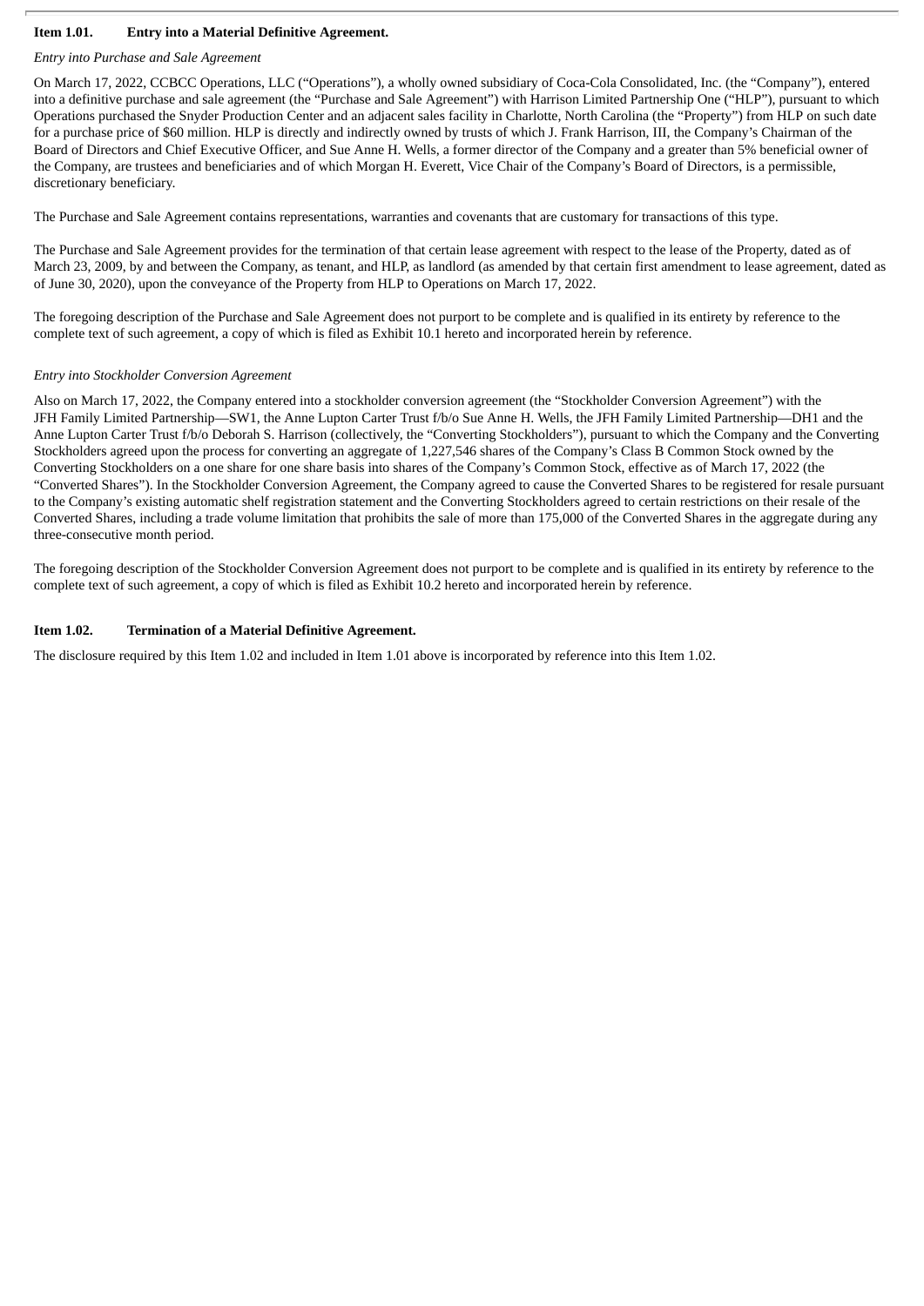**Item 1.01. Entry into a Material Definitive Agreement.**

*Entry into Purchase and Sale Agreement*

On March 17, 2022, CCBCC Operations, LLC ("Operations"), a wholly owned subsidiary of Coca-Cola Consolidated, Inc. (the "Company"), entered into a definitive purchase and sale agreement (the "Purchase and Sale Agreement") with Harrison Limited Partnership One ("HLP"), pursuant to which Operations purchased the Snyder Production Center and an adjacent sales facility in Charlotte, North Carolina (the "Property") from HLP on such date for a purchase price of $60 million. HLP is directly and indirectly owned by trusts of which J. Frank Harrison, III, the Company's Chairman of the Board of Directors and Chief Executive Officer, and Sue Anne H. Wells, a former director of the Company and a greater than 5% beneficial owner of the Company, are trustees and beneficiaries and of which Morgan H. Everett, Vice Chair of the Company's Board of Directors, is a permissible, discretionary beneficiary.

The Purchase and Sale Agreement contains representations, warranties and covenants that are customary for transactions of this type.

The Purchase and Sale Agreement provides for the termination of that certain lease agreement with respect to the lease of the Property, dated as of March 23, 2009, by and between the Company, as tenant, and HLP, as landlord (as amended by that certain first amendment to lease agreement, dated as of June 30, 2020), upon the conveyance of the Property from HLP to Operations on March 17, 2022.

The foregoing description of the Purchase and Sale Agreement does not purport to be complete and is qualified in its entirety by reference to the complete text of such agreement, a copy of which is filed as Exhibit 10.1 hereto and incorporated herein by reference.

*Entry into Stockholder Conversion Agreement*

Also on March 17, 2022, the Company entered into a stockholder conversion agreement (the "Stockholder Conversion Agreement") with the JFH Family Limited Partnership—SW1, the Anne Lupton Carter Trust f/b/o Sue Anne H. Wells, the JFH Family Limited Partnership—DH1 and the Anne Lupton Carter Trust f/b/o Deborah S. Harrison (collectively, the "Converting Stockholders"), pursuant to which the Company and the Converting Stockholders agreed upon the process for converting an aggregate of 1,227,546 shares of the Company's Class B Common Stock owned by the Converting Stockholders on a one share for one share basis into shares of the Company's Common Stock, effective as of March 17, 2022 (the "Converted Shares"). In the Stockholder Conversion Agreement, the Company agreed to cause the Converted Shares to be registered for resale pursuant to the Company's existing automatic shelf registration statement and the Converting Stockholders agreed to certain restrictions on their resale of the Converted Shares, including a trade volume limitation that prohibits the sale of more than 175,000 of the Converted Shares in the aggregate during any three-consecutive month period.

The foregoing description of the Stockholder Conversion Agreement does not purport to be complete and is qualified in its entirety by reference to the complete text of such agreement, a copy of which is filed as Exhibit 10.2 hereto and incorporated herein by reference.

**Item 1.02. Termination of a Material Definitive Agreement.**

The disclosure required by this Item 1.02 and included in Item 1.01 above is incorporated by reference into this Item 1.02.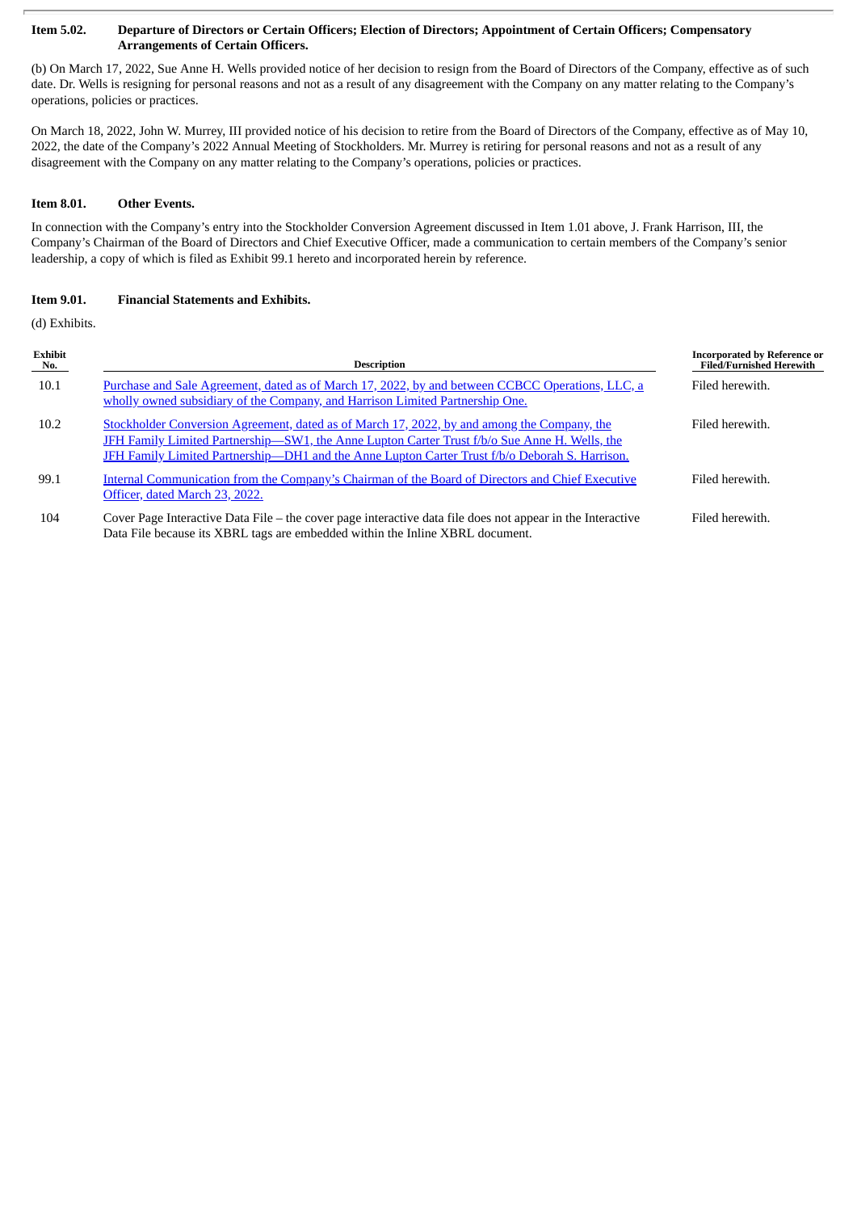**Item 5.02. Departure of Directors or Certain Officers; Election of Directors; Appointment of Certain Officers; Compensatory Arrangements of Certain Officers.**

(b) On March 17, 2022, Sue Anne H. Wells provided notice of her decision to resign from the Board of Directors of the Company, effective as of such date. Dr. Wells is resigning for personal reasons and not as a result of any disagreement with the Company on any matter relating to the Company's operations, policies or practices.

On March 18, 2022, John W. Murrey, III provided notice of his decision to retire from the Board of Directors of the Company, effective as of May 10, 2022, the date of the Company's 2022 Annual Meeting of Stockholders. Mr. Murrey is retiring for personal reasons and not as a result of any disagreement with the Company on any matter relating to the Company's operations, policies or practices.

**Item 8.01. Other Events.**

In connection with the Company's entry into the Stockholder Conversion Agreement discussed in Item 1.01 above, J. Frank Harrison, III, the Company's Chairman of the Board of Directors and Chief Executive Officer, made a communication to certain members of the Company's senior leadership, a copy of which is filed as Exhibit 99.1 hereto and incorporated herein by reference.

**Item 9.01. Financial Statements and Exhibits.**

(d) Exhibits.

| Exhibit No. | Description | Incorporated by Reference or Filed/Furnished Herewith |
|---|---|---|
| 10.1 | Purchase and Sale Agreement, dated as of March 17, 2022, by and between CCBCC Operations, LLC, a wholly owned subsidiary of the Company, and Harrison Limited Partnership One. | Filed herewith. |
| 10.2 | Stockholder Conversion Agreement, dated as of March 17, 2022, by and among the Company, the JFH Family Limited Partnership—SW1, the Anne Lupton Carter Trust f/b/o Sue Anne H. Wells, the JFH Family Limited Partnership—DH1 and the Anne Lupton Carter Trust f/b/o Deborah S. Harrison. | Filed herewith. |
| 99.1 | Internal Communication from the Company's Chairman of the Board of Directors and Chief Executive Officer, dated March 23, 2022. | Filed herewith. |
| 104 | Cover Page Interactive Data File – the cover page interactive data file does not appear in the Interactive Data File because its XBRL tags are embedded within the Inline XBRL document. | Filed herewith. |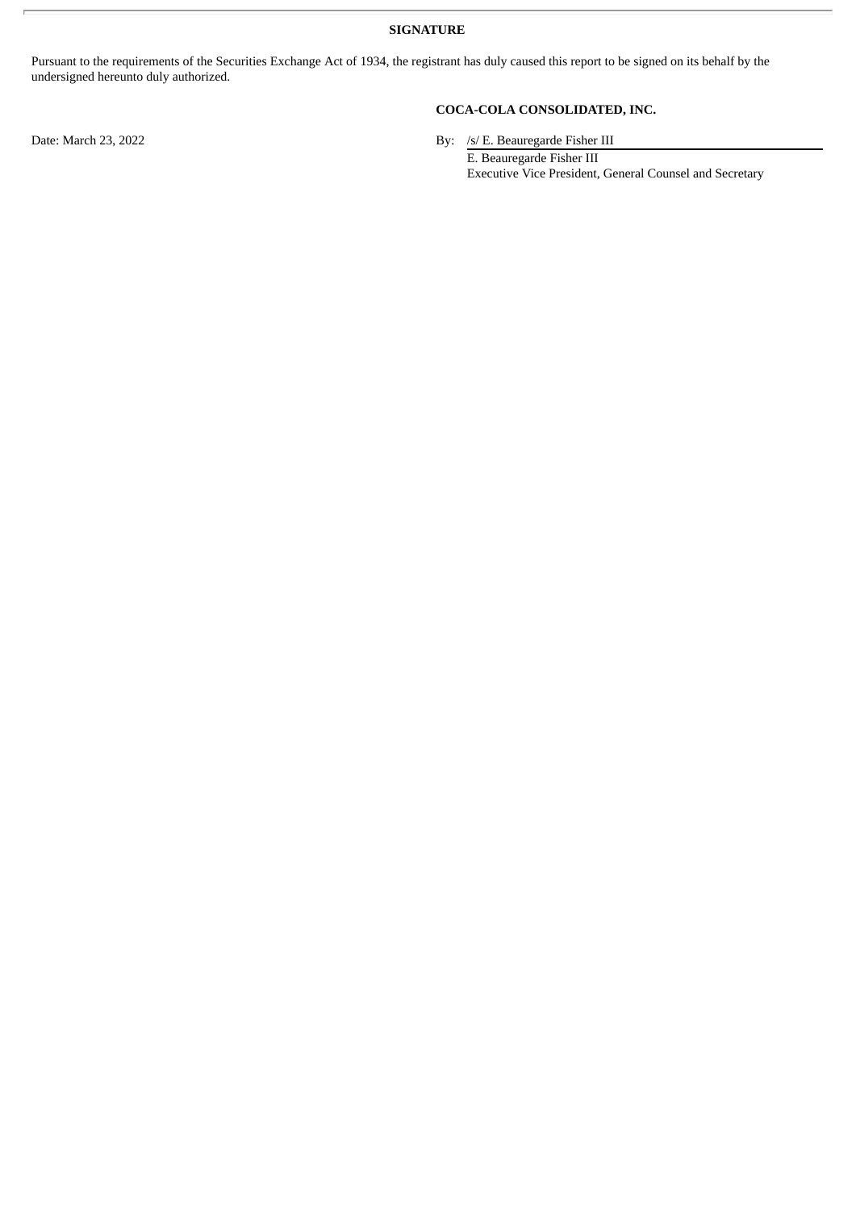**SIGNATURE**

Pursuant to the requirements of the Securities Exchange Act of 1934, the registrant has duly caused this report to be signed on its behalf by the undersigned hereunto duly authorized.

**COCA-COLA CONSOLIDATED, INC.**

Date: March 23, 2022

By: /s/ E. Beauregarde Fisher III

E. Beauregarde Fisher III

Executive Vice President, General Counsel and Secretary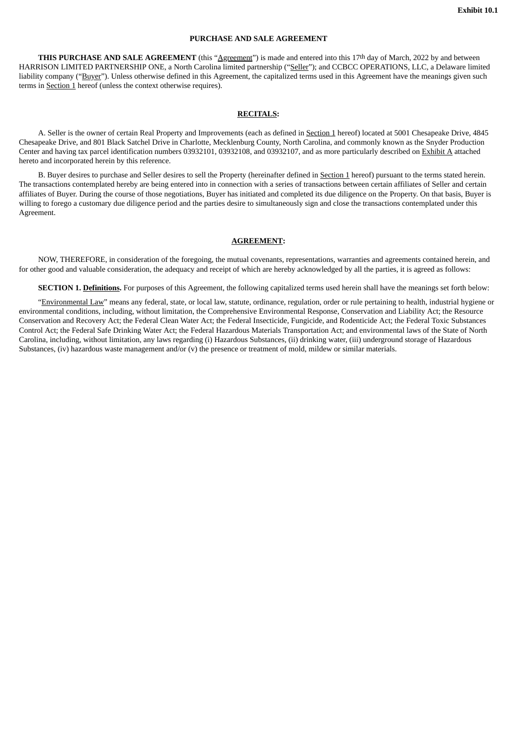**Exhibit 10.1**

**PURCHASE AND SALE AGREEMENT**

**THIS PURCHASE AND SALE AGREEMENT** (this "Agreement") is made and entered into this 17th day of March, 2022 by and between HARRISON LIMITED PARTNERSHIP ONE, a North Carolina limited partnership ("Seller"); and CCBCC OPERATIONS, LLC, a Delaware limited liability company ("Buyer"). Unless otherwise defined in this Agreement, the capitalized terms used in this Agreement have the meanings given such terms in Section 1 hereof (unless the context otherwise requires).

**RECITALS:**

A. Seller is the owner of certain Real Property and Improvements (each as defined in Section 1 hereof) located at 5001 Chesapeake Drive, 4845 Chesapeake Drive, and 801 Black Satchel Drive in Charlotte, Mecklenburg County, North Carolina, and commonly known as the Snyder Production Center and having tax parcel identification numbers 03932101, 03932108, and 03932107, and as more particularly described on Exhibit A attached hereto and incorporated herein by this reference.

B. Buyer desires to purchase and Seller desires to sell the Property (hereinafter defined in Section 1 hereof) pursuant to the terms stated herein. The transactions contemplated hereby are being entered into in connection with a series of transactions between certain affiliates of Seller and certain affiliates of Buyer. During the course of those negotiations, Buyer has initiated and completed its due diligence on the Property. On that basis, Buyer is willing to forego a customary due diligence period and the parties desire to simultaneously sign and close the transactions contemplated under this Agreement.

**AGREEMENT:**

NOW, THEREFORE, in consideration of the foregoing, the mutual covenants, representations, warranties and agreements contained herein, and for other good and valuable consideration, the adequacy and receipt of which are hereby acknowledged by all the parties, it is agreed as follows:

**SECTION 1. Definitions.** For purposes of this Agreement, the following capitalized terms used herein shall have the meanings set forth below:

"Environmental Law" means any federal, state, or local law, statute, ordinance, regulation, order or rule pertaining to health, industrial hygiene or environmental conditions, including, without limitation, the Comprehensive Environmental Response, Conservation and Liability Act; the Resource Conservation and Recovery Act; the Federal Clean Water Act; the Federal Insecticide, Fungicide, and Rodenticide Act; the Federal Toxic Substances Control Act; the Federal Safe Drinking Water Act; the Federal Hazardous Materials Transportation Act; and environmental laws of the State of North Carolina, including, without limitation, any laws regarding (i) Hazardous Substances, (ii) drinking water, (iii) underground storage of Hazardous Substances, (iv) hazardous waste management and/or (v) the presence or treatment of mold, mildew or similar materials.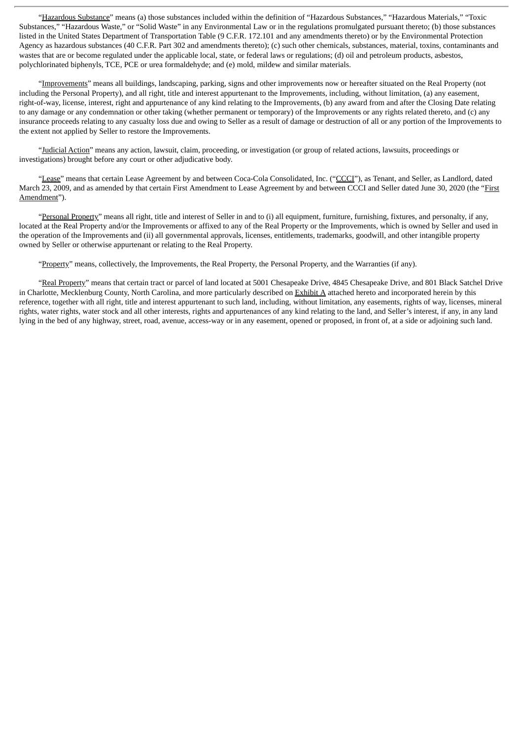"Hazardous Substance" means (a) those substances included within the definition of "Hazardous Substances," "Hazardous Materials," "Toxic Substances," "Hazardous Waste," or "Solid Waste" in any Environmental Law or in the regulations promulgated pursuant thereto; (b) those substances listed in the United States Department of Transportation Table (9 C.F.R. 172.101 and any amendments thereto) or by the Environmental Protection Agency as hazardous substances (40 C.F.R. Part 302 and amendments thereto); (c) such other chemicals, substances, material, toxins, contaminants and wastes that are or become regulated under the applicable local, state, or federal laws or regulations; (d) oil and petroleum products, asbestos, polychlorinated biphenyls, TCE, PCE or urea formaldehyde; and (e) mold, mildew and similar materials.

"Improvements" means all buildings, landscaping, parking, signs and other improvements now or hereafter situated on the Real Property (not including the Personal Property), and all right, title and interest appurtenant to the Improvements, including, without limitation, (a) any easement, right-of-way, license, interest, right and appurtenance of any kind relating to the Improvements, (b) any award from and after the Closing Date relating to any damage or any condemnation or other taking (whether permanent or temporary) of the Improvements or any rights related thereto, and (c) any insurance proceeds relating to any casualty loss due and owing to Seller as a result of damage or destruction of all or any portion of the Improvements to the extent not applied by Seller to restore the Improvements.

"Judicial Action" means any action, lawsuit, claim, proceeding, or investigation (or group of related actions, lawsuits, proceedings or investigations) brought before any court or other adjudicative body.

"Lease" means that certain Lease Agreement by and between Coca-Cola Consolidated, Inc. ("CCCI"), as Tenant, and Seller, as Landlord, dated March 23, 2009, and as amended by that certain First Amendment to Lease Agreement by and between CCCI and Seller dated June 30, 2020 (the "First Amendment").

"Personal Property" means all right, title and interest of Seller in and to (i) all equipment, furniture, furnishing, fixtures, and personalty, if any, located at the Real Property and/or the Improvements or affixed to any of the Real Property or the Improvements, which is owned by Seller and used in the operation of the Improvements and (ii) all governmental approvals, licenses, entitlements, trademarks, goodwill, and other intangible property owned by Seller or otherwise appurtenant or relating to the Real Property.

"Property" means, collectively, the Improvements, the Real Property, the Personal Property, and the Warranties (if any).

"Real Property" means that certain tract or parcel of land located at 5001 Chesapeake Drive, 4845 Chesapeake Drive, and 801 Black Satchel Drive in Charlotte, Mecklenburg County, North Carolina, and more particularly described on Exhibit A attached hereto and incorporated herein by this reference, together with all right, title and interest appurtenant to such land, including, without limitation, any easements, rights of way, licenses, mineral rights, water rights, water stock and all other interests, rights and appurtenances of any kind relating to the land, and Seller's interest, if any, in any land lying in the bed of any highway, street, road, avenue, access-way or in any easement, opened or proposed, in front of, at a side or adjoining such land.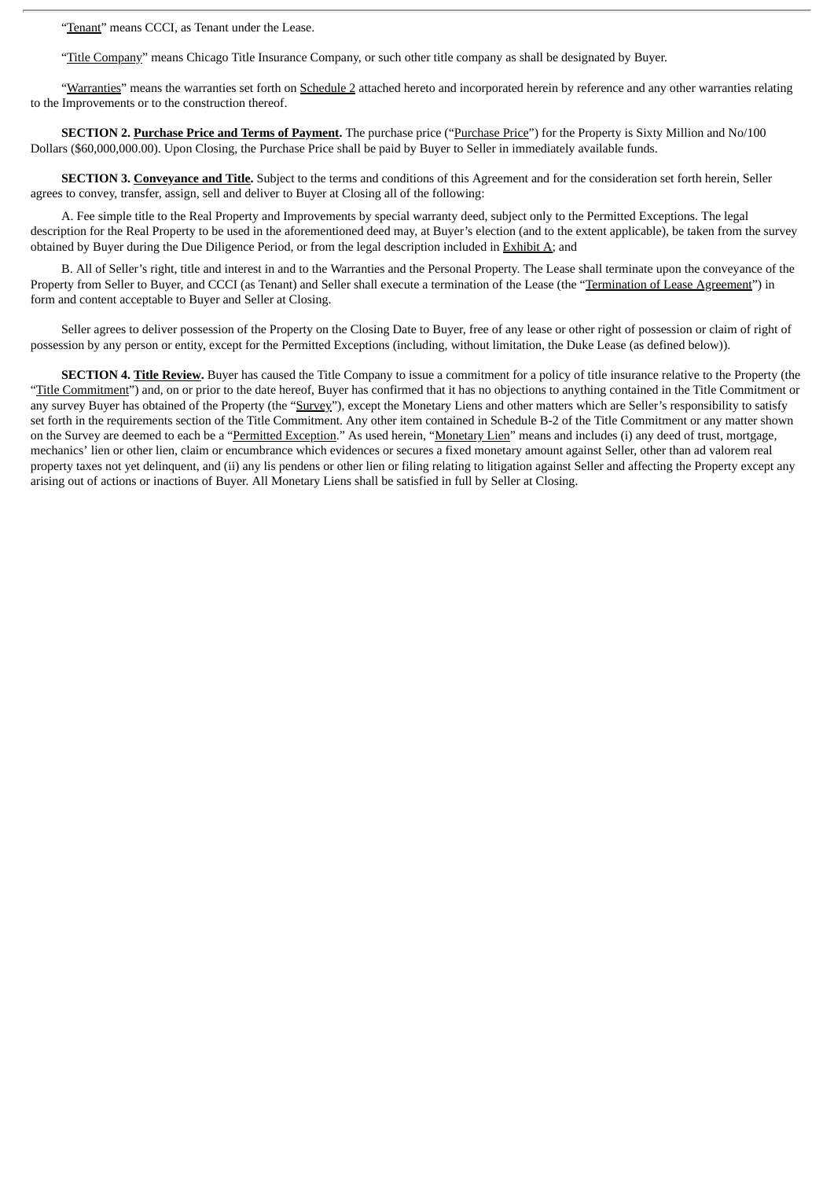"Tenant" means CCCI, as Tenant under the Lease.

"Title Company" means Chicago Title Insurance Company, or such other title company as shall be designated by Buyer.

"Warranties" means the warranties set forth on Schedule 2 attached hereto and incorporated herein by reference and any other warranties relating to the Improvements or to the construction thereof.

**SECTION 2. Purchase Price and Terms of Payment.** The purchase price ("Purchase Price") for the Property is Sixty Million and No/100 Dollars ($60,000,000.00). Upon Closing, the Purchase Price shall be paid by Buyer to Seller in immediately available funds.

**SECTION 3. Conveyance and Title.** Subject to the terms and conditions of this Agreement and for the consideration set forth herein, Seller agrees to convey, transfer, assign, sell and deliver to Buyer at Closing all of the following:

A. Fee simple title to the Real Property and Improvements by special warranty deed, subject only to the Permitted Exceptions. The legal description for the Real Property to be used in the aforementioned deed may, at Buyer's election (and to the extent applicable), be taken from the survey obtained by Buyer during the Due Diligence Period, or from the legal description included in Exhibit A; and

B. All of Seller's right, title and interest in and to the Warranties and the Personal Property. The Lease shall terminate upon the conveyance of the Property from Seller to Buyer, and CCCI (as Tenant) and Seller shall execute a termination of the Lease (the "Termination of Lease Agreement") in form and content acceptable to Buyer and Seller at Closing.

Seller agrees to deliver possession of the Property on the Closing Date to Buyer, free of any lease or other right of possession or claim of right of possession by any person or entity, except for the Permitted Exceptions (including, without limitation, the Duke Lease (as defined below)).

**SECTION 4. Title Review.** Buyer has caused the Title Company to issue a commitment for a policy of title insurance relative to the Property (the "Title Commitment") and, on or prior to the date hereof, Buyer has confirmed that it has no objections to anything contained in the Title Commitment or any survey Buyer has obtained of the Property (the "Survey"), except the Monetary Liens and other matters which are Seller's responsibility to satisfy set forth in the requirements section of the Title Commitment. Any other item contained in Schedule B-2 of the Title Commitment or any matter shown on the Survey are deemed to each be a "Permitted Exception." As used herein, "Monetary Lien" means and includes (i) any deed of trust, mortgage, mechanics' lien or other lien, claim or encumbrance which evidences or secures a fixed monetary amount against Seller, other than ad valorem real property taxes not yet delinquent, and (ii) any lis pendens or other lien or filing relating to litigation against Seller and affecting the Property except any arising out of actions or inactions of Buyer. All Monetary Liens shall be satisfied in full by Seller at Closing.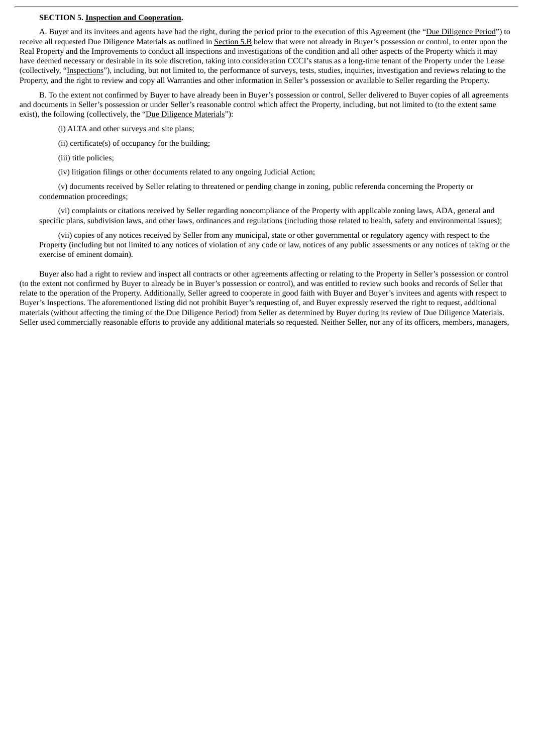**SECTION 5. Inspection and Cooperation.**

A. Buyer and its invitees and agents have had the right, during the period prior to the execution of this Agreement (the "Due Diligence Period") to receive all requested Due Diligence Materials as outlined in Section 5.B below that were not already in Buyer's possession or control, to enter upon the Real Property and the Improvements to conduct all inspections and investigations of the condition and all other aspects of the Property which it may have deemed necessary or desirable in its sole discretion, taking into consideration CCCI's status as a long-time tenant of the Property under the Lease (collectively, "Inspections"), including, but not limited to, the performance of surveys, tests, studies, inquiries, investigation and reviews relating to the Property, and the right to review and copy all Warranties and other information in Seller's possession or available to Seller regarding the Property.

B. To the extent not confirmed by Buyer to have already been in Buyer's possession or control, Seller delivered to Buyer copies of all agreements and documents in Seller's possession or under Seller's reasonable control which affect the Property, including, but not limited to (to the extent same exist), the following (collectively, the "Due Diligence Materials"):

(i) ALTA and other surveys and site plans;

(ii) certificate(s) of occupancy for the building;

(iii) title policies;

(iv) litigation filings or other documents related to any ongoing Judicial Action;

(v) documents received by Seller relating to threatened or pending change in zoning, public referenda concerning the Property or condemnation proceedings;

(vi) complaints or citations received by Seller regarding noncompliance of the Property with applicable zoning laws, ADA, general and specific plans, subdivision laws, and other laws, ordinances and regulations (including those related to health, safety and environmental issues);

(vii) copies of any notices received by Seller from any municipal, state or other governmental or regulatory agency with respect to the Property (including but not limited to any notices of violation of any code or law, notices of any public assessments or any notices of taking or the exercise of eminent domain).

Buyer also had a right to review and inspect all contracts or other agreements affecting or relating to the Property in Seller's possession or control (to the extent not confirmed by Buyer to already be in Buyer's possession or control), and was entitled to review such books and records of Seller that relate to the operation of the Property. Additionally, Seller agreed to cooperate in good faith with Buyer and Buyer's invitees and agents with respect to Buyer's Inspections. The aforementioned listing did not prohibit Buyer's requesting of, and Buyer expressly reserved the right to request, additional materials (without affecting the timing of the Due Diligence Period) from Seller as determined by Buyer during its review of Due Diligence Materials. Seller used commercially reasonable efforts to provide any additional materials so requested. Neither Seller, nor any of its officers, members, managers,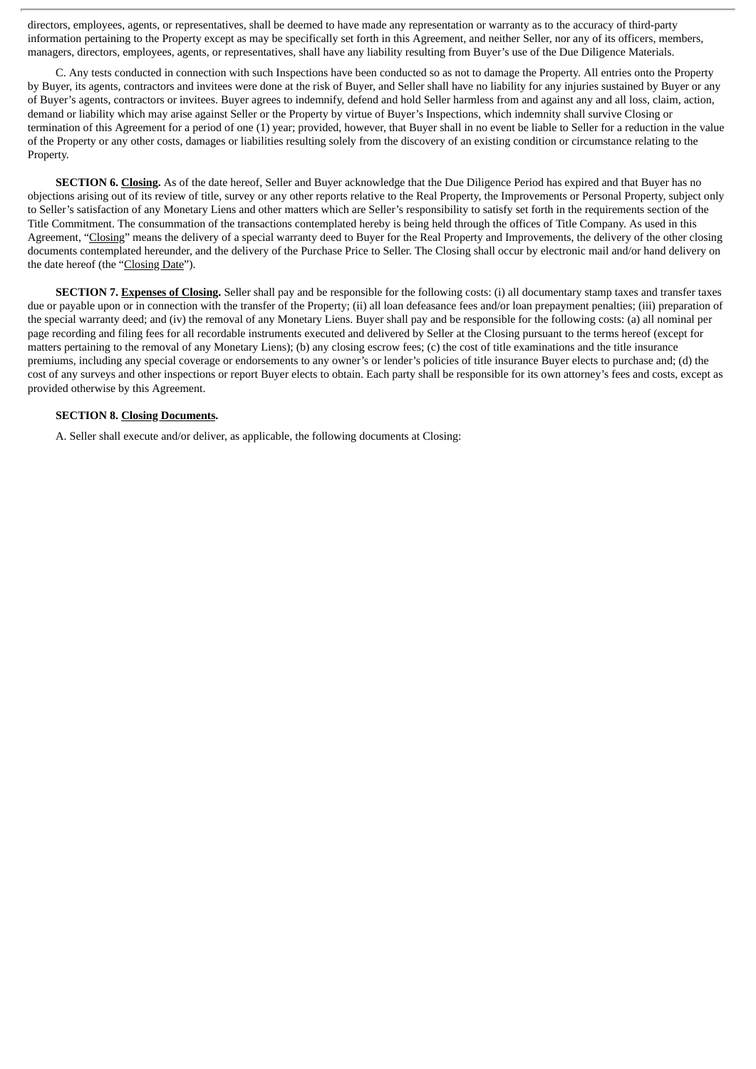directors, employees, agents, or representatives, shall be deemed to have made any representation or warranty as to the accuracy of third-party information pertaining to the Property except as may be specifically set forth in this Agreement, and neither Seller, nor any of its officers, members, managers, directors, employees, agents, or representatives, shall have any liability resulting from Buyer's use of the Due Diligence Materials.

C. Any tests conducted in connection with such Inspections have been conducted so as not to damage the Property. All entries onto the Property by Buyer, its agents, contractors and invitees were done at the risk of Buyer, and Seller shall have no liability for any injuries sustained by Buyer or any of Buyer's agents, contractors or invitees. Buyer agrees to indemnify, defend and hold Seller harmless from and against any and all loss, claim, action, demand or liability which may arise against Seller or the Property by virtue of Buyer's Inspections, which indemnity shall survive Closing or termination of this Agreement for a period of one (1) year; provided, however, that Buyer shall in no event be liable to Seller for a reduction in the value of the Property or any other costs, damages or liabilities resulting solely from the discovery of an existing condition or circumstance relating to the Property.

**SECTION 6. Closing.** As of the date hereof, Seller and Buyer acknowledge that the Due Diligence Period has expired and that Buyer has no objections arising out of its review of title, survey or any other reports relative to the Real Property, the Improvements or Personal Property, subject only to Seller's satisfaction of any Monetary Liens and other matters which are Seller's responsibility to satisfy set forth in the requirements section of the Title Commitment. The consummation of the transactions contemplated hereby is being held through the offices of Title Company. As used in this Agreement, "Closing" means the delivery of a special warranty deed to Buyer for the Real Property and Improvements, the delivery of the other closing documents contemplated hereunder, and the delivery of the Purchase Price to Seller. The Closing shall occur by electronic mail and/or hand delivery on the date hereof (the "Closing Date").

**SECTION 7. Expenses of Closing.** Seller shall pay and be responsible for the following costs: (i) all documentary stamp taxes and transfer taxes due or payable upon or in connection with the transfer of the Property; (ii) all loan defeasance fees and/or loan prepayment penalties; (iii) preparation of the special warranty deed; and (iv) the removal of any Monetary Liens. Buyer shall pay and be responsible for the following costs: (a) all nominal per page recording and filing fees for all recordable instruments executed and delivered by Seller at the Closing pursuant to the terms hereof (except for matters pertaining to the removal of any Monetary Liens); (b) any closing escrow fees; (c) the cost of title examinations and the title insurance premiums, including any special coverage or endorsements to any owner's or lender's policies of title insurance Buyer elects to purchase and; (d) the cost of any surveys and other inspections or report Buyer elects to obtain. Each party shall be responsible for its own attorney's fees and costs, except as provided otherwise by this Agreement.

**SECTION 8. Closing Documents.**

A. Seller shall execute and/or deliver, as applicable, the following documents at Closing: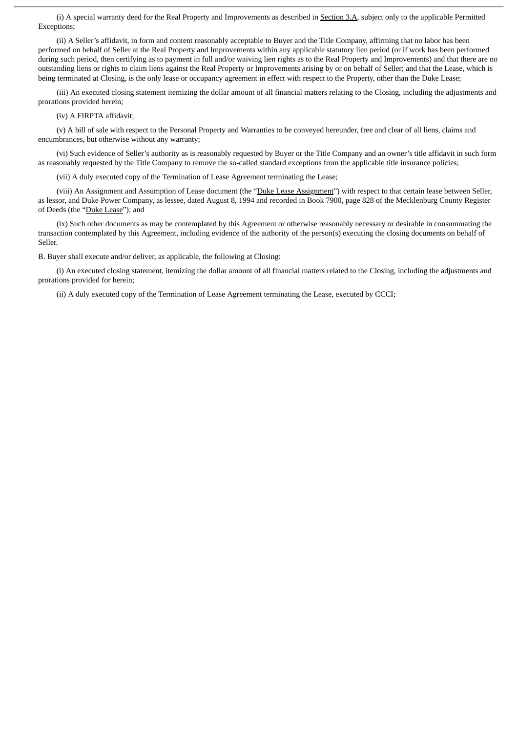(i) A special warranty deed for the Real Property and Improvements as described in Section 3.A, subject only to the applicable Permitted Exceptions;

(ii) A Seller's affidavit, in form and content reasonably acceptable to Buyer and the Title Company, affirming that no labor has been performed on behalf of Seller at the Real Property and Improvements within any applicable statutory lien period (or if work has been performed during such period, then certifying as to payment in full and/or waiving lien rights as to the Real Property and Improvements) and that there are no outstanding liens or rights to claim liens against the Real Property or Improvements arising by or on behalf of Seller; and that the Lease, which is being terminated at Closing, is the only lease or occupancy agreement in effect with respect to the Property, other than the Duke Lease;

(iii) An executed closing statement itemizing the dollar amount of all financial matters relating to the Closing, including the adjustments and prorations provided herein;

(iv) A FIRPTA affidavit;

(v) A bill of sale with respect to the Personal Property and Warranties to be conveyed hereunder, free and clear of all liens, claims and encumbrances, but otherwise without any warranty;

(vi) Such evidence of Seller's authority as is reasonably requested by Buyer or the Title Company and an owner's title affidavit in such form as reasonably requested by the Title Company to remove the so-called standard exceptions from the applicable title insurance policies;

(vii) A duly executed copy of the Termination of Lease Agreement terminating the Lease;

(viii) An Assignment and Assumption of Lease document (the "Duke Lease Assignment") with respect to that certain lease between Seller, as lessor, and Duke Power Company, as lessee, dated August 8, 1994 and recorded in Book 7900, page 828 of the Mecklenburg County Register of Deeds (the "Duke Lease"); and

(ix) Such other documents as may be contemplated by this Agreement or otherwise reasonably necessary or desirable in consummating the transaction contemplated by this Agreement, including evidence of the authority of the person(s) executing the closing documents on behalf of Seller.

B. Buyer shall execute and/or deliver, as applicable, the following at Closing:

(i) An executed closing statement, itemizing the dollar amount of all financial matters related to the Closing, including the adjustments and prorations provided for herein;

(ii) A duly executed copy of the Termination of Lease Agreement terminating the Lease, executed by CCCI;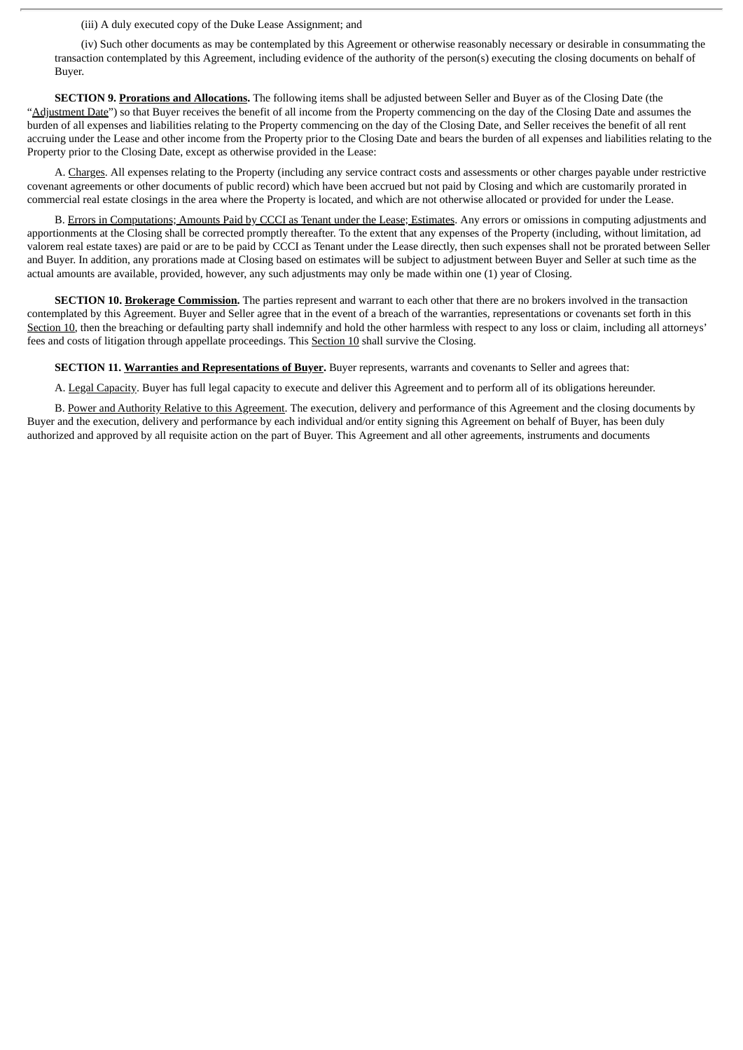(iii) A duly executed copy of the Duke Lease Assignment; and

(iv) Such other documents as may be contemplated by this Agreement or otherwise reasonably necessary or desirable in consummating the transaction contemplated by this Agreement, including evidence of the authority of the person(s) executing the closing documents on behalf of Buyer.

**SECTION 9. Prorations and Allocations.** The following items shall be adjusted between Seller and Buyer as of the Closing Date (the "Adjustment Date") so that Buyer receives the benefit of all income from the Property commencing on the day of the Closing Date and assumes the burden of all expenses and liabilities relating to the Property commencing on the day of the Closing Date, and Seller receives the benefit of all rent accruing under the Lease and other income from the Property prior to the Closing Date and bears the burden of all expenses and liabilities relating to the Property prior to the Closing Date, except as otherwise provided in the Lease:

A. Charges. All expenses relating to the Property (including any service contract costs and assessments or other charges payable under restrictive covenant agreements or other documents of public record) which have been accrued but not paid by Closing and which are customarily prorated in commercial real estate closings in the area where the Property is located, and which are not otherwise allocated or provided for under the Lease.

B. Errors in Computations; Amounts Paid by CCCI as Tenant under the Lease; Estimates. Any errors or omissions in computing adjustments and apportionments at the Closing shall be corrected promptly thereafter. To the extent that any expenses of the Property (including, without limitation, ad valorem real estate taxes) are paid or are to be paid by CCCI as Tenant under the Lease directly, then such expenses shall not be prorated between Seller and Buyer. In addition, any prorations made at Closing based on estimates will be subject to adjustment between Buyer and Seller at such time as the actual amounts are available, provided, however, any such adjustments may only be made within one (1) year of Closing.

**SECTION 10. Brokerage Commission.** The parties represent and warrant to each other that there are no brokers involved in the transaction contemplated by this Agreement. Buyer and Seller agree that in the event of a breach of the warranties, representations or covenants set forth in this Section 10, then the breaching or defaulting party shall indemnify and hold the other harmless with respect to any loss or claim, including all attorneys' fees and costs of litigation through appellate proceedings. This Section 10 shall survive the Closing.

**SECTION 11. Warranties and Representations of Buyer.** Buyer represents, warrants and covenants to Seller and agrees that:

A. Legal Capacity. Buyer has full legal capacity to execute and deliver this Agreement and to perform all of its obligations hereunder.

B. Power and Authority Relative to this Agreement. The execution, delivery and performance of this Agreement and the closing documents by Buyer and the execution, delivery and performance by each individual and/or entity signing this Agreement on behalf of Buyer, has been duly authorized and approved by all requisite action on the part of Buyer. This Agreement and all other agreements, instruments and documents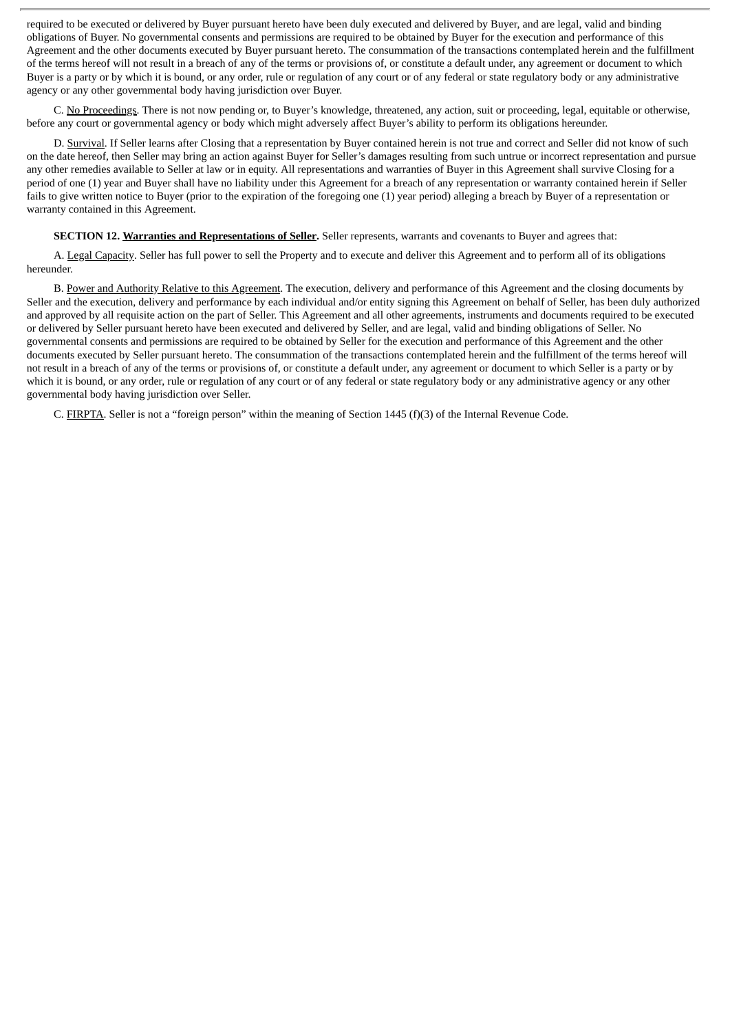required to be executed or delivered by Buyer pursuant hereto have been duly executed and delivered by Buyer, and are legal, valid and binding obligations of Buyer. No governmental consents and permissions are required to be obtained by Buyer for the execution and performance of this Agreement and the other documents executed by Buyer pursuant hereto. The consummation of the transactions contemplated herein and the fulfillment of the terms hereof will not result in a breach of any of the terms or provisions of, or constitute a default under, any agreement or document to which Buyer is a party or by which it is bound, or any order, rule or regulation of any court or of any federal or state regulatory body or any administrative agency or any other governmental body having jurisdiction over Buyer.

C. No Proceedings. There is not now pending or, to Buyer's knowledge, threatened, any action, suit or proceeding, legal, equitable or otherwise, before any court or governmental agency or body which might adversely affect Buyer's ability to perform its obligations hereunder.

D. Survival. If Seller learns after Closing that a representation by Buyer contained herein is not true and correct and Seller did not know of such on the date hereof, then Seller may bring an action against Buyer for Seller's damages resulting from such untrue or incorrect representation and pursue any other remedies available to Seller at law or in equity. All representations and warranties of Buyer in this Agreement shall survive Closing for a period of one (1) year and Buyer shall have no liability under this Agreement for a breach of any representation or warranty contained herein if Seller fails to give written notice to Buyer (prior to the expiration of the foregoing one (1) year period) alleging a breach by Buyer of a representation or warranty contained in this Agreement.

**SECTION 12. Warranties and Representations of Seller.** Seller represents, warrants and covenants to Buyer and agrees that:

A. Legal Capacity. Seller has full power to sell the Property and to execute and deliver this Agreement and to perform all of its obligations hereunder.

B. Power and Authority Relative to this Agreement. The execution, delivery and performance of this Agreement and the closing documents by Seller and the execution, delivery and performance by each individual and/or entity signing this Agreement on behalf of Seller, has been duly authorized and approved by all requisite action on the part of Seller. This Agreement and all other agreements, instruments and documents required to be executed or delivered by Seller pursuant hereto have been executed and delivered by Seller, and are legal, valid and binding obligations of Seller. No governmental consents and permissions are required to be obtained by Seller for the execution and performance of this Agreement and the other documents executed by Seller pursuant hereto. The consummation of the transactions contemplated herein and the fulfillment of the terms hereof will not result in a breach of any of the terms or provisions of, or constitute a default under, any agreement or document to which Seller is a party or by which it is bound, or any order, rule or regulation of any court or of any federal or state regulatory body or any administrative agency or any other governmental body having jurisdiction over Seller.

C. FIRPTA. Seller is not a "foreign person" within the meaning of Section 1445 (f)(3) of the Internal Revenue Code.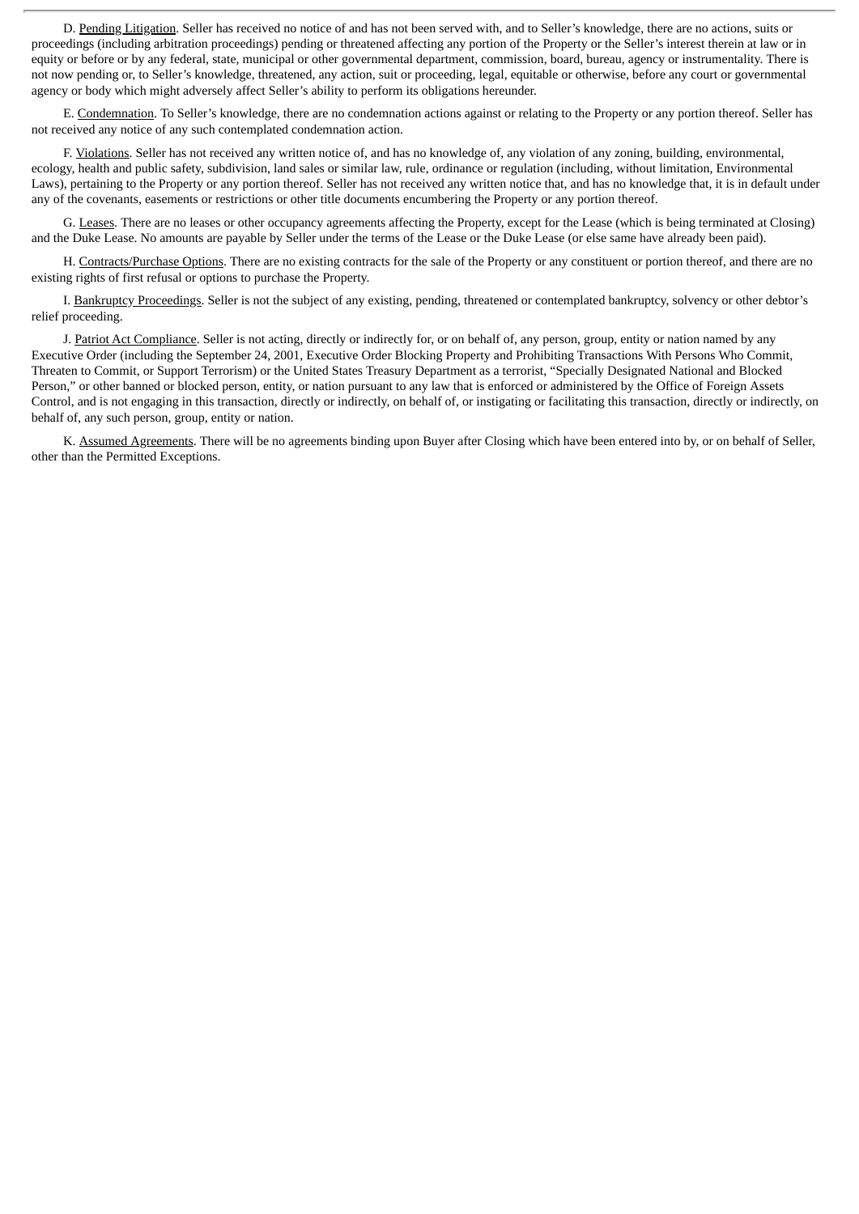D. Pending Litigation. Seller has received no notice of and has not been served with, and to Seller's knowledge, there are no actions, suits or proceedings (including arbitration proceedings) pending or threatened affecting any portion of the Property or the Seller's interest therein at law or in equity or before or by any federal, state, municipal or other governmental department, commission, board, bureau, agency or instrumentality. There is not now pending or, to Seller's knowledge, threatened, any action, suit or proceeding, legal, equitable or otherwise, before any court or governmental agency or body which might adversely affect Seller's ability to perform its obligations hereunder.

E. Condemnation. To Seller's knowledge, there are no condemnation actions against or relating to the Property or any portion thereof. Seller has not received any notice of any such contemplated condemnation action.

F. Violations. Seller has not received any written notice of, and has no knowledge of, any violation of any zoning, building, environmental, ecology, health and public safety, subdivision, land sales or similar law, rule, ordinance or regulation (including, without limitation, Environmental Laws), pertaining to the Property or any portion thereof. Seller has not received any written notice that, and has no knowledge that, it is in default under any of the covenants, easements or restrictions or other title documents encumbering the Property or any portion thereof.

G. Leases. There are no leases or other occupancy agreements affecting the Property, except for the Lease (which is being terminated at Closing) and the Duke Lease. No amounts are payable by Seller under the terms of the Lease or the Duke Lease (or else same have already been paid).

H. Contracts/Purchase Options. There are no existing contracts for the sale of the Property or any constituent or portion thereof, and there are no existing rights of first refusal or options to purchase the Property.

I. Bankruptcy Proceedings. Seller is not the subject of any existing, pending, threatened or contemplated bankruptcy, solvency or other debtor's relief proceeding.

J. Patriot Act Compliance. Seller is not acting, directly or indirectly for, or on behalf of, any person, group, entity or nation named by any Executive Order (including the September 24, 2001, Executive Order Blocking Property and Prohibiting Transactions With Persons Who Commit, Threaten to Commit, or Support Terrorism) or the United States Treasury Department as a terrorist, "Specially Designated National and Blocked Person," or other banned or blocked person, entity, or nation pursuant to any law that is enforced or administered by the Office of Foreign Assets Control, and is not engaging in this transaction, directly or indirectly, on behalf of, or instigating or facilitating this transaction, directly or indirectly, on behalf of, any such person, group, entity or nation.

K. Assumed Agreements. There will be no agreements binding upon Buyer after Closing which have been entered into by, or on behalf of Seller, other than the Permitted Exceptions.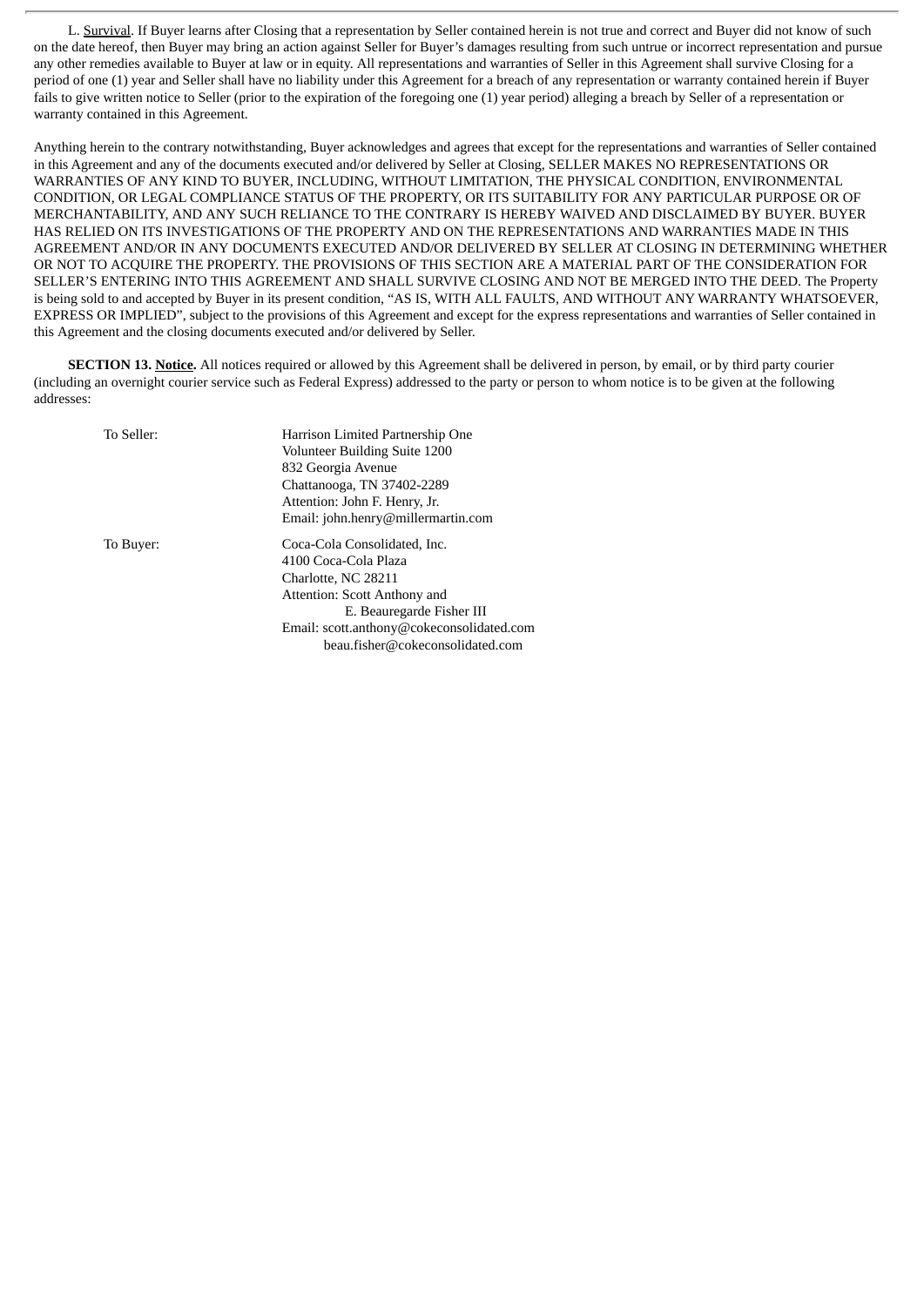L. Survival. If Buyer learns after Closing that a representation by Seller contained herein is not true and correct and Buyer did not know of such on the date hereof, then Buyer may bring an action against Seller for Buyer's damages resulting from such untrue or incorrect representation and pursue any other remedies available to Buyer at law or in equity. All representations and warranties of Seller in this Agreement shall survive Closing for a period of one (1) year and Seller shall have no liability under this Agreement for a breach of any representation or warranty contained herein if Buyer fails to give written notice to Seller (prior to the expiration of the foregoing one (1) year period) alleging a breach by Seller of a representation or warranty contained in this Agreement.

Anything herein to the contrary notwithstanding, Buyer acknowledges and agrees that except for the representations and warranties of Seller contained in this Agreement and any of the documents executed and/or delivered by Seller at Closing, SELLER MAKES NO REPRESENTATIONS OR WARRANTIES OF ANY KIND TO BUYER, INCLUDING, WITHOUT LIMITATION, THE PHYSICAL CONDITION, ENVIRONMENTAL CONDITION, OR LEGAL COMPLIANCE STATUS OF THE PROPERTY, OR ITS SUITABILITY FOR ANY PARTICULAR PURPOSE OR OF MERCHANTABILITY, AND ANY SUCH RELIANCE TO THE CONTRARY IS HEREBY WAIVED AND DISCLAIMED BY BUYER. BUYER HAS RELIED ON ITS INVESTIGATIONS OF THE PROPERTY AND ON THE REPRESENTATIONS AND WARRANTIES MADE IN THIS AGREEMENT AND/OR IN ANY DOCUMENTS EXECUTED AND/OR DELIVERED BY SELLER AT CLOSING IN DETERMINING WHETHER OR NOT TO ACQUIRE THE PROPERTY. THE PROVISIONS OF THIS SECTION ARE A MATERIAL PART OF THE CONSIDERATION FOR SELLER'S ENTERING INTO THIS AGREEMENT AND SHALL SURVIVE CLOSING AND NOT BE MERGED INTO THE DEED. The Property is being sold to and accepted by Buyer in its present condition, "AS IS, WITH ALL FAULTS, AND WITHOUT ANY WARRANTY WHATSOEVER, EXPRESS OR IMPLIED", subject to the provisions of this Agreement and except for the express representations and warranties of Seller contained in this Agreement and the closing documents executed and/or delivered by Seller.

**SECTION 13. Notice.** All notices required or allowed by this Agreement shall be delivered in person, by email, or by third party courier (including an overnight courier service such as Federal Express) addressed to the party or person to whom notice is to be given at the following addresses:

To Seller:

Harrison Limited Partnership One
Volunteer Building Suite 1200
832 Georgia Avenue
Chattanooga, TN 37402-2289
Attention: John F. Henry, Jr.
Email: john.henry@millermartin.com

To Buyer:

Coca-Cola Consolidated, Inc.
4100 Coca-Cola Plaza
Charlotte, NC 28211
Attention: Scott Anthony and
E. Beauregarde Fisher III
Email: scott.anthony@cokeconsolidated.com
beau.fisher@cokeconsolidated.com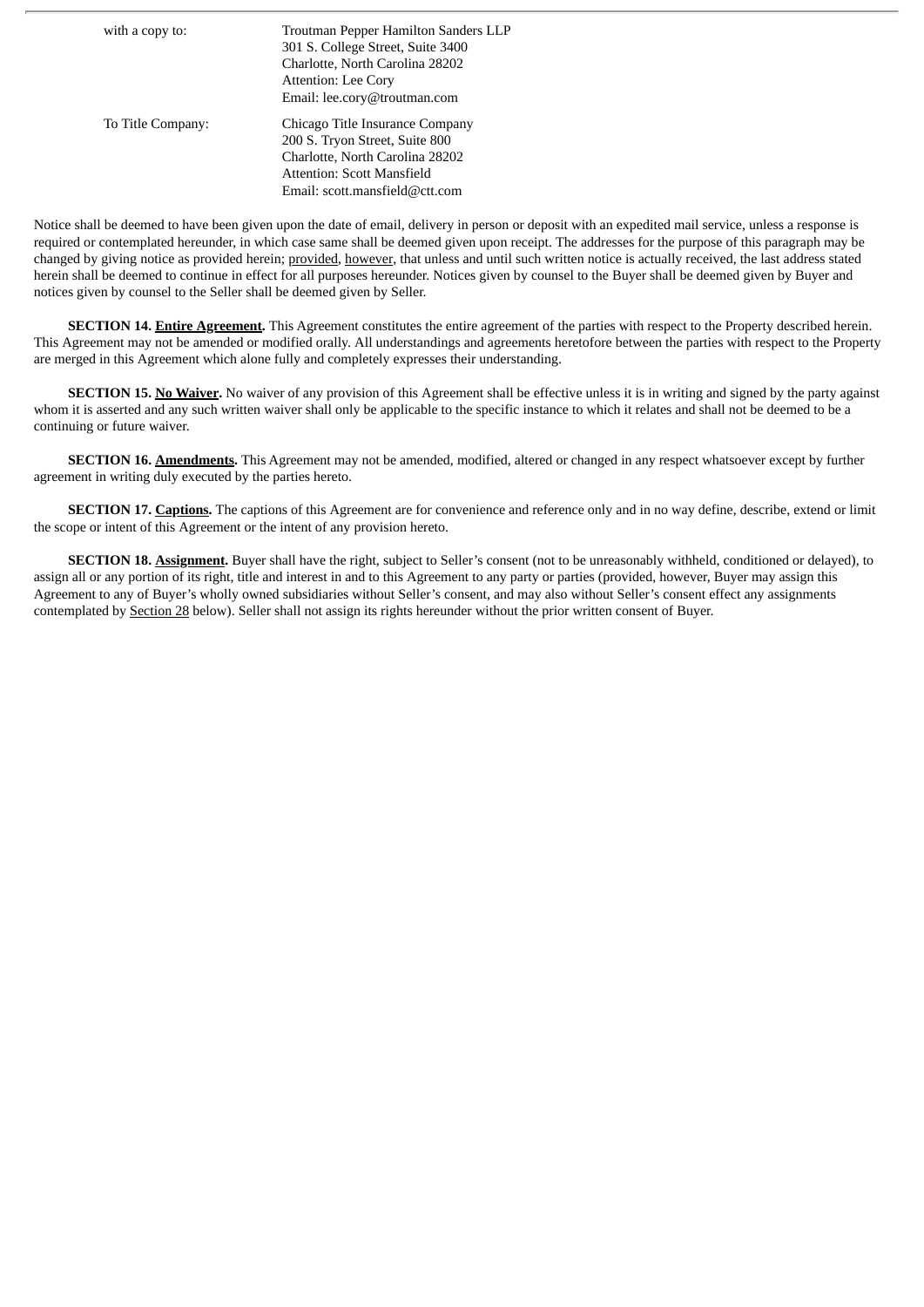| | |
|---|---|
| with a copy to: | Troutman Pepper Hamilton Sanders LLP<br>301 S. College Street, Suite 3400<br>Charlotte, North Carolina 28202<br>Attention: Lee Cory<br>Email: lee.cory@troutman.com |
| To Title Company: | Chicago Title Insurance Company<br>200 S. Tryon Street, Suite 800<br>Charlotte, North Carolina 28202<br>Attention: Scott Mansfield<br>Email: scott.mansfield@ctt.com |

Notice shall be deemed to have been given upon the date of email, delivery in person or deposit with an expedited mail service, unless a response is required or contemplated hereunder, in which case same shall be deemed given upon receipt. The addresses for the purpose of this paragraph may be changed by giving notice as provided herein; provided, however, that unless and until such written notice is actually received, the last address stated herein shall be deemed to continue in effect for all purposes hereunder. Notices given by counsel to the Buyer shall be deemed given by Buyer and notices given by counsel to the Seller shall be deemed given by Seller.

**SECTION 14. Entire Agreement.** This Agreement constitutes the entire agreement of the parties with respect to the Property described herein. This Agreement may not be amended or modified orally. All understandings and agreements heretofore between the parties with respect to the Property are merged in this Agreement which alone fully and completely expresses their understanding.

**SECTION 15. No Waiver.** No waiver of any provision of this Agreement shall be effective unless it is in writing and signed by the party against whom it is asserted and any such written waiver shall only be applicable to the specific instance to which it relates and shall not be deemed to be a continuing or future waiver.

**SECTION 16. Amendments.** This Agreement may not be amended, modified, altered or changed in any respect whatsoever except by further agreement in writing duly executed by the parties hereto.

**SECTION 17. Captions.** The captions of this Agreement are for convenience and reference only and in no way define, describe, extend or limit the scope or intent of this Agreement or the intent of any provision hereto.

**SECTION 18. Assignment.** Buyer shall have the right, subject to Seller's consent (not to be unreasonably withheld, conditioned or delayed), to assign all or any portion of its right, title and interest in and to this Agreement to any party or parties (provided, however, Buyer may assign this Agreement to any of Buyer's wholly owned subsidiaries without Seller's consent, and may also without Seller's consent effect any assignments contemplated by Section 28 below). Seller shall not assign its rights hereunder without the prior written consent of Buyer.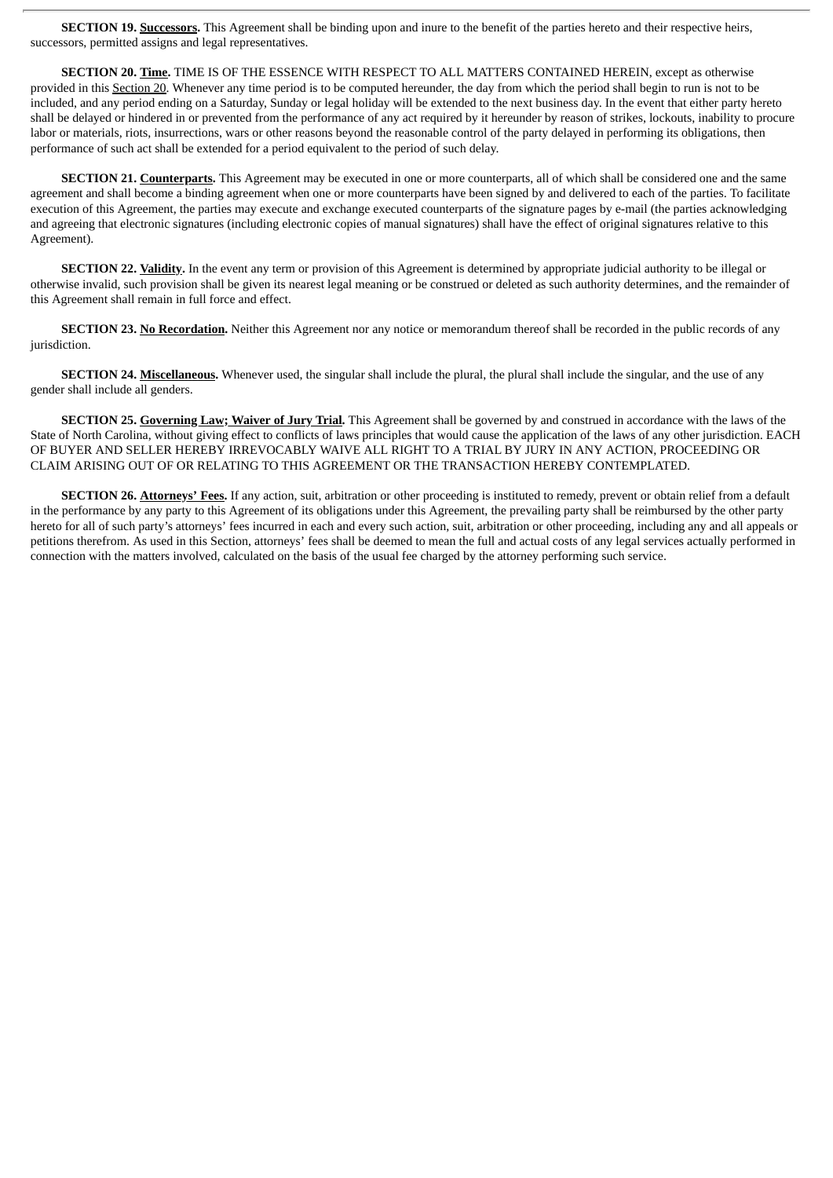**SECTION 19. Successors.** This Agreement shall be binding upon and inure to the benefit of the parties hereto and their respective heirs, successors, permitted assigns and legal representatives.

**SECTION 20. Time.** TIME IS OF THE ESSENCE WITH RESPECT TO ALL MATTERS CONTAINED HEREIN, except as otherwise provided in this Section 20. Whenever any time period is to be computed hereunder, the day from which the period shall begin to run is not to be included, and any period ending on a Saturday, Sunday or legal holiday will be extended to the next business day. In the event that either party hereto shall be delayed or hindered in or prevented from the performance of any act required by it hereunder by reason of strikes, lockouts, inability to procure labor or materials, riots, insurrections, wars or other reasons beyond the reasonable control of the party delayed in performing its obligations, then performance of such act shall be extended for a period equivalent to the period of such delay.

**SECTION 21. Counterparts.** This Agreement may be executed in one or more counterparts, all of which shall be considered one and the same agreement and shall become a binding agreement when one or more counterparts have been signed by and delivered to each of the parties. To facilitate execution of this Agreement, the parties may execute and exchange executed counterparts of the signature pages by e-mail (the parties acknowledging and agreeing that electronic signatures (including electronic copies of manual signatures) shall have the effect of original signatures relative to this Agreement).

**SECTION 22. Validity.** In the event any term or provision of this Agreement is determined by appropriate judicial authority to be illegal or otherwise invalid, such provision shall be given its nearest legal meaning or be construed or deleted as such authority determines, and the remainder of this Agreement shall remain in full force and effect.

**SECTION 23. No Recordation.** Neither this Agreement nor any notice or memorandum thereof shall be recorded in the public records of any jurisdiction.

**SECTION 24. Miscellaneous.** Whenever used, the singular shall include the plural, the plural shall include the singular, and the use of any gender shall include all genders.

**SECTION 25. Governing Law; Waiver of Jury Trial.** This Agreement shall be governed by and construed in accordance with the laws of the State of North Carolina, without giving effect to conflicts of laws principles that would cause the application of the laws of any other jurisdiction. EACH OF BUYER AND SELLER HEREBY IRREVOCABLY WAIVE ALL RIGHT TO A TRIAL BY JURY IN ANY ACTION, PROCEEDING OR CLAIM ARISING OUT OF OR RELATING TO THIS AGREEMENT OR THE TRANSACTION HEREBY CONTEMPLATED.

**SECTION 26. Attorneys' Fees.** If any action, suit, arbitration or other proceeding is instituted to remedy, prevent or obtain relief from a default in the performance by any party to this Agreement of its obligations under this Agreement, the prevailing party shall be reimbursed by the other party hereto for all of such party's attorneys' fees incurred in each and every such action, suit, arbitration or other proceeding, including any and all appeals or petitions therefrom. As used in this Section, attorneys' fees shall be deemed to mean the full and actual costs of any legal services actually performed in connection with the matters involved, calculated on the basis of the usual fee charged by the attorney performing such service.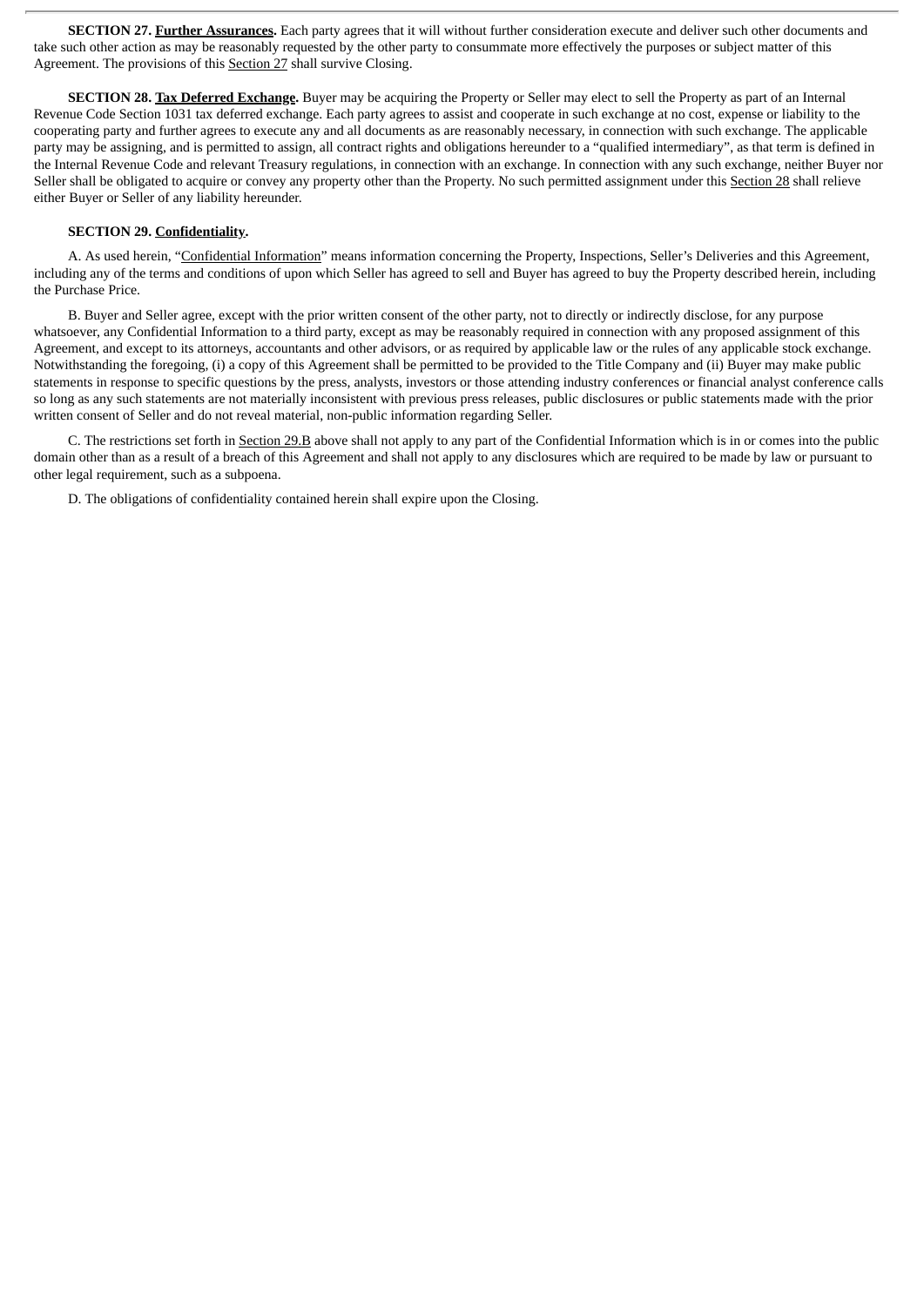**SECTION 27. Further Assurances.** Each party agrees that it will without further consideration execute and deliver such other documents and take such other action as may be reasonably requested by the other party to consummate more effectively the purposes or subject matter of this Agreement. The provisions of this Section 27 shall survive Closing.

**SECTION 28. Tax Deferred Exchange.** Buyer may be acquiring the Property or Seller may elect to sell the Property as part of an Internal Revenue Code Section 1031 tax deferred exchange. Each party agrees to assist and cooperate in such exchange at no cost, expense or liability to the cooperating party and further agrees to execute any and all documents as are reasonably necessary, in connection with such exchange. The applicable party may be assigning, and is permitted to assign, all contract rights and obligations hereunder to a "qualified intermediary", as that term is defined in the Internal Revenue Code and relevant Treasury regulations, in connection with an exchange. In connection with any such exchange, neither Buyer nor Seller shall be obligated to acquire or convey any property other than the Property. No such permitted assignment under this Section 28 shall relieve either Buyer or Seller of any liability hereunder.

**SECTION 29. Confidentiality.**

A. As used herein, "Confidential Information" means information concerning the Property, Inspections, Seller's Deliveries and this Agreement, including any of the terms and conditions of upon which Seller has agreed to sell and Buyer has agreed to buy the Property described herein, including the Purchase Price.

B. Buyer and Seller agree, except with the prior written consent of the other party, not to directly or indirectly disclose, for any purpose whatsoever, any Confidential Information to a third party, except as may be reasonably required in connection with any proposed assignment of this Agreement, and except to its attorneys, accountants and other advisors, or as required by applicable law or the rules of any applicable stock exchange. Notwithstanding the foregoing, (i) a copy of this Agreement shall be permitted to be provided to the Title Company and (ii) Buyer may make public statements in response to specific questions by the press, analysts, investors or those attending industry conferences or financial analyst conference calls so long as any such statements are not materially inconsistent with previous press releases, public disclosures or public statements made with the prior written consent of Seller and do not reveal material, non-public information regarding Seller.

C. The restrictions set forth in Section 29.B above shall not apply to any part of the Confidential Information which is in or comes into the public domain other than as a result of a breach of this Agreement and shall not apply to any disclosures which are required to be made by law or pursuant to other legal requirement, such as a subpoena.

D. The obligations of confidentiality contained herein shall expire upon the Closing.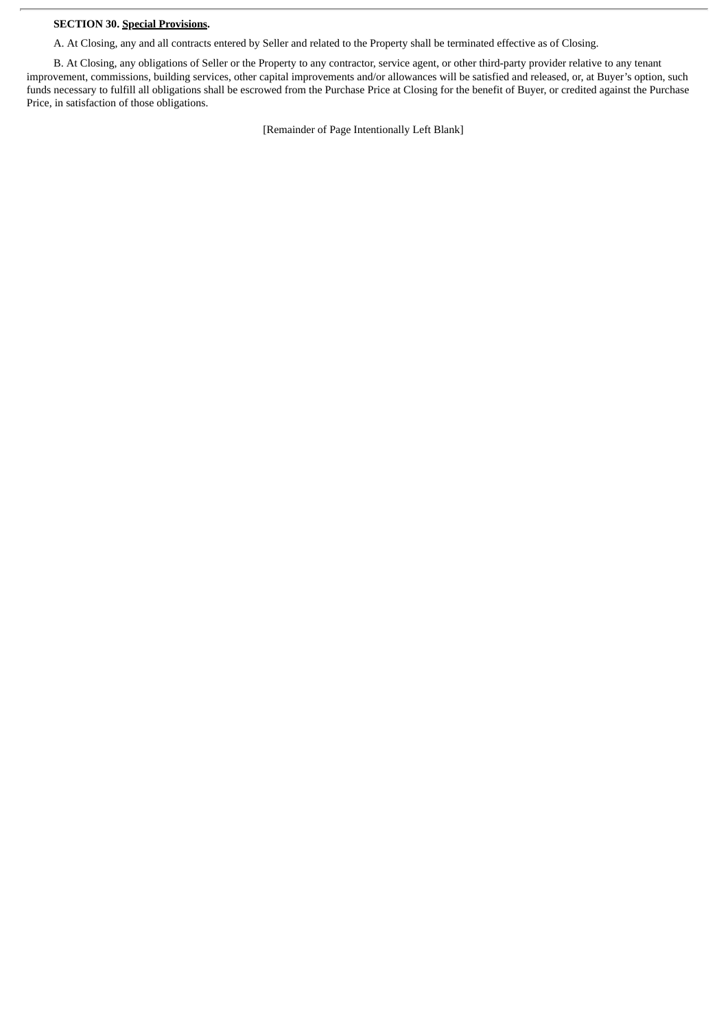**SECTION 30. <u>Special Provisions</u>.**

A. At Closing, any and all contracts entered by Seller and related to the Property shall be terminated effective as of Closing.

B. At Closing, any obligations of Seller or the Property to any contractor, service agent, or other third-party provider relative to any tenant improvement, commissions, building services, other capital improvements and/or allowances will be satisfied and released, or, at Buyer's option, such funds necessary to fulfill all obligations shall be escrowed from the Purchase Price at Closing for the benefit of Buyer, or credited against the Purchase Price, in satisfaction of those obligations.

[Remainder of Page Intentionally Left Blank]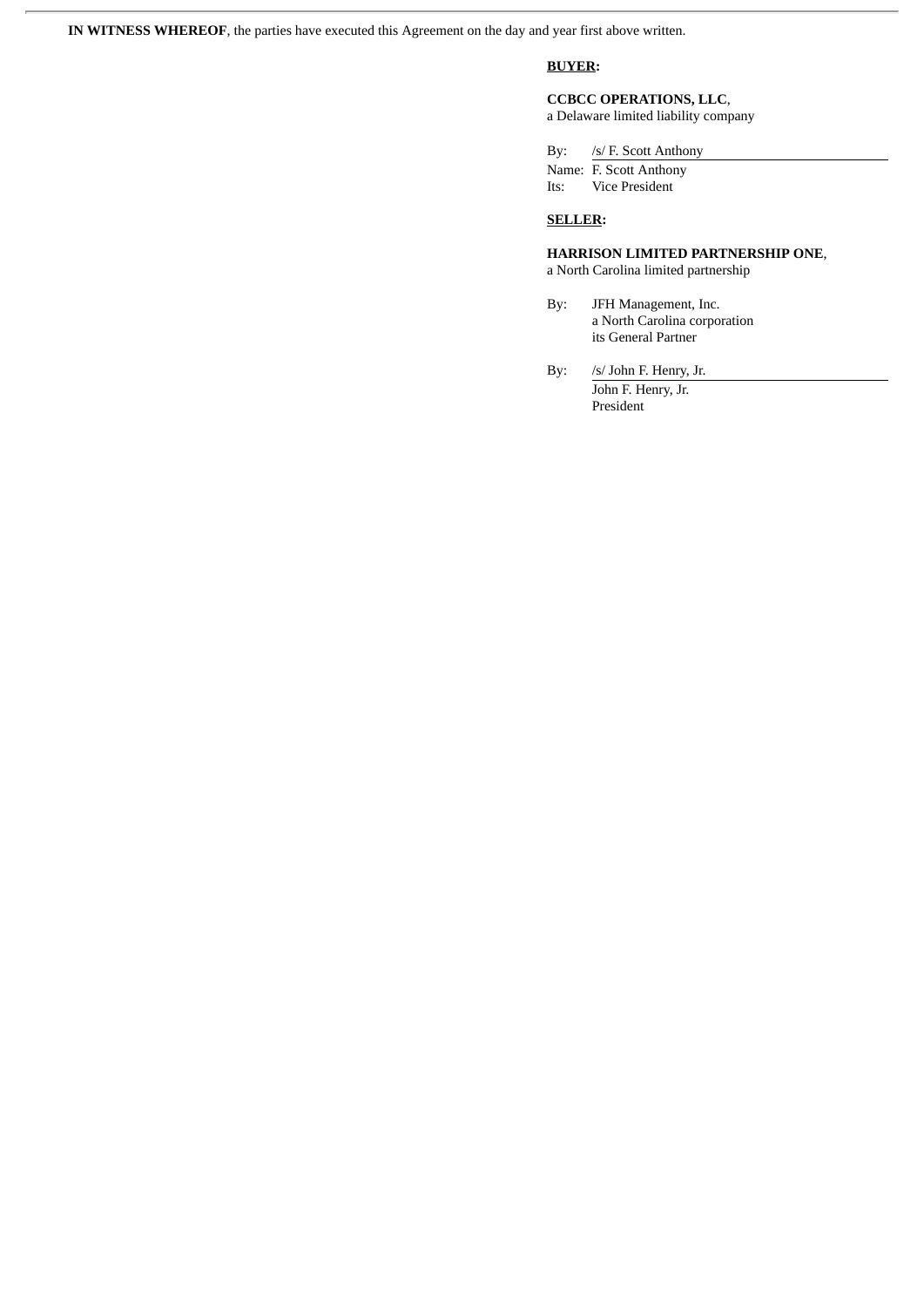**IN WITNESS WHEREOF**, the parties have executed this Agreement on the day and year first above written.

**BUYER:**

**CCBCC OPERATIONS, LLC**,
a Delaware limited liability company

By: /s/ F. Scott Anthony
Name: F. Scott Anthony
Its: Vice President

**SELLER:**

**HARRISON LIMITED PARTNERSHIP ONE**,
a North Carolina limited partnership

By: JFH Management, Inc.
a North Carolina corporation
its General Partner

By: /s/ John F. Henry, Jr.
John F. Henry, Jr.
President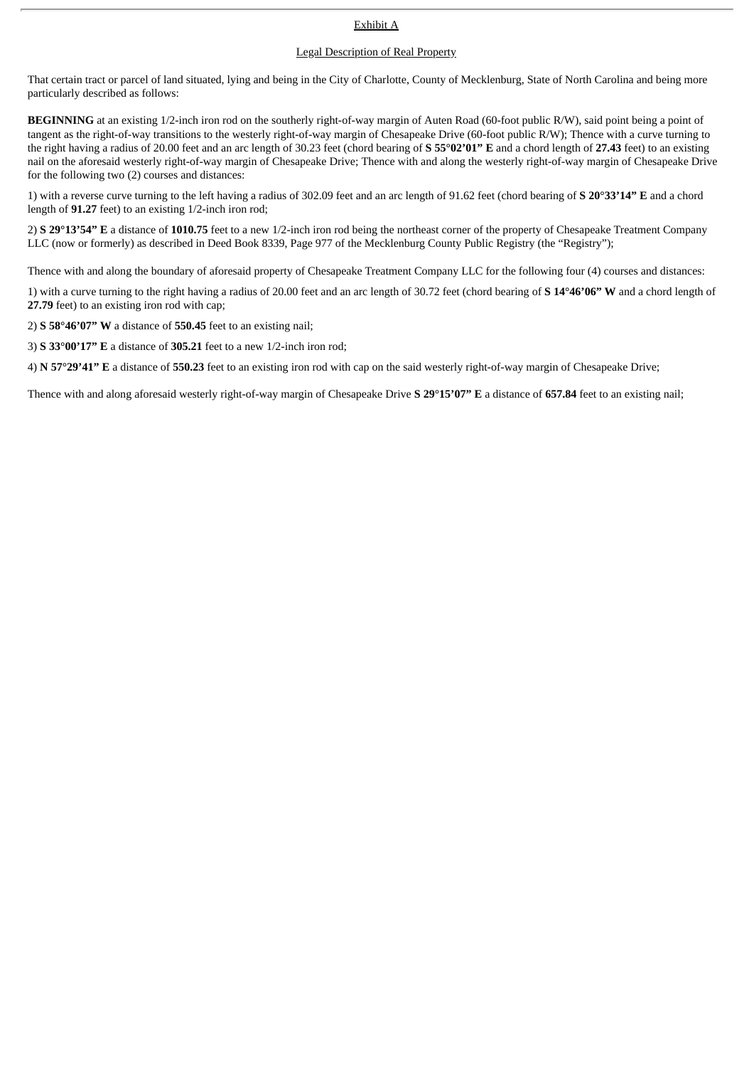Exhibit A

Legal Description of Real Property

That certain tract or parcel of land situated, lying and being in the City of Charlotte, County of Mecklenburg, State of North Carolina and being more particularly described as follows:

**BEGINNING** at an existing 1/2-inch iron rod on the southerly right-of-way margin of Auten Road (60-foot public R/W), said point being a point of tangent as the right-of-way transitions to the westerly right-of-way margin of Chesapeake Drive (60-foot public R/W); Thence with a curve turning to the right having a radius of 20.00 feet and an arc length of 30.23 feet (chord bearing of **S 55°02'01" E** and a chord length of **27.43** feet) to an existing nail on the aforesaid westerly right-of-way margin of Chesapeake Drive; Thence with and along the westerly right-of-way margin of Chesapeake Drive for the following two (2) courses and distances:

1) with a reverse curve turning to the left having a radius of 302.09 feet and an arc length of 91.62 feet (chord bearing of **S 20°33'14" E** and a chord length of **91.27** feet) to an existing 1/2-inch iron rod;

2) **S 29°13'54" E** a distance of **1010.75** feet to a new 1/2-inch iron rod being the northeast corner of the property of Chesapeake Treatment Company LLC (now or formerly) as described in Deed Book 8339, Page 977 of the Mecklenburg County Public Registry (the "Registry");

Thence with and along the boundary of aforesaid property of Chesapeake Treatment Company LLC for the following four (4) courses and distances:

1) with a curve turning to the right having a radius of 20.00 feet and an arc length of 30.72 feet (chord bearing of **S 14°46'06" W** and a chord length of **27.79** feet) to an existing iron rod with cap;

2) **S 58°46'07" W** a distance of **550.45** feet to an existing nail;

3) **S 33°00'17" E** a distance of **305.21** feet to a new 1/2-inch iron rod;

4) **N 57°29'41" E** a distance of **550.23** feet to an existing iron rod with cap on the said westerly right-of-way margin of Chesapeake Drive;

Thence with and along aforesaid westerly right-of-way margin of Chesapeake Drive **S 29°15'07" E** a distance of **657.84** feet to an existing nail;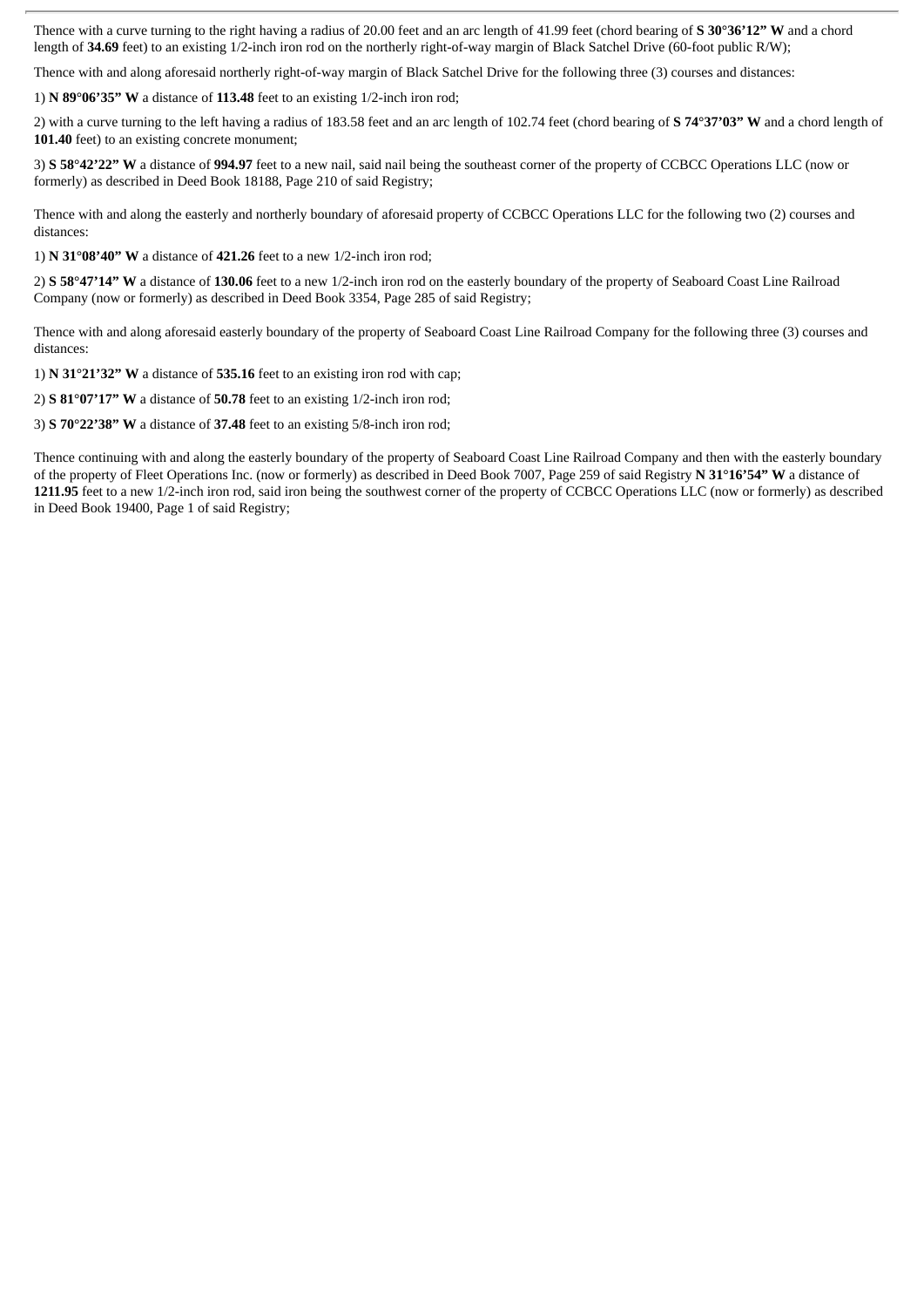Thence with a curve turning to the right having a radius of 20.00 feet and an arc length of 41.99 feet (chord bearing of **S 30°36’12” W** and a chord length of **34.69** feet) to an existing 1/2-inch iron rod on the northerly right-of-way margin of Black Satchel Drive (60-foot public R/W);

Thence with and along aforesaid northerly right-of-way margin of Black Satchel Drive for the following three (3) courses and distances:

1) **N 89°06’35” W** a distance of **113.48** feet to an existing 1/2-inch iron rod;

2) with a curve turning to the left having a radius of 183.58 feet and an arc length of 102.74 feet (chord bearing of **S 74°37’03” W** and a chord length of **101.40** feet) to an existing concrete monument;

3) **S 58°42’22” W** a distance of **994.97** feet to a new nail, said nail being the southeast corner of the property of CCBCC Operations LLC (now or formerly) as described in Deed Book 18188, Page 210 of said Registry;

Thence with and along the easterly and northerly boundary of aforesaid property of CCBCC Operations LLC for the following two (2) courses and distances:

1) **N 31°08’40” W** a distance of **421.26** feet to a new 1/2-inch iron rod;

2) **S 58°47’14” W** a distance of **130.06** feet to a new 1/2-inch iron rod on the easterly boundary of the property of Seaboard Coast Line Railroad Company (now or formerly) as described in Deed Book 3354, Page 285 of said Registry;

Thence with and along aforesaid easterly boundary of the property of Seaboard Coast Line Railroad Company for the following three (3) courses and distances:

1) **N 31°21’32” W** a distance of **535.16** feet to an existing iron rod with cap;

2) **S 81°07’17” W** a distance of **50.78** feet to an existing 1/2-inch iron rod;

3) **S 70°22’38” W** a distance of **37.48** feet to an existing 5/8-inch iron rod;

Thence continuing with and along the easterly boundary of the property of Seaboard Coast Line Railroad Company and then with the easterly boundary of the property of Fleet Operations Inc. (now or formerly) as described in Deed Book 7007, Page 259 of said Registry **N 31°16’54” W** a distance of **1211.95** feet to a new 1/2-inch iron rod, said iron being the southwest corner of the property of CCBCC Operations LLC (now or formerly) as described in Deed Book 19400, Page 1 of said Registry;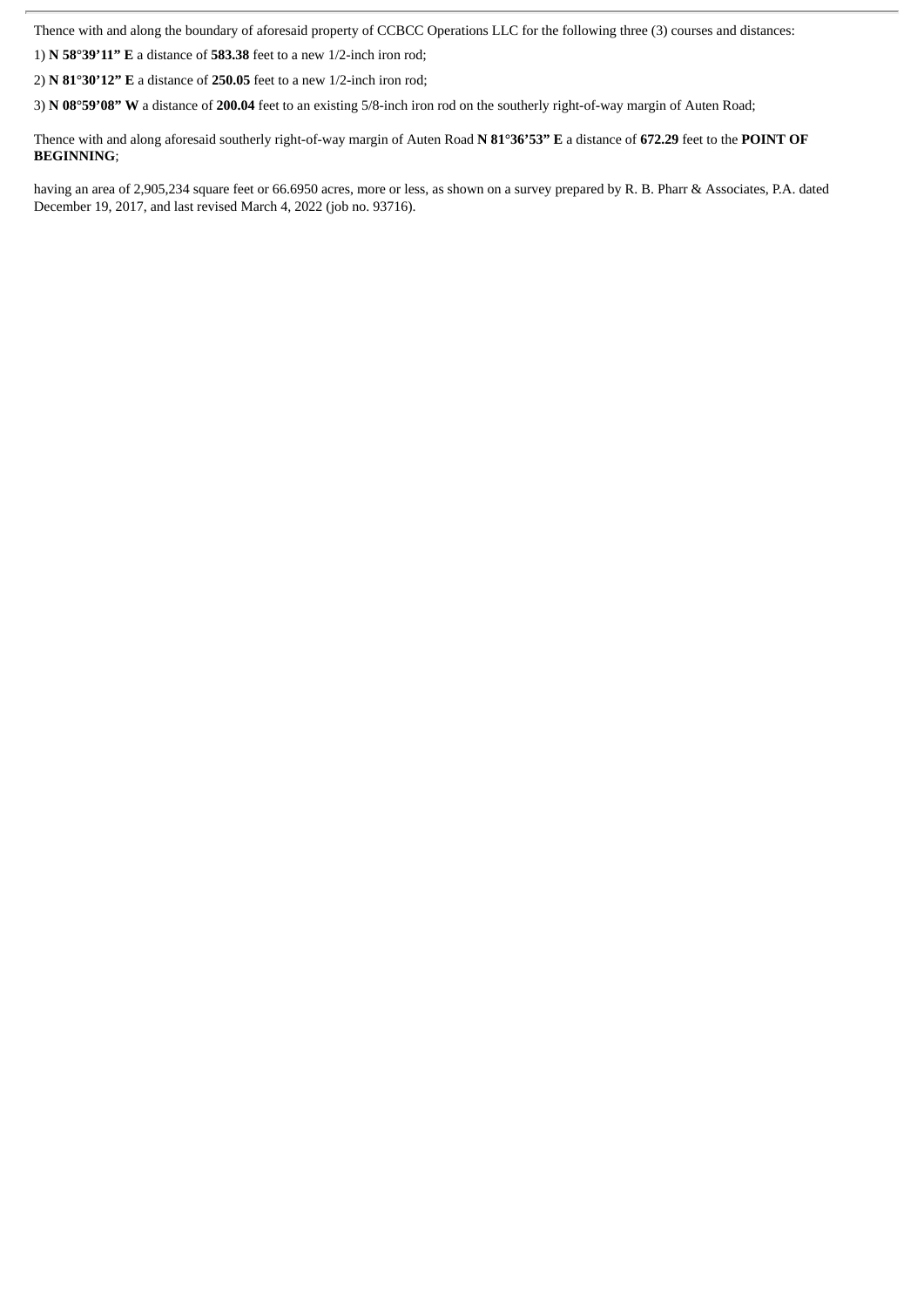Thence with and along the boundary of aforesaid property of CCBCC Operations LLC for the following three (3) courses and distances:

1) **N 58°39’11” E** a distance of **583.38** feet to a new 1/2-inch iron rod;

2) **N 81°30’12” E** a distance of **250.05** feet to a new 1/2-inch iron rod;

3) **N 08°59’08” W** a distance of **200.04** feet to an existing 5/8-inch iron rod on the southerly right-of-way margin of Auten Road;

Thence with and along aforesaid southerly right-of-way margin of Auten Road **N 81°36’53” E** a distance of **672.29** feet to the **POINT OF BEGINNING**;

having an area of 2,905,234 square feet or 66.6950 acres, more or less, as shown on a survey prepared by R. B. Pharr & Associates, P.A. dated December 19, 2017, and last revised March 4, 2022 (job no. 93716).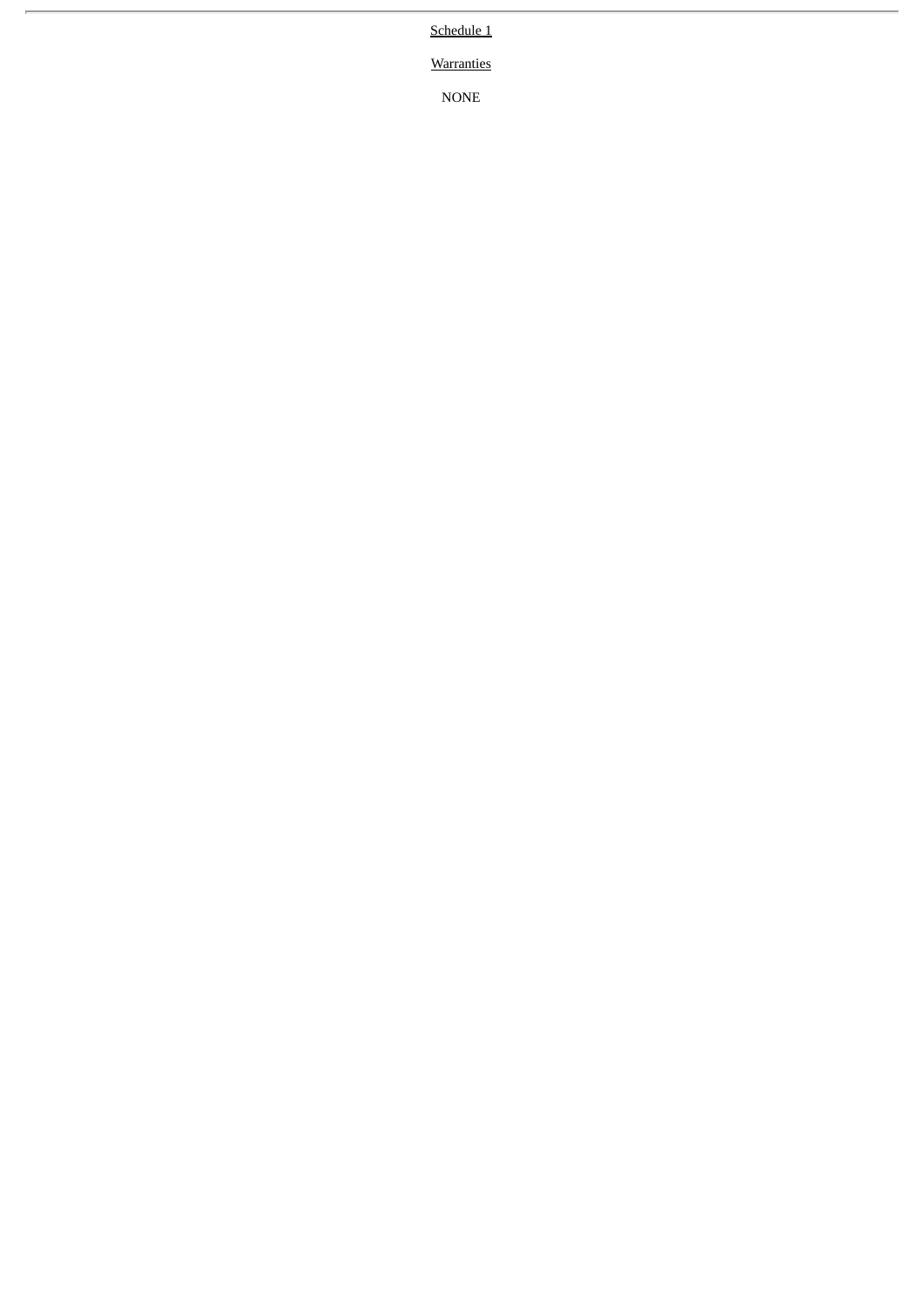Schedule 1

Warranties

NONE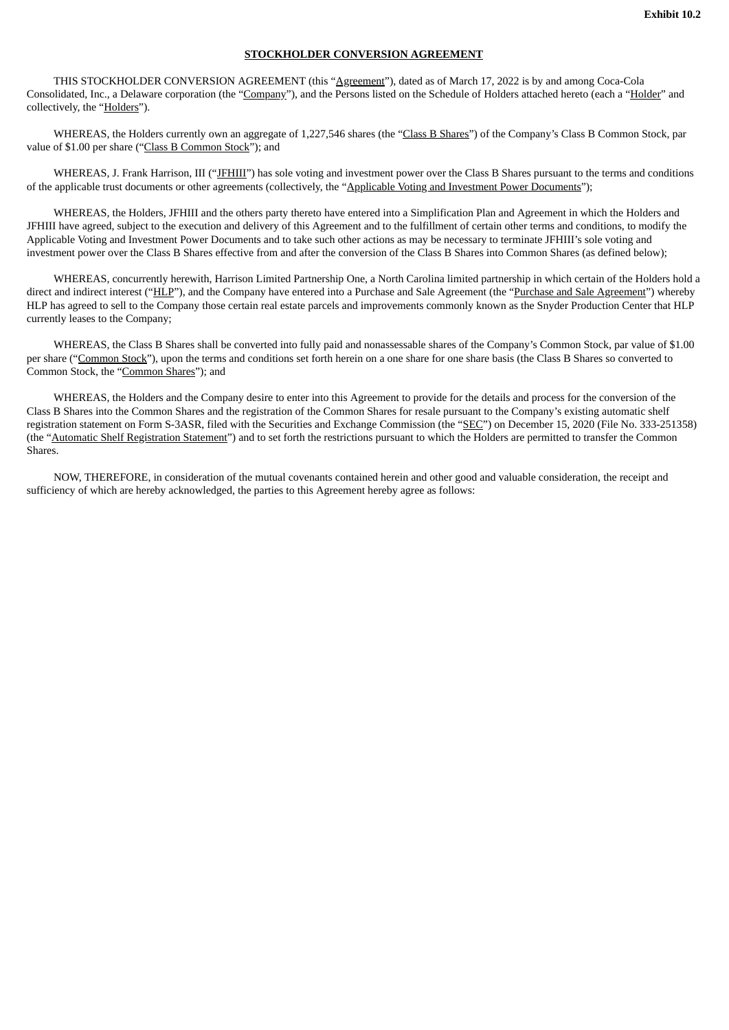**Exhibit 10.2**

**STOCKHOLDER CONVERSION AGREEMENT**

THIS STOCKHOLDER CONVERSION AGREEMENT (this "Agreement"), dated as of March 17, 2022 is by and among Coca-Cola Consolidated, Inc., a Delaware corporation (the "Company"), and the Persons listed on the Schedule of Holders attached hereto (each a "Holder" and collectively, the "Holders").

WHEREAS, the Holders currently own an aggregate of 1,227,546 shares (the "Class B Shares") of the Company's Class B Common Stock, par value of $1.00 per share ("Class B Common Stock"); and

WHEREAS, J. Frank Harrison, III ("JFHIII") has sole voting and investment power over the Class B Shares pursuant to the terms and conditions of the applicable trust documents or other agreements (collectively, the "Applicable Voting and Investment Power Documents");

WHEREAS, the Holders, JFHIII and the others party thereto have entered into a Simplification Plan and Agreement in which the Holders and JFHIII have agreed, subject to the execution and delivery of this Agreement and to the fulfillment of certain other terms and conditions, to modify the Applicable Voting and Investment Power Documents and to take such other actions as may be necessary to terminate JFHIII's sole voting and investment power over the Class B Shares effective from and after the conversion of the Class B Shares into Common Shares (as defined below);

WHEREAS, concurrently herewith, Harrison Limited Partnership One, a North Carolina limited partnership in which certain of the Holders hold a direct and indirect interest ("HLP"), and the Company have entered into a Purchase and Sale Agreement (the "Purchase and Sale Agreement") whereby HLP has agreed to sell to the Company those certain real estate parcels and improvements commonly known as the Snyder Production Center that HLP currently leases to the Company;

WHEREAS, the Class B Shares shall be converted into fully paid and nonassessable shares of the Company's Common Stock, par value of $1.00 per share ("Common Stock"), upon the terms and conditions set forth herein on a one share for one share basis (the Class B Shares so converted to Common Stock, the "Common Shares"); and

WHEREAS, the Holders and the Company desire to enter into this Agreement to provide for the details and process for the conversion of the Class B Shares into the Common Shares and the registration of the Common Shares for resale pursuant to the Company's existing automatic shelf registration statement on Form S-3ASR, filed with the Securities and Exchange Commission (the "SEC") on December 15, 2020 (File No. 333-251358) (the "Automatic Shelf Registration Statement") and to set forth the restrictions pursuant to which the Holders are permitted to transfer the Common Shares.

NOW, THEREFORE, in consideration of the mutual covenants contained herein and other good and valuable consideration, the receipt and sufficiency of which are hereby acknowledged, the parties to this Agreement hereby agree as follows: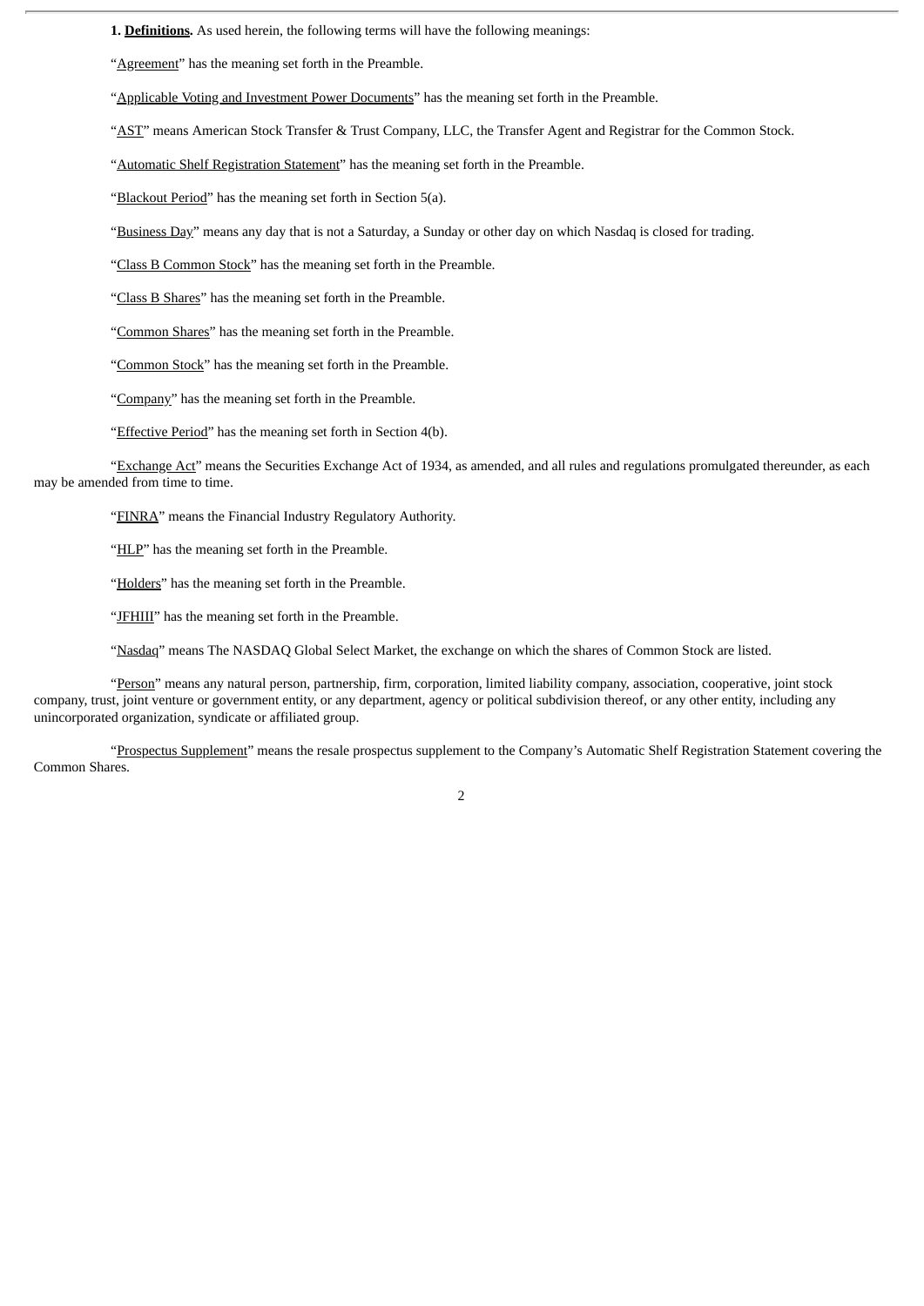**1. Definitions.** As used herein, the following terms will have the following meanings:

"Agreement" has the meaning set forth in the Preamble.

"Applicable Voting and Investment Power Documents" has the meaning set forth in the Preamble.

"AST" means American Stock Transfer & Trust Company, LLC, the Transfer Agent and Registrar for the Common Stock.

"Automatic Shelf Registration Statement" has the meaning set forth in the Preamble.

"Blackout Period" has the meaning set forth in Section 5(a).

"Business Day" means any day that is not a Saturday, a Sunday or other day on which Nasdaq is closed for trading.

"Class B Common Stock" has the meaning set forth in the Preamble.

"Class B Shares" has the meaning set forth in the Preamble.

"Common Shares" has the meaning set forth in the Preamble.

"Common Stock" has the meaning set forth in the Preamble.

"Company" has the meaning set forth in the Preamble.

"Effective Period" has the meaning set forth in Section 4(b).

"Exchange Act" means the Securities Exchange Act of 1934, as amended, and all rules and regulations promulgated thereunder, as each may be amended from time to time.

"FINRA" means the Financial Industry Regulatory Authority.

"HLP" has the meaning set forth in the Preamble.

"Holders" has the meaning set forth in the Preamble.

"JFHIII" has the meaning set forth in the Preamble.

"Nasdaq" means The NASDAQ Global Select Market, the exchange on which the shares of Common Stock are listed.

"Person" means any natural person, partnership, firm, corporation, limited liability company, association, cooperative, joint stock company, trust, joint venture or government entity, or any department, agency or political subdivision thereof, or any other entity, including any unincorporated organization, syndicate or affiliated group.

"Prospectus Supplement" means the resale prospectus supplement to the Company's Automatic Shelf Registration Statement covering the Common Shares.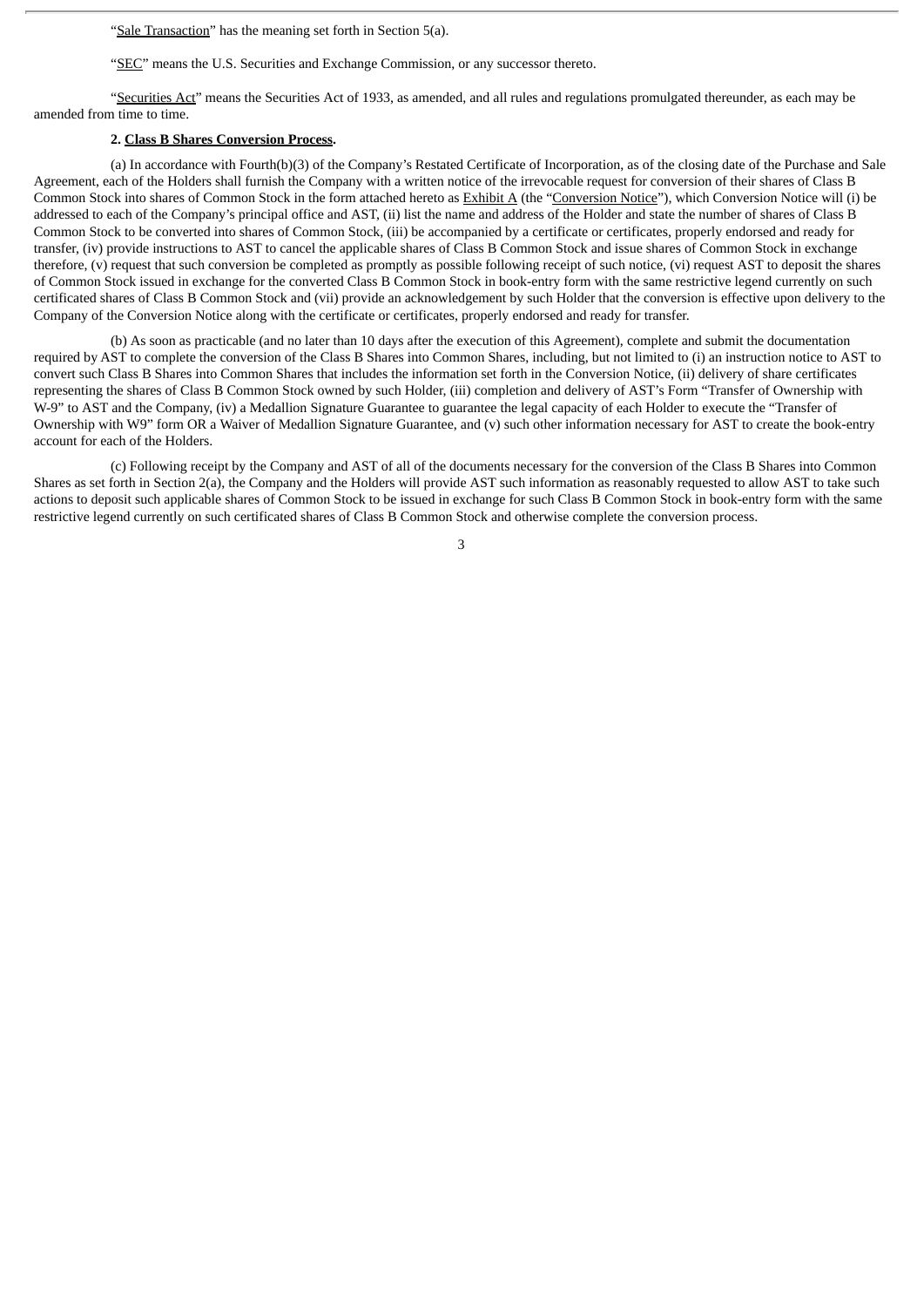"Sale Transaction" has the meaning set forth in Section 5(a).

"SEC" means the U.S. Securities and Exchange Commission, or any successor thereto.

"Securities Act" means the Securities Act of 1933, as amended, and all rules and regulations promulgated thereunder, as each may be amended from time to time.

**2. Class B Shares Conversion Process.**

(a) In accordance with Fourth(b)(3) of the Company's Restated Certificate of Incorporation, as of the closing date of the Purchase and Sale Agreement, each of the Holders shall furnish the Company with a written notice of the irrevocable request for conversion of their shares of Class B Common Stock into shares of Common Stock in the form attached hereto as Exhibit A (the "Conversion Notice"), which Conversion Notice will (i) be addressed to each of the Company's principal office and AST, (ii) list the name and address of the Holder and state the number of shares of Class B Common Stock to be converted into shares of Common Stock, (iii) be accompanied by a certificate or certificates, properly endorsed and ready for transfer, (iv) provide instructions to AST to cancel the applicable shares of Class B Common Stock and issue shares of Common Stock in exchange therefore, (v) request that such conversion be completed as promptly as possible following receipt of such notice, (vi) request AST to deposit the shares of Common Stock issued in exchange for the converted Class B Common Stock in book-entry form with the same restrictive legend currently on such certificated shares of Class B Common Stock and (vii) provide an acknowledgement by such Holder that the conversion is effective upon delivery to the Company of the Conversion Notice along with the certificate or certificates, properly endorsed and ready for transfer.

(b) As soon as practicable (and no later than 10 days after the execution of this Agreement), complete and submit the documentation required by AST to complete the conversion of the Class B Shares into Common Shares, including, but not limited to (i) an instruction notice to AST to convert such Class B Shares into Common Shares that includes the information set forth in the Conversion Notice, (ii) delivery of share certificates representing the shares of Class B Common Stock owned by such Holder, (iii) completion and delivery of AST's Form "Transfer of Ownership with W-9" to AST and the Company, (iv) a Medallion Signature Guarantee to guarantee the legal capacity of each Holder to execute the "Transfer of Ownership with W9" form OR a Waiver of Medallion Signature Guarantee, and (v) such other information necessary for AST to create the book-entry account for each of the Holders.

(c) Following receipt by the Company and AST of all of the documents necessary for the conversion of the Class B Shares into Common Shares as set forth in Section 2(a), the Company and the Holders will provide AST such information as reasonably requested to allow AST to take such actions to deposit such applicable shares of Common Stock to be issued in exchange for such Class B Common Stock in book-entry form with the same restrictive legend currently on such certificated shares of Class B Common Stock and otherwise complete the conversion process.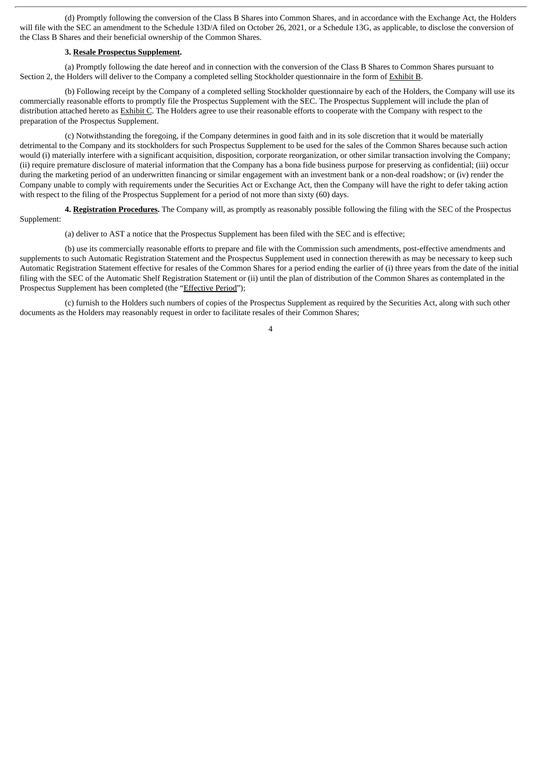(d) Promptly following the conversion of the Class B Shares into Common Shares, and in accordance with the Exchange Act, the Holders will file with the SEC an amendment to the Schedule 13D/A filed on October 26, 2021, or a Schedule 13G, as applicable, to disclose the conversion of the Class B Shares and their beneficial ownership of the Common Shares.

**3. Resale Prospectus Supplement.**

(a) Promptly following the date hereof and in connection with the conversion of the Class B Shares to Common Shares pursuant to Section 2, the Holders will deliver to the Company a completed selling Stockholder questionnaire in the form of Exhibit B.

(b) Following receipt by the Company of a completed selling Stockholder questionnaire by each of the Holders, the Company will use its commercially reasonable efforts to promptly file the Prospectus Supplement with the SEC. The Prospectus Supplement will include the plan of distribution attached hereto as Exhibit C. The Holders agree to use their reasonable efforts to cooperate with the Company with respect to the preparation of the Prospectus Supplement.

(c) Notwithstanding the foregoing, if the Company determines in good faith and in its sole discretion that it would be materially detrimental to the Company and its stockholders for such Prospectus Supplement to be used for the sales of the Common Shares because such action would (i) materially interfere with a significant acquisition, disposition, corporate reorganization, or other similar transaction involving the Company; (ii) require premature disclosure of material information that the Company has a bona fide business purpose for preserving as confidential; (iii) occur during the marketing period of an underwritten financing or similar engagement with an investment bank or a non-deal roadshow; or (iv) render the Company unable to comply with requirements under the Securities Act or Exchange Act, then the Company will have the right to defer taking action with respect to the filing of the Prospectus Supplement for a period of not more than sixty (60) days.

**4. Registration Procedures.** The Company will, as promptly as reasonably possible following the filing with the SEC of the Prospectus Supplement:

(a) deliver to AST a notice that the Prospectus Supplement has been filed with the SEC and is effective;

(b) use its commercially reasonable efforts to prepare and file with the Commission such amendments, post-effective amendments and supplements to such Automatic Registration Statement and the Prospectus Supplement used in connection therewith as may be necessary to keep such Automatic Registration Statement effective for resales of the Common Shares for a period ending the earlier of (i) three years from the date of the initial filing with the SEC of the Automatic Shelf Registration Statement or (ii) until the plan of distribution of the Common Shares as contemplated in the Prospectus Supplement has been completed (the "Effective Period");

(c) furnish to the Holders such numbers of copies of the Prospectus Supplement as required by the Securities Act, along with such other documents as the Holders may reasonably request in order to facilitate resales of their Common Shares;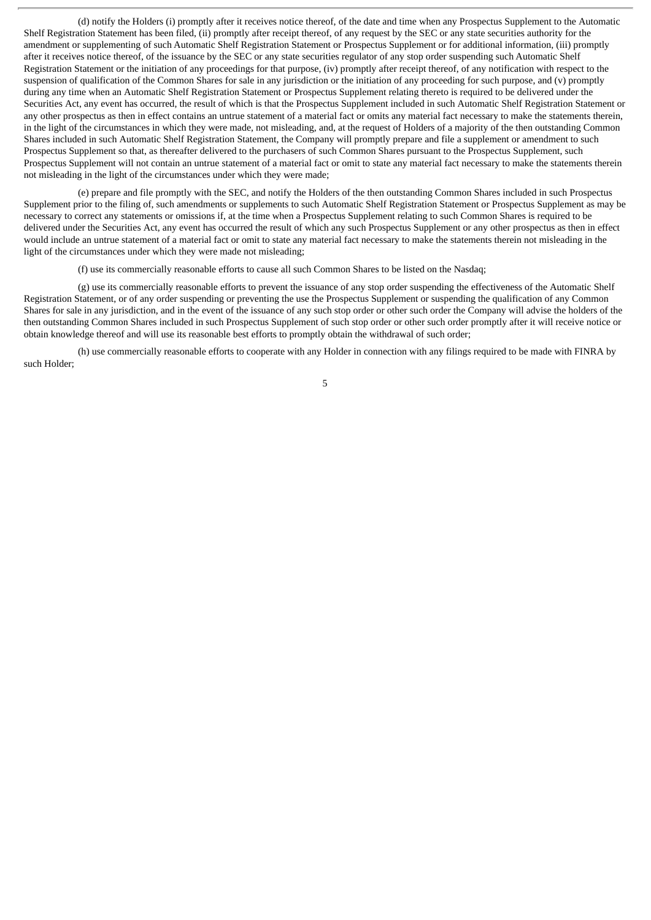(d) notify the Holders (i) promptly after it receives notice thereof, of the date and time when any Prospectus Supplement to the Automatic Shelf Registration Statement has been filed, (ii) promptly after receipt thereof, of any request by the SEC or any state securities authority for the amendment or supplementing of such Automatic Shelf Registration Statement or Prospectus Supplement or for additional information, (iii) promptly after it receives notice thereof, of the issuance by the SEC or any state securities regulator of any stop order suspending such Automatic Shelf Registration Statement or the initiation of any proceedings for that purpose, (iv) promptly after receipt thereof, of any notification with respect to the suspension of qualification of the Common Shares for sale in any jurisdiction or the initiation of any proceeding for such purpose, and (v) promptly during any time when an Automatic Shelf Registration Statement or Prospectus Supplement relating thereto is required to be delivered under the Securities Act, any event has occurred, the result of which is that the Prospectus Supplement included in such Automatic Shelf Registration Statement or any other prospectus as then in effect contains an untrue statement of a material fact or omits any material fact necessary to make the statements therein, in the light of the circumstances in which they were made, not misleading, and, at the request of Holders of a majority of the then outstanding Common Shares included in such Automatic Shelf Registration Statement, the Company will promptly prepare and file a supplement or amendment to such Prospectus Supplement so that, as thereafter delivered to the purchasers of such Common Shares pursuant to the Prospectus Supplement, such Prospectus Supplement will not contain an untrue statement of a material fact or omit to state any material fact necessary to make the statements therein not misleading in the light of the circumstances under which they were made;

(e) prepare and file promptly with the SEC, and notify the Holders of the then outstanding Common Shares included in such Prospectus Supplement prior to the filing of, such amendments or supplements to such Automatic Shelf Registration Statement or Prospectus Supplement as may be necessary to correct any statements or omissions if, at the time when a Prospectus Supplement relating to such Common Shares is required to be delivered under the Securities Act, any event has occurred the result of which any such Prospectus Supplement or any other prospectus as then in effect would include an untrue statement of a material fact or omit to state any material fact necessary to make the statements therein not misleading in the light of the circumstances under which they were made not misleading;

(f) use its commercially reasonable efforts to cause all such Common Shares to be listed on the Nasdaq;

(g) use its commercially reasonable efforts to prevent the issuance of any stop order suspending the effectiveness of the Automatic Shelf Registration Statement, or of any order suspending or preventing the use the Prospectus Supplement or suspending the qualification of any Common Shares for sale in any jurisdiction, and in the event of the issuance of any such stop order or other such order the Company will advise the holders of the then outstanding Common Shares included in such Prospectus Supplement of such stop order or other such order promptly after it will receive notice or obtain knowledge thereof and will use its reasonable best efforts to promptly obtain the withdrawal of such order;

(h) use commercially reasonable efforts to cooperate with any Holder in connection with any filings required to be made with FINRA by such Holder;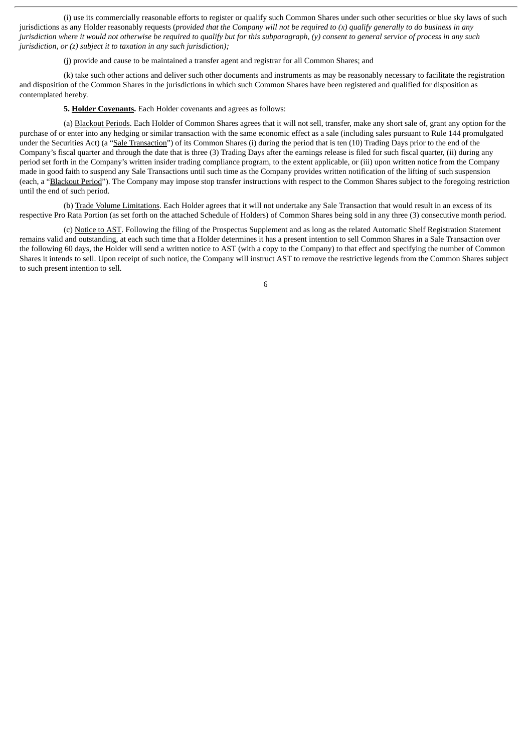(i) use its commercially reasonable efforts to register or qualify such Common Shares under such other securities or blue sky laws of such jurisdictions as any Holder reasonably requests (*provided that the Company will not be required to (x) qualify generally to do business in any jurisdiction where it would not otherwise be required to qualify but for this subparagraph, (y) consent to general service of process in any such jurisdiction, or (z) subject it to taxation in any such jurisdiction);*

(j) provide and cause to be maintained a transfer agent and registrar for all Common Shares; and

(k) take such other actions and deliver such other documents and instruments as may be reasonably necessary to facilitate the registration and disposition of the Common Shares in the jurisdictions in which such Common Shares have been registered and qualified for disposition as contemplated hereby.

**5. Holder Covenants.** Each Holder covenants and agrees as follows:

(a) Blackout Periods. Each Holder of Common Shares agrees that it will not sell, transfer, make any short sale of, grant any option for the purchase of or enter into any hedging or similar transaction with the same economic effect as a sale (including sales pursuant to Rule 144 promulgated under the Securities Act) (a "Sale Transaction") of its Common Shares (i) during the period that is ten (10) Trading Days prior to the end of the Company's fiscal quarter and through the date that is three (3) Trading Days after the earnings release is filed for such fiscal quarter, (ii) during any period set forth in the Company's written insider trading compliance program, to the extent applicable, or (iii) upon written notice from the Company made in good faith to suspend any Sale Transactions until such time as the Company provides written notification of the lifting of such suspension (each, a "Blackout Period"). The Company may impose stop transfer instructions with respect to the Common Shares subject to the foregoing restriction until the end of such period.

(b) Trade Volume Limitations. Each Holder agrees that it will not undertake any Sale Transaction that would result in an excess of its respective Pro Rata Portion (as set forth on the attached Schedule of Holders) of Common Shares being sold in any three (3) consecutive month period.

(c) Notice to AST. Following the filing of the Prospectus Supplement and as long as the related Automatic Shelf Registration Statement remains valid and outstanding, at each such time that a Holder determines it has a present intention to sell Common Shares in a Sale Transaction over the following 60 days, the Holder will send a written notice to AST (with a copy to the Company) to that effect and specifying the number of Common Shares it intends to sell. Upon receipt of such notice, the Company will instruct AST to remove the restrictive legends from the Common Shares subject to such present intention to sell.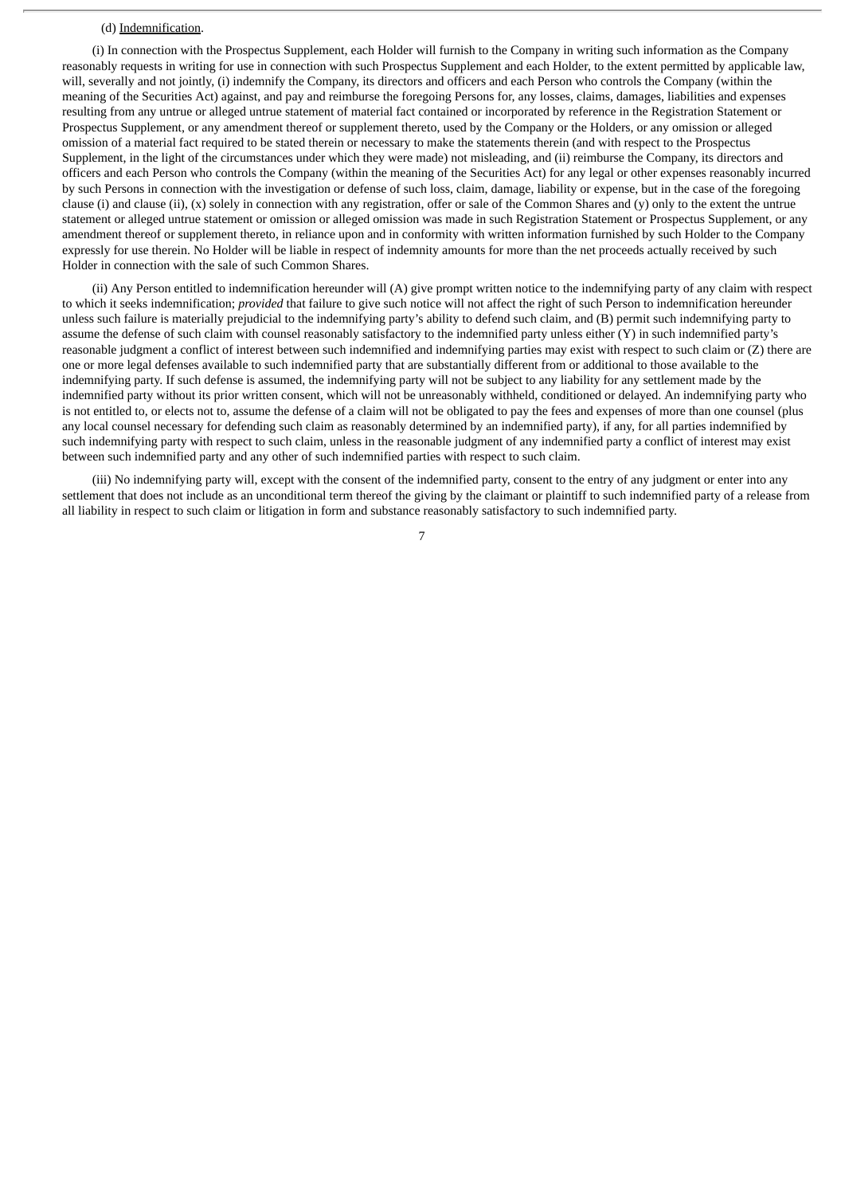(d) Indemnification.

(i) In connection with the Prospectus Supplement, each Holder will furnish to the Company in writing such information as the Company reasonably requests in writing for use in connection with such Prospectus Supplement and each Holder, to the extent permitted by applicable law, will, severally and not jointly, (i) indemnify the Company, its directors and officers and each Person who controls the Company (within the meaning of the Securities Act) against, and pay and reimburse the foregoing Persons for, any losses, claims, damages, liabilities and expenses resulting from any untrue or alleged untrue statement of material fact contained or incorporated by reference in the Registration Statement or Prospectus Supplement, or any amendment thereof or supplement thereto, used by the Company or the Holders, or any omission or alleged omission of a material fact required to be stated therein or necessary to make the statements therein (and with respect to the Prospectus Supplement, in the light of the circumstances under which they were made) not misleading, and (ii) reimburse the Company, its directors and officers and each Person who controls the Company (within the meaning of the Securities Act) for any legal or other expenses reasonably incurred by such Persons in connection with the investigation or defense of such loss, claim, damage, liability or expense, but in the case of the foregoing clause (i) and clause (ii), (x) solely in connection with any registration, offer or sale of the Common Shares and (y) only to the extent the untrue statement or alleged untrue statement or omission or alleged omission was made in such Registration Statement or Prospectus Supplement, or any amendment thereof or supplement thereto, in reliance upon and in conformity with written information furnished by such Holder to the Company expressly for use therein. No Holder will be liable in respect of indemnity amounts for more than the net proceeds actually received by such Holder in connection with the sale of such Common Shares.

(ii) Any Person entitled to indemnification hereunder will (A) give prompt written notice to the indemnifying party of any claim with respect to which it seeks indemnification; *provided* that failure to give such notice will not affect the right of such Person to indemnification hereunder unless such failure is materially prejudicial to the indemnifying party's ability to defend such claim, and (B) permit such indemnifying party to assume the defense of such claim with counsel reasonably satisfactory to the indemnified party unless either (Y) in such indemnified party's reasonable judgment a conflict of interest between such indemnified and indemnifying parties may exist with respect to such claim or (Z) there are one or more legal defenses available to such indemnified party that are substantially different from or additional to those available to the indemnifying party. If such defense is assumed, the indemnifying party will not be subject to any liability for any settlement made by the indemnified party without its prior written consent, which will not be unreasonably withheld, conditioned or delayed. An indemnifying party who is not entitled to, or elects not to, assume the defense of a claim will not be obligated to pay the fees and expenses of more than one counsel (plus any local counsel necessary for defending such claim as reasonably determined by an indemnified party), if any, for all parties indemnified by such indemnifying party with respect to such claim, unless in the reasonable judgment of any indemnified party a conflict of interest may exist between such indemnified party and any other of such indemnified parties with respect to such claim.

(iii) No indemnifying party will, except with the consent of the indemnified party, consent to the entry of any judgment or enter into any settlement that does not include as an unconditional term thereof the giving by the claimant or plaintiff to such indemnified party of a release from all liability in respect to such claim or litigation in form and substance reasonably satisfactory to such indemnified party.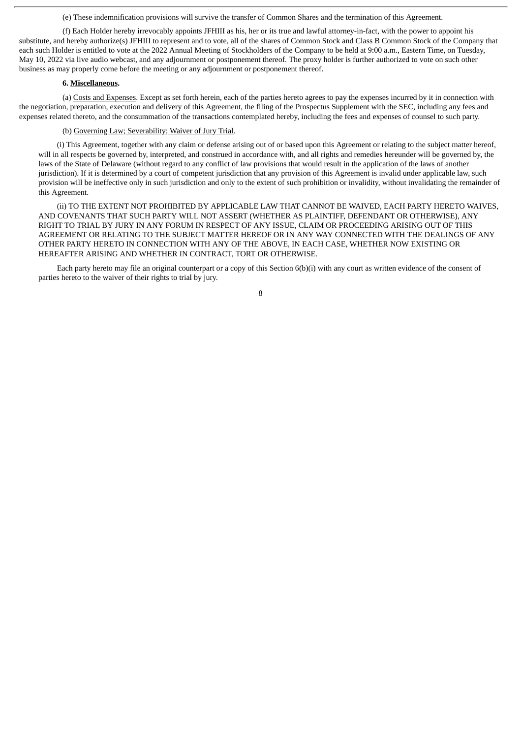(e) These indemnification provisions will survive the transfer of Common Shares and the termination of this Agreement.

(f) Each Holder hereby irrevocably appoints JFHIII as his, her or its true and lawful attorney-in-fact, with the power to appoint his substitute, and hereby authorize(s) JFHIII to represent and to vote, all of the shares of Common Stock and Class B Common Stock of the Company that each such Holder is entitled to vote at the 2022 Annual Meeting of Stockholders of the Company to be held at 9:00 a.m., Eastern Time, on Tuesday, May 10, 2022 via live audio webcast, and any adjournment or postponement thereof. The proxy holder is further authorized to vote on such other business as may properly come before the meeting or any adjournment or postponement thereof.

**6. Miscellaneous.**

(a) Costs and Expenses. Except as set forth herein, each of the parties hereto agrees to pay the expenses incurred by it in connection with the negotiation, preparation, execution and delivery of this Agreement, the filing of the Prospectus Supplement with the SEC, including any fees and expenses related thereto, and the consummation of the transactions contemplated hereby, including the fees and expenses of counsel to such party.

(b) Governing Law; Severability; Waiver of Jury Trial.

(i) This Agreement, together with any claim or defense arising out of or based upon this Agreement or relating to the subject matter hereof, will in all respects be governed by, interpreted, and construed in accordance with, and all rights and remedies hereunder will be governed by, the laws of the State of Delaware (without regard to any conflict of law provisions that would result in the application of the laws of another jurisdiction). If it is determined by a court of competent jurisdiction that any provision of this Agreement is invalid under applicable law, such provision will be ineffective only in such jurisdiction and only to the extent of such prohibition or invalidity, without invalidating the remainder of this Agreement.

(ii) TO THE EXTENT NOT PROHIBITED BY APPLICABLE LAW THAT CANNOT BE WAIVED, EACH PARTY HERETO WAIVES, AND COVENANTS THAT SUCH PARTY WILL NOT ASSERT (WHETHER AS PLAINTIFF, DEFENDANT OR OTHERWISE), ANY RIGHT TO TRIAL BY JURY IN ANY FORUM IN RESPECT OF ANY ISSUE, CLAIM OR PROCEEDING ARISING OUT OF THIS AGREEMENT OR RELATING TO THE SUBJECT MATTER HEREOF OR IN ANY WAY CONNECTED WITH THE DEALINGS OF ANY OTHER PARTY HERETO IN CONNECTION WITH ANY OF THE ABOVE, IN EACH CASE, WHETHER NOW EXISTING OR HEREAFTER ARISING AND WHETHER IN CONTRACT, TORT OR OTHERWISE.

Each party hereto may file an original counterpart or a copy of this Section 6(b)(i) with any court as written evidence of the consent of parties hereto to the waiver of their rights to trial by jury.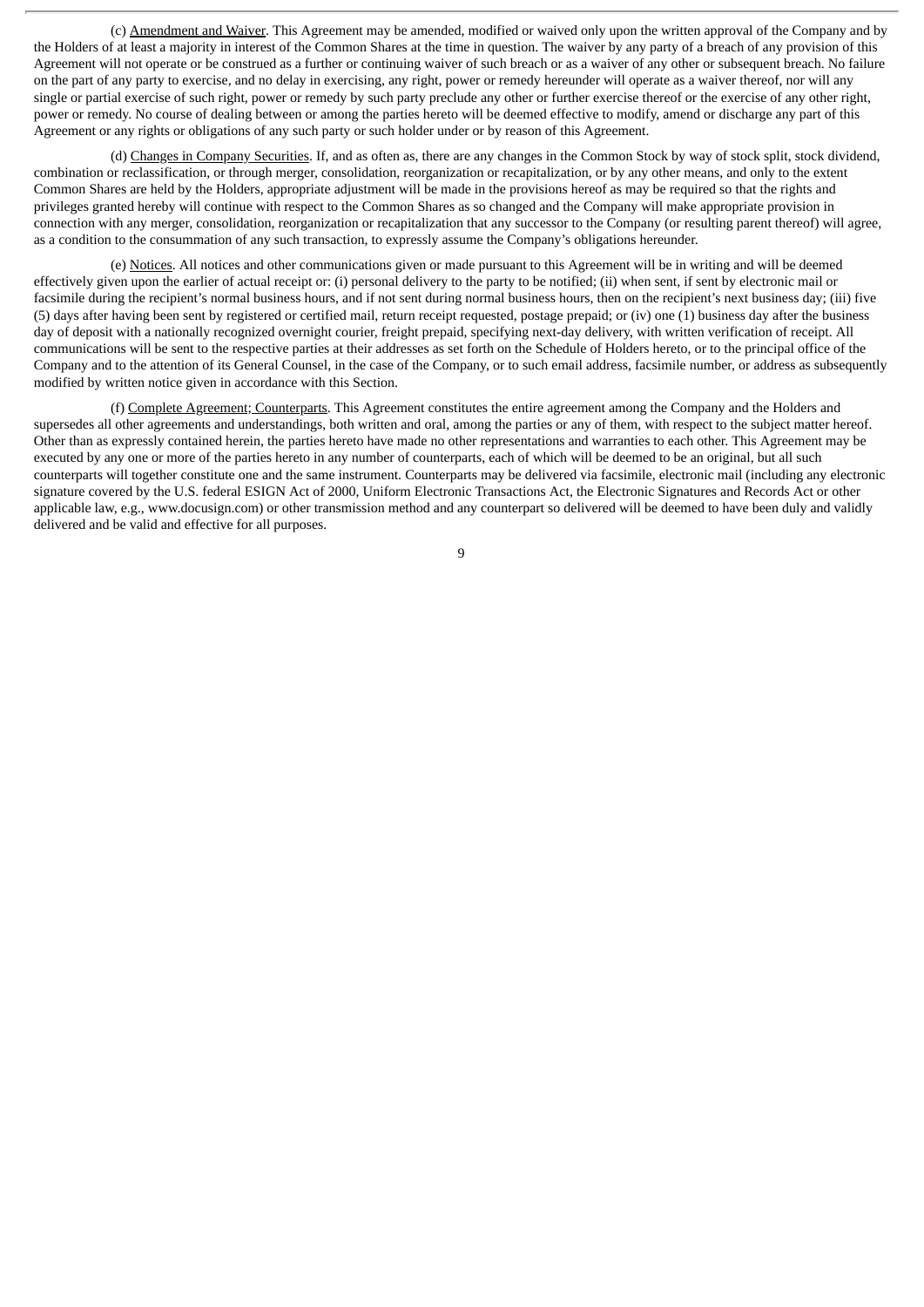(c) Amendment and Waiver. This Agreement may be amended, modified or waived only upon the written approval of the Company and by the Holders of at least a majority in interest of the Common Shares at the time in question. The waiver by any party of a breach of any provision of this Agreement will not operate or be construed as a further or continuing waiver of such breach or as a waiver of any other or subsequent breach. No failure on the part of any party to exercise, and no delay in exercising, any right, power or remedy hereunder will operate as a waiver thereof, nor will any single or partial exercise of such right, power or remedy by such party preclude any other or further exercise thereof or the exercise of any other right, power or remedy. No course of dealing between or among the parties hereto will be deemed effective to modify, amend or discharge any part of this Agreement or any rights or obligations of any such party or such holder under or by reason of this Agreement.

(d) Changes in Company Securities. If, and as often as, there are any changes in the Common Stock by way of stock split, stock dividend, combination or reclassification, or through merger, consolidation, reorganization or recapitalization, or by any other means, and only to the extent Common Shares are held by the Holders, appropriate adjustment will be made in the provisions hereof as may be required so that the rights and privileges granted hereby will continue with respect to the Common Shares as so changed and the Company will make appropriate provision in connection with any merger, consolidation, reorganization or recapitalization that any successor to the Company (or resulting parent thereof) will agree, as a condition to the consummation of any such transaction, to expressly assume the Company's obligations hereunder.

(e) Notices. All notices and other communications given or made pursuant to this Agreement will be in writing and will be deemed effectively given upon the earlier of actual receipt or: (i) personal delivery to the party to be notified; (ii) when sent, if sent by electronic mail or facsimile during the recipient's normal business hours, and if not sent during normal business hours, then on the recipient's next business day; (iii) five (5) days after having been sent by registered or certified mail, return receipt requested, postage prepaid; or (iv) one (1) business day after the business day of deposit with a nationally recognized overnight courier, freight prepaid, specifying next-day delivery, with written verification of receipt. All communications will be sent to the respective parties at their addresses as set forth on the Schedule of Holders hereto, or to the principal office of the Company and to the attention of its General Counsel, in the case of the Company, or to such email address, facsimile number, or address as subsequently modified by written notice given in accordance with this Section.

(f) Complete Agreement; Counterparts. This Agreement constitutes the entire agreement among the Company and the Holders and supersedes all other agreements and understandings, both written and oral, among the parties or any of them, with respect to the subject matter hereof. Other than as expressly contained herein, the parties hereto have made no other representations and warranties to each other. This Agreement may be executed by any one or more of the parties hereto in any number of counterparts, each of which will be deemed to be an original, but all such counterparts will together constitute one and the same instrument. Counterparts may be delivered via facsimile, electronic mail (including any electronic signature covered by the U.S. federal ESIGN Act of 2000, Uniform Electronic Transactions Act, the Electronic Signatures and Records Act or other applicable law, e.g., www.docusign.com) or other transmission method and any counterpart so delivered will be deemed to have been duly and validly delivered and be valid and effective for all purposes.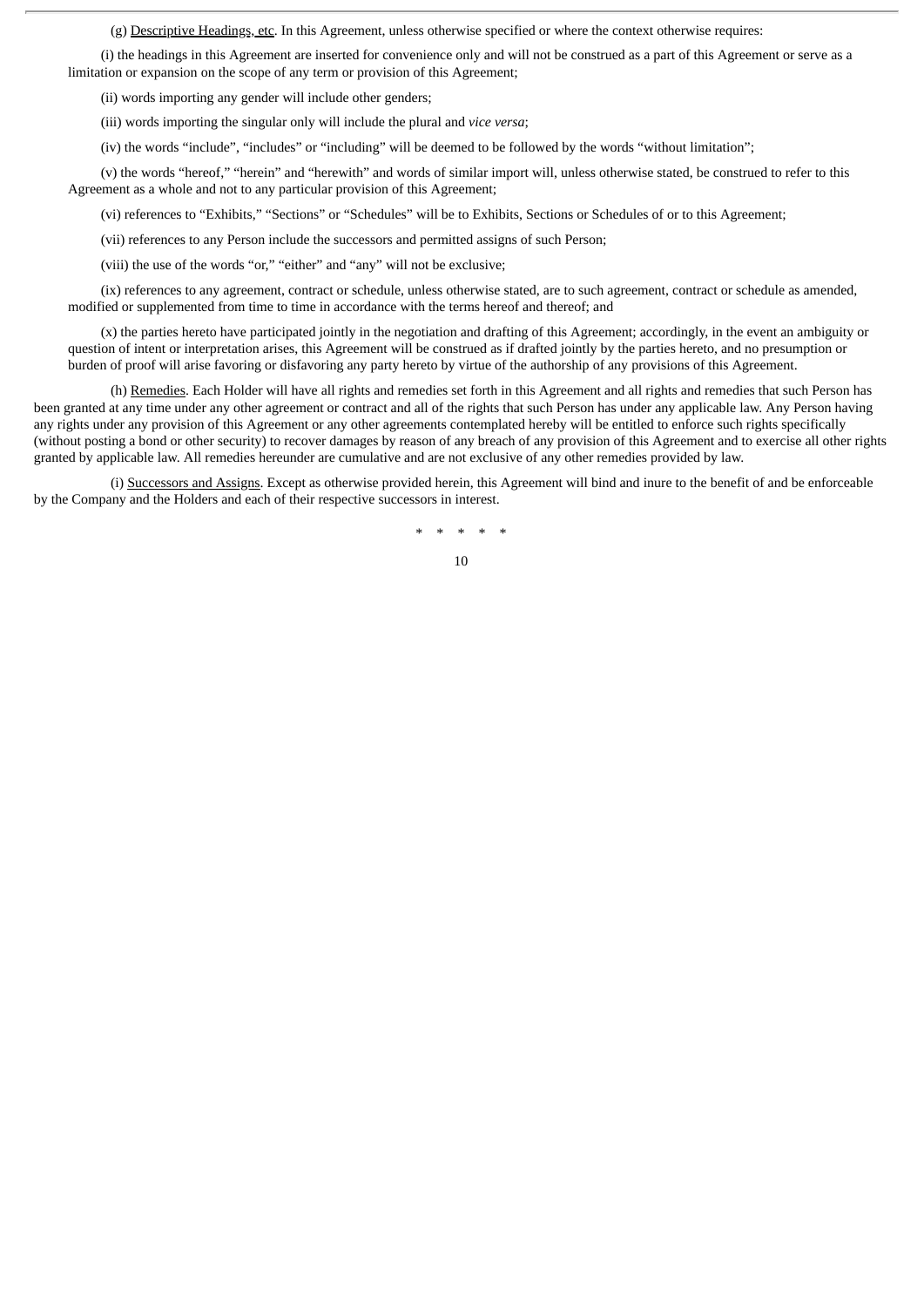(g) Descriptive Headings, etc. In this Agreement, unless otherwise specified or where the context otherwise requires:

(i) the headings in this Agreement are inserted for convenience only and will not be construed as a part of this Agreement or serve as a limitation or expansion on the scope of any term or provision of this Agreement;

(ii) words importing any gender will include other genders;

(iii) words importing the singular only will include the plural and *vice versa*;

(iv) the words "include", "includes" or "including" will be deemed to be followed by the words "without limitation";

(v) the words "hereof," "herein" and "herewith" and words of similar import will, unless otherwise stated, be construed to refer to this Agreement as a whole and not to any particular provision of this Agreement;

(vi) references to "Exhibits," "Sections" or "Schedules" will be to Exhibits, Sections or Schedules of or to this Agreement;

(vii) references to any Person include the successors and permitted assigns of such Person;

(viii) the use of the words "or," "either" and "any" will not be exclusive;

(ix) references to any agreement, contract or schedule, unless otherwise stated, are to such agreement, contract or schedule as amended, modified or supplemented from time to time in accordance with the terms hereof and thereof; and

(x) the parties hereto have participated jointly in the negotiation and drafting of this Agreement; accordingly, in the event an ambiguity or question of intent or interpretation arises, this Agreement will be construed as if drafted jointly by the parties hereto, and no presumption or burden of proof will arise favoring or disfavoring any party hereto by virtue of the authorship of any provisions of this Agreement.

(h) Remedies. Each Holder will have all rights and remedies set forth in this Agreement and all rights and remedies that such Person has been granted at any time under any other agreement or contract and all of the rights that such Person has under any applicable law. Any Person having any rights under any provision of this Agreement or any other agreements contemplated hereby will be entitled to enforce such rights specifically (without posting a bond or other security) to recover damages by reason of any breach of any provision of this Agreement and to exercise all other rights granted by applicable law. All remedies hereunder are cumulative and are not exclusive of any other remedies provided by law.

(i) Successors and Assigns. Except as otherwise provided herein, this Agreement will bind and inure to the benefit of and be enforceable by the Company and the Holders and each of their respective successors in interest.

\* \* \* \* \*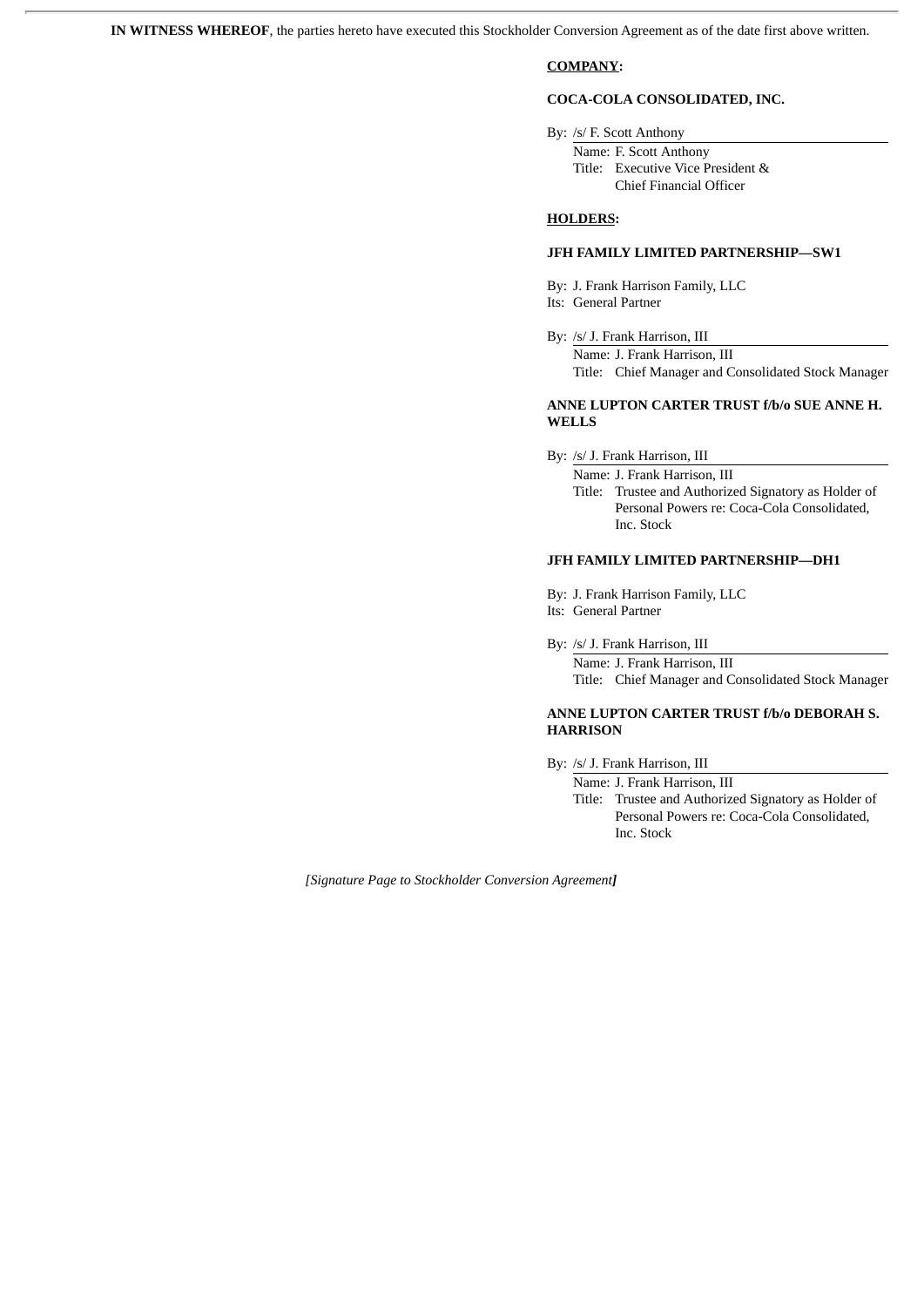**IN WITNESS WHEREOF**, the parties hereto have executed this Stockholder Conversion Agreement as of the date first above written.

**COMPANY:**

**COCA-COLA CONSOLIDATED, INC.**

By: /s/ F. Scott Anthony
Name: F. Scott Anthony
Title: Executive Vice President & Chief Financial Officer

**HOLDERS:**

**JFH FAMILY LIMITED PARTNERSHIP—SW1**

By: J. Frank Harrison Family, LLC
Its: General Partner

By: /s/ J. Frank Harrison, III
Name: J. Frank Harrison, III
Title: Chief Manager and Consolidated Stock Manager

**ANNE LUPTON CARTER TRUST f/b/o SUE ANNE H. WELLS**

By: /s/ J. Frank Harrison, III
Name: J. Frank Harrison, III
Title: Trustee and Authorized Signatory as Holder of Personal Powers re: Coca-Cola Consolidated, Inc. Stock

**JFH FAMILY LIMITED PARTNERSHIP—DH1**

By: J. Frank Harrison Family, LLC
Its: General Partner

By: /s/ J. Frank Harrison, III
Name: J. Frank Harrison, III
Title: Chief Manager and Consolidated Stock Manager

**ANNE LUPTON CARTER TRUST f/b/o DEBORAH S. HARRISON**

By: /s/ J. Frank Harrison, III
Name: J. Frank Harrison, III
Title: Trustee and Authorized Signatory as Holder of Personal Powers re: Coca-Cola Consolidated, Inc. Stock

*[Signature Page to Stockholder Conversion Agreement]*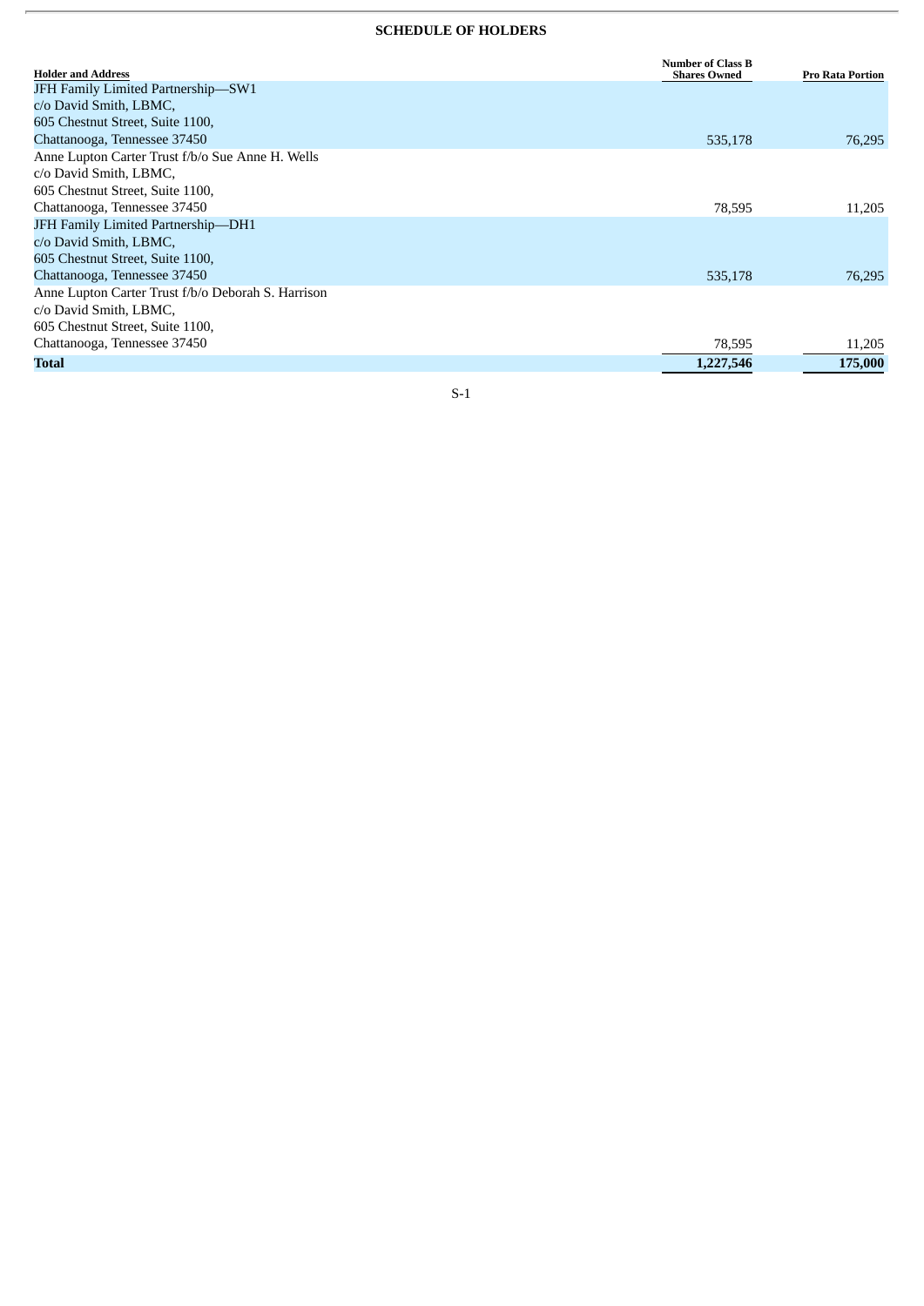# SCHEDULE OF HOLDERS

| Holder and Address | Number of Class B Shares Owned | Pro Rata Portion |
|---|---|---|
| JFH Family Limited Partnership—SW1<br>c/o David Smith, LBMC,<br>605 Chestnut Street, Suite 1100,<br>Chattanooga, Tennessee 37450 | 535,178 | 76,295 |
| Anne Lupton Carter Trust f/b/o Sue Anne H. Wells<br>c/o David Smith, LBMC,<br>605 Chestnut Street, Suite 1100,<br>Chattanooga, Tennessee 37450 | 78,595 | 11,205 |
| JFH Family Limited Partnership—DH1<br>c/o David Smith, LBMC,<br>605 Chestnut Street, Suite 1100,<br>Chattanooga, Tennessee 37450 | 535,178 | 76,295 |
| Anne Lupton Carter Trust f/b/o Deborah S. Harrison<br>c/o David Smith, LBMC,<br>605 Chestnut Street, Suite 1100,<br>Chattanooga, Tennessee 37450 | 78,595 | 11,205 |
| **Total** | **1,227,546** | **175,000** |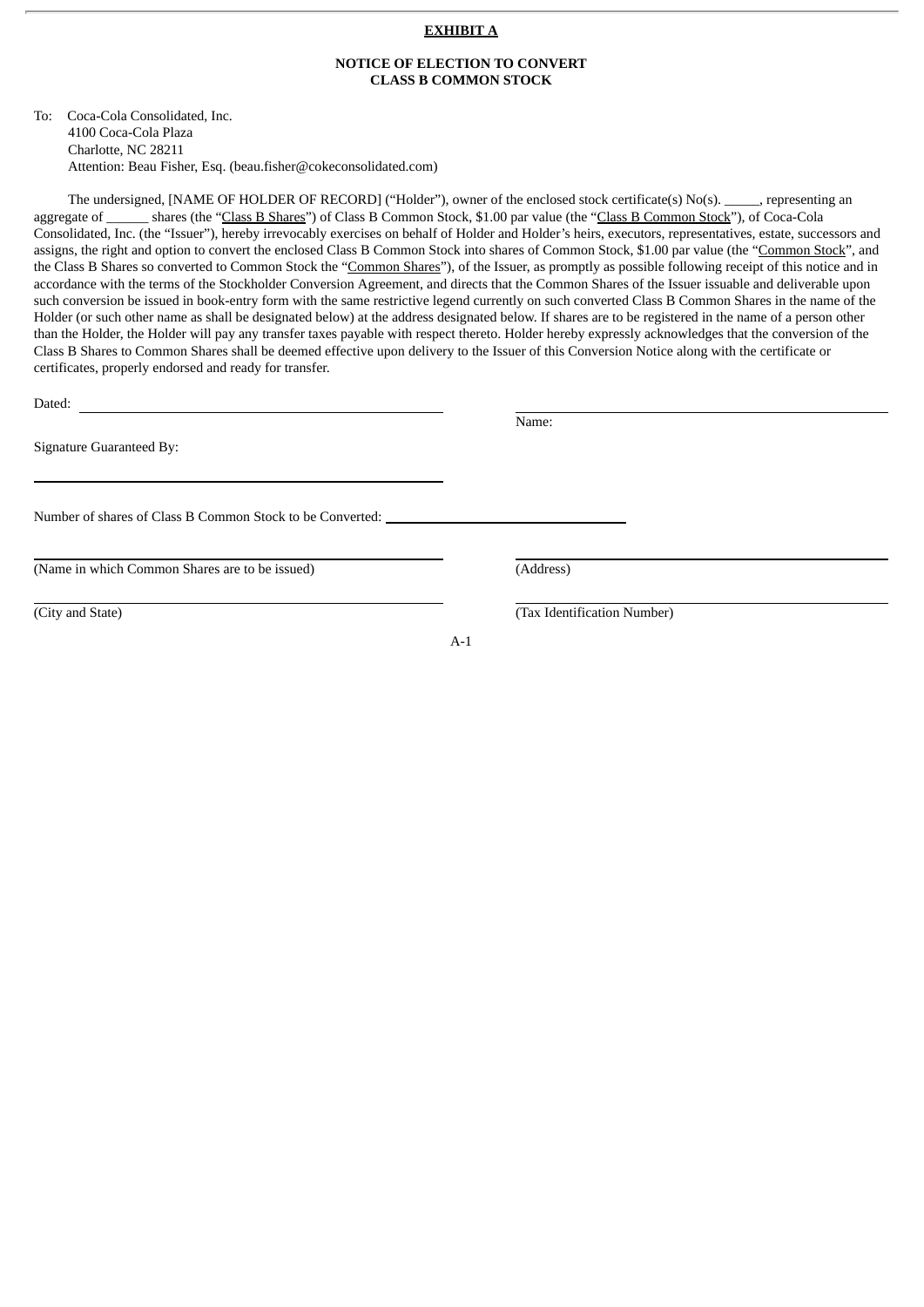**EXHIBIT A**

**NOTICE OF ELECTION TO CONVERT**
**CLASS B COMMON STOCK**

To: Coca-Cola Consolidated, Inc.
4100 Coca-Cola Plaza
Charlotte, NC 28211
Attention: Beau Fisher, Esq. (beau.fisher@cokeconsolidated.com)

The undersigned, [NAME OF HOLDER OF RECORD] ("Holder"), owner of the enclosed stock certificate(s) No(s). _____, representing an aggregate of ______ shares (the "Class B Shares") of Class B Common Stock, $1.00 par value (the "Class B Common Stock"), of Coca-Cola Consolidated, Inc. (the "Issuer"), hereby irrevocably exercises on behalf of Holder and Holder's heirs, executors, representatives, estate, successors and assigns, the right and option to convert the enclosed Class B Common Stock into shares of Common Stock, $1.00 par value (the "Common Stock", and the Class B Shares so converted to Common Stock the "Common Shares"), of the Issuer, as promptly as possible following receipt of this notice and in accordance with the terms of the Stockholder Conversion Agreement, and directs that the Common Shares of the Issuer issuable and deliverable upon such conversion be issued in book-entry form with the same restrictive legend currently on such converted Class B Common Shares in the name of the Holder (or such other name as shall be designated below) at the address designated below. If shares are to be registered in the name of a person other than the Holder, the Holder will pay any transfer taxes payable with respect thereto. Holder hereby expressly acknowledges that the conversion of the Class B Shares to Common Shares shall be deemed effective upon delivery to the Issuer of this Conversion Notice along with the certificate or certificates, properly endorsed and ready for transfer.

Dated: ______________________________

______________________________
Name:

Signature Guaranteed By:

______________________________

Number of shares of Class B Common Stock to be Converted: ______________________

______________________________
(Name in which Common Shares are to be issued)

______________________________
(Address)

______________________________
(City and State)

______________________________
(Tax Identification Number)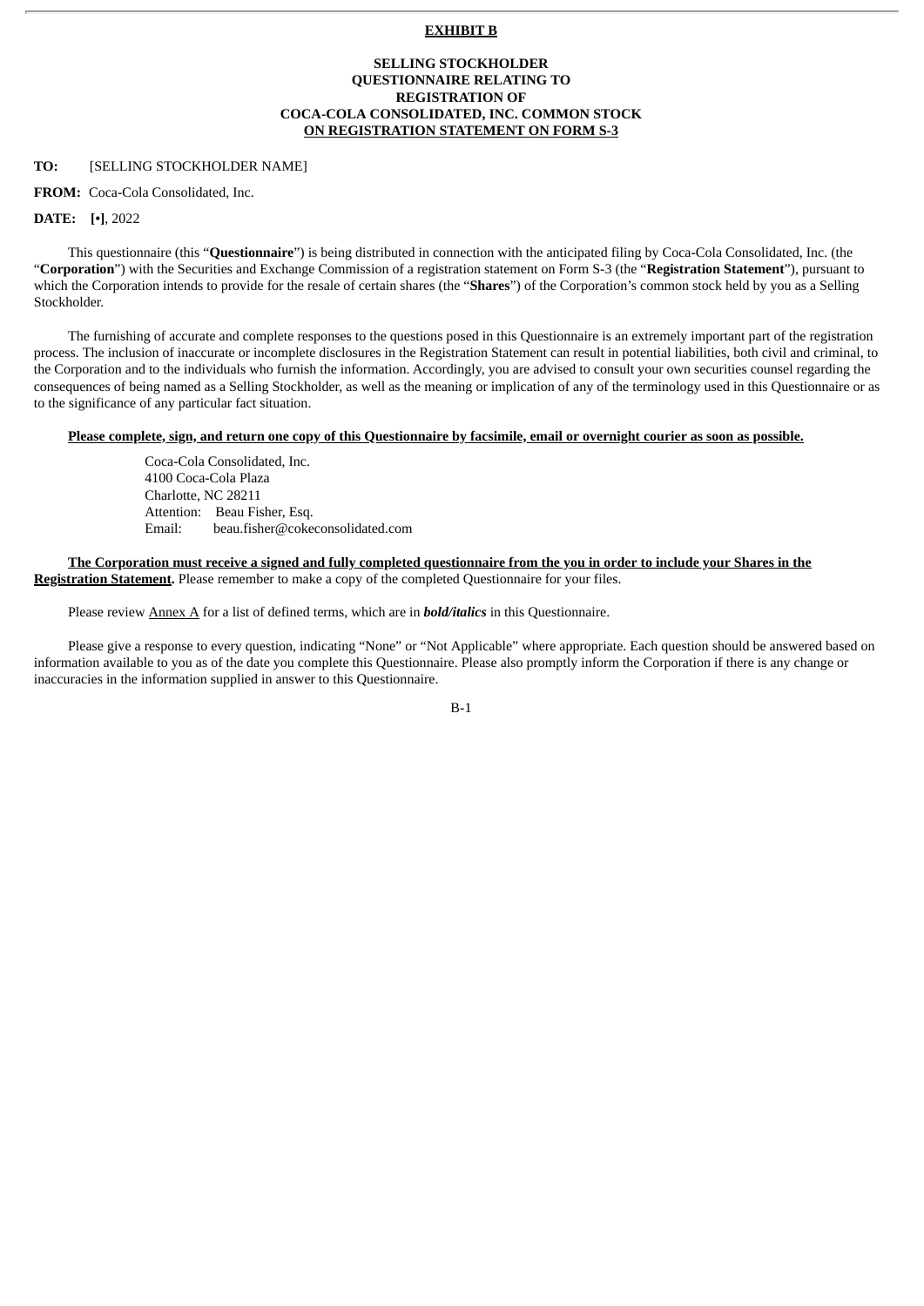**EXHIBIT B**

**SELLING STOCKHOLDER**
**QUESTIONNAIRE RELATING TO**
**REGISTRATION OF**
**COCA-COLA CONSOLIDATED, INC. COMMON STOCK**
**ON REGISTRATION STATEMENT ON FORM S-3**

**TO:** [SELLING STOCKHOLDER NAME]

**FROM:** Coca-Cola Consolidated, Inc.

**DATE:** **[•]**, 2022

This questionnaire (this "**Questionnaire**") is being distributed in connection with the anticipated filing by Coca-Cola Consolidated, Inc. (the "**Corporation**") with the Securities and Exchange Commission of a registration statement on Form S-3 (the "**Registration Statement**"), pursuant to which the Corporation intends to provide for the resale of certain shares (the "**Shares**") of the Corporation's common stock held by you as a Selling Stockholder.

The furnishing of accurate and complete responses to the questions posed in this Questionnaire is an extremely important part of the registration process. The inclusion of inaccurate or incomplete disclosures in the Registration Statement can result in potential liabilities, both civil and criminal, to the Corporation and to the individuals who furnish the information. Accordingly, you are advised to consult your own securities counsel regarding the consequences of being named as a Selling Stockholder, as well as the meaning or implication of any of the terminology used in this Questionnaire or as to the significance of any particular fact situation.

**Please complete, sign, and return one copy of this Questionnaire by facsimile, email or overnight courier as soon as possible.**

Coca-Cola Consolidated, Inc.
4100 Coca-Cola Plaza
Charlotte, NC 28211
Attention: Beau Fisher, Esq.
Email: beau.fisher@cokeconsolidated.com

**The Corporation must receive a signed and fully completed questionnaire from the you in order to include your Shares in the Registration Statement.** Please remember to make a copy of the completed Questionnaire for your files.

Please review Annex A for a list of defined terms, which are in ***bold/italics*** in this Questionnaire.

Please give a response to every question, indicating "None" or "Not Applicable" where appropriate. Each question should be answered based on information available to you as of the date you complete this Questionnaire. Please also promptly inform the Corporation if there is any change or inaccuracies in the information supplied in answer to this Questionnaire.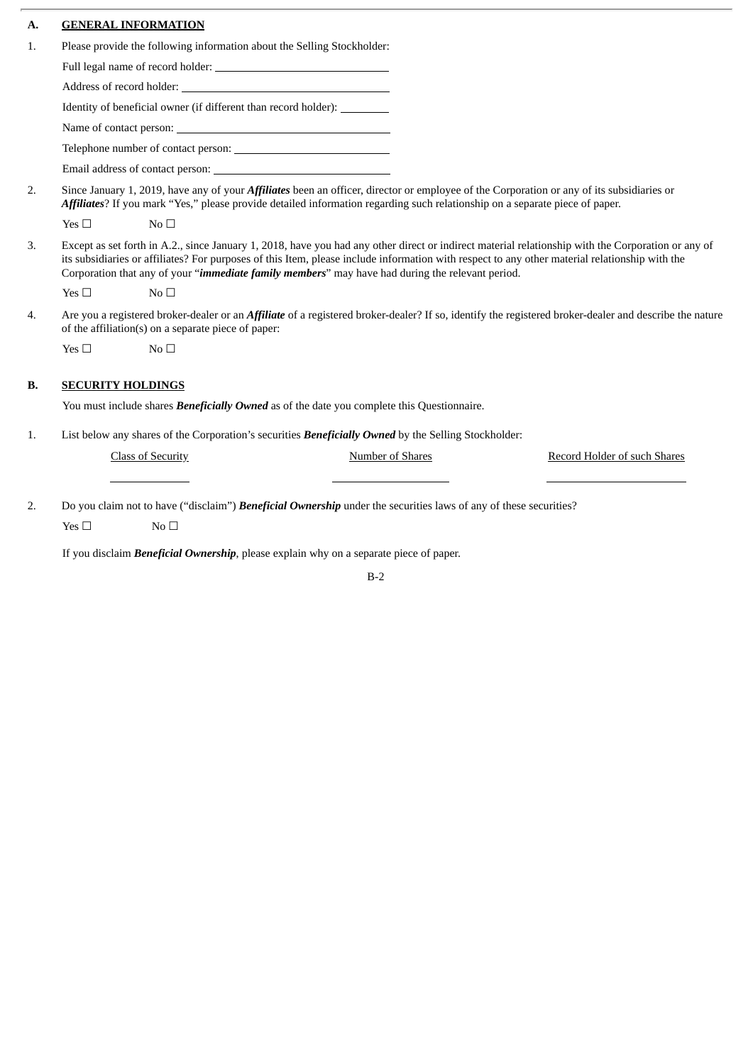## A. GENERAL INFORMATION

1. Please provide the following information about the Selling Stockholder:

   Full legal name of record holder: ______________________________

   Address of record holder: ______________________________

   Identity of beneficial owner (if different than record holder): ________

   Name of contact person: ______________________________

   Telephone number of contact person: ______________________________

   Email address of contact person: ______________________________

2. Since January 1, 2019, have any of your ***Affiliates*** been an officer, director or employee of the Corporation or any of its subsidiaries or ***Affiliates***? If you mark "Yes," please provide detailed information regarding such relationship on a separate piece of paper.

   Yes ☐ No ☐

3. Except as set forth in A.2., since January 1, 2018, have you had any other direct or indirect material relationship with the Corporation or any of its subsidiaries or affiliates? For purposes of this Item, please include information with respect to any other material relationship with the Corporation that any of your "***immediate family members***" may have had during the relevant period.

   Yes ☐ No ☐

4. Are you a registered broker-dealer or an ***Affiliate*** of a registered broker-dealer? If so, identify the registered broker-dealer and describe the nature of the affiliation(s) on a separate piece of paper:

   Yes ☐ No ☐

## B. SECURITY HOLDINGS

You must include shares ***Beneficially Owned*** as of the date you complete this Questionnaire.

1. List below any shares of the Corporation's securities ***Beneficially Owned*** by the Selling Stockholder:

| Class of Security | Number of Shares | Record Holder of such Shares |
|---|---|---|
| __________ | __________ | __________ |

2. Do you claim not to have ("disclaim") ***Beneficial Ownership*** under the securities laws of any of these securities?

   Yes ☐ No ☐

   If you disclaim ***Beneficial Ownership***, please explain why on a separate piece of paper.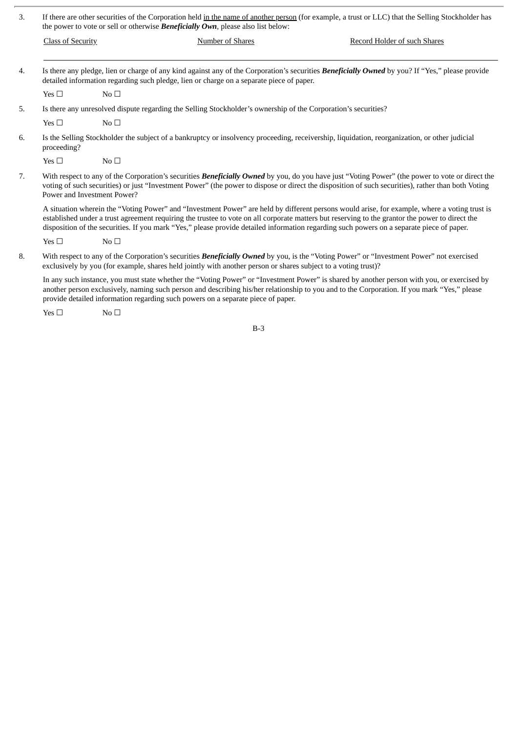3. If there are other securities of the Corporation held <u>in the name of another person</u> (for example, a trust or LLC) that the Selling Stockholder has the power to vote or sell or otherwise ***Beneficially Own***, please also list below:

| Class of Security | Number of Shares | Record Holder of such Shares |
|---|---|---|
| | | |

4. Is there any pledge, lien or charge of any kind against any of the Corporation's securities ***Beneficially Owned*** by you? If "Yes," please provide detailed information regarding such pledge, lien or charge on a separate piece of paper.

   Yes ☐ No ☐

5. Is there any unresolved dispute regarding the Selling Stockholder's ownership of the Corporation's securities?

   Yes ☐ No ☐

6. Is the Selling Stockholder the subject of a bankruptcy or insolvency proceeding, receivership, liquidation, reorganization, or other judicial proceeding?

   Yes ☐ No ☐

7. With respect to any of the Corporation's securities ***Beneficially Owned*** by you, do you have just "Voting Power" (the power to vote or direct the voting of such securities) or just "Investment Power" (the power to dispose or direct the disposition of such securities), rather than both Voting Power and Investment Power?

   A situation wherein the "Voting Power" and "Investment Power" are held by different persons would arise, for example, where a voting trust is established under a trust agreement requiring the trustee to vote on all corporate matters but reserving to the grantor the power to direct the disposition of the securities. If you mark "Yes," please provide detailed information regarding such powers on a separate piece of paper.

   Yes ☐ No ☐

8. With respect to any of the Corporation's securities ***Beneficially Owned*** by you, is the "Voting Power" or "Investment Power" not exercised exclusively by you (for example, shares held jointly with another person or shares subject to a voting trust)?

   In any such instance, you must state whether the "Voting Power" or "Investment Power" is shared by another person with you, or exercised by another person exclusively, naming such person and describing his/her relationship to you and to the Corporation. If you mark "Yes," please provide detailed information regarding such powers on a separate piece of paper.

   Yes ☐ No ☐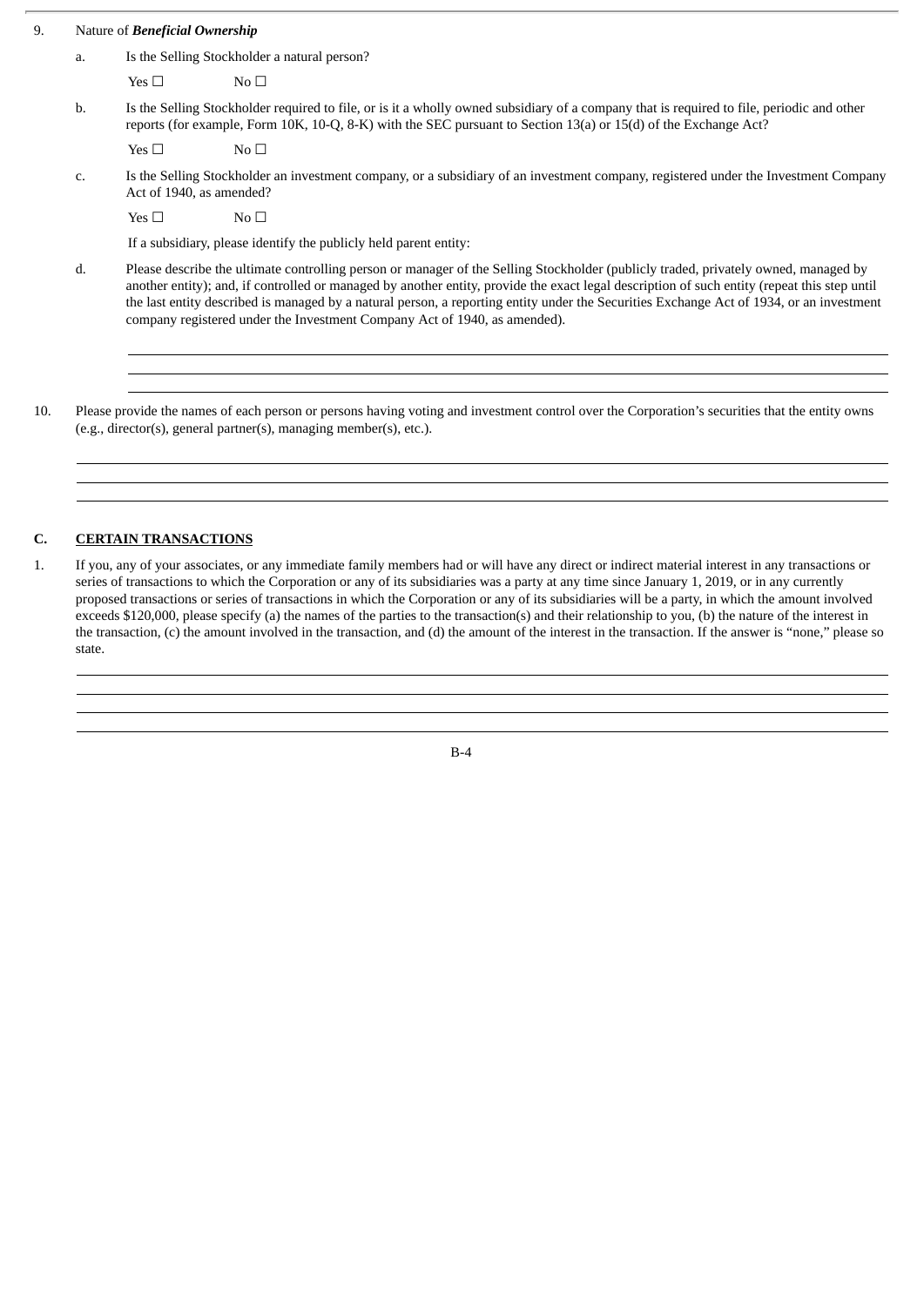9. Nature of ***Beneficial Ownership***

   a. Is the Selling Stockholder a natural person?

      Yes ☐ No ☐

   b. Is the Selling Stockholder required to file, or is it a wholly owned subsidiary of a company that is required to file, periodic and other reports (for example, Form 10K, 10-Q, 8-K) with the SEC pursuant to Section 13(a) or 15(d) of the Exchange Act?

      Yes ☐ No ☐

   c. Is the Selling Stockholder an investment company, or a subsidiary of an investment company, registered under the Investment Company Act of 1940, as amended?

      Yes ☐ No ☐

      If a subsidiary, please identify the publicly held parent entity:

   d. Please describe the ultimate controlling person or manager of the Selling Stockholder (publicly traded, privately owned, managed by another entity); and, if controlled or managed by another entity, provide the exact legal description of such entity (repeat this step until the last entity described is managed by a natural person, a reporting entity under the Securities Exchange Act of 1934, or an investment company registered under the Investment Company Act of 1940, as amended).

      ______________________________________________________________________
      ______________________________________________________________________
      ______________________________________________________________________

10. Please provide the names of each person or persons having voting and investment control over the Corporation's securities that the entity owns (e.g., director(s), general partner(s), managing member(s), etc.).

    ______________________________________________________________________
    ______________________________________________________________________
    ______________________________________________________________________

## C. CERTAIN TRANSACTIONS

1. If you, any of your associates, or any immediate family members had or will have any direct or indirect material interest in any transactions or series of transactions to which the Corporation or any of its subsidiaries was a party at any time since January 1, 2019, or in any currently proposed transactions or series of transactions in which the Corporation or any of its subsidiaries will be a party, in which the amount involved exceeds $120,000, please specify (a) the names of the parties to the transaction(s) and their relationship to you, (b) the nature of the interest in the transaction, (c) the amount involved in the transaction, and (d) the amount of the interest in the transaction. If the answer is "none," please so state.

   ______________________________________________________________________
   ______________________________________________________________________
   ______________________________________________________________________
   ______________________________________________________________________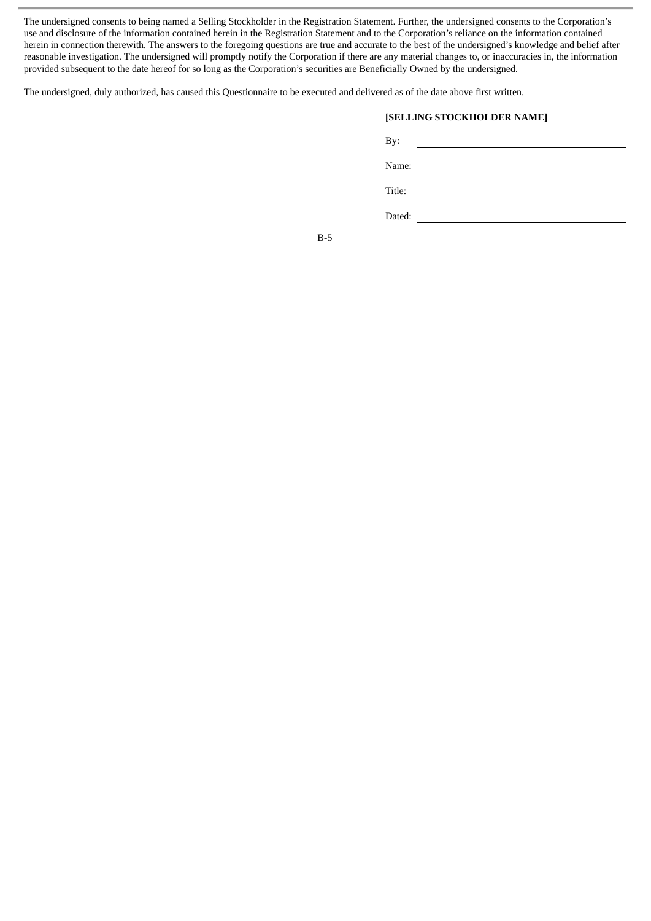The undersigned consents to being named a Selling Stockholder in the Registration Statement. Further, the undersigned consents to the Corporation's use and disclosure of the information contained herein in the Registration Statement and to the Corporation's reliance on the information contained herein in connection therewith. The answers to the foregoing questions are true and accurate to the best of the undersigned's knowledge and belief after reasonable investigation. The undersigned will promptly notify the Corporation if there are any material changes to, or inaccuracies in, the information provided subsequent to the date hereof for so long as the Corporation's securities are Beneficially Owned by the undersigned.

The undersigned, duly authorized, has caused this Questionnaire to be executed and delivered as of the date above first written.

**[SELLING STOCKHOLDER NAME]**

By: \_\_\_\_\_\_\_\_\_\_\_\_\_\_\_\_\_\_\_\_\_\_\_\_\_\_\_\_

Name: \_\_\_\_\_\_\_\_\_\_\_\_\_\_\_\_\_\_\_\_\_\_\_\_\_\_\_\_

Title: \_\_\_\_\_\_\_\_\_\_\_\_\_\_\_\_\_\_\_\_\_\_\_\_\_\_\_\_

Dated: \_\_\_\_\_\_\_\_\_\_\_\_\_\_\_\_\_\_\_\_\_\_\_\_\_\_\_\_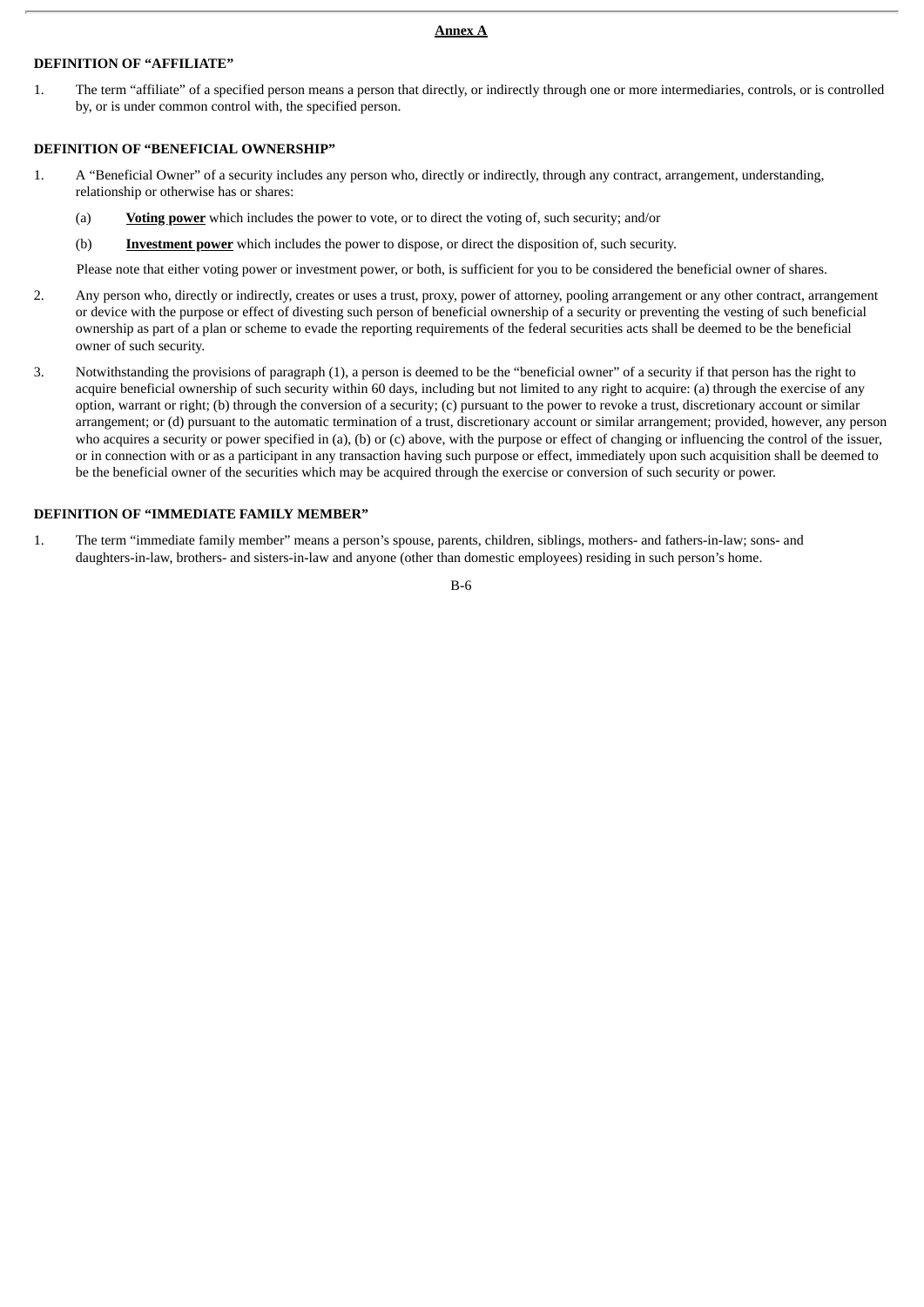**Annex A**

**DEFINITION OF "AFFILIATE"**

1. The term "affiliate" of a specified person means a person that directly, or indirectly through one or more intermediaries, controls, or is controlled by, or is under common control with, the specified person.

**DEFINITION OF "BENEFICIAL OWNERSHIP"**

1. A "Beneficial Owner" of a security includes any person who, directly or indirectly, through any contract, arrangement, understanding, relationship or otherwise has or shares:

   (a) **Voting power** which includes the power to vote, or to direct the voting of, such security; and/or

   (b) **Investment power** which includes the power to dispose, or direct the disposition of, such security.

   Please note that either voting power or investment power, or both, is sufficient for you to be considered the beneficial owner of shares.

2. Any person who, directly or indirectly, creates or uses a trust, proxy, power of attorney, pooling arrangement or any other contract, arrangement or device with the purpose or effect of divesting such person of beneficial ownership of a security or preventing the vesting of such beneficial ownership as part of a plan or scheme to evade the reporting requirements of the federal securities acts shall be deemed to be the beneficial owner of such security.

3. Notwithstanding the provisions of paragraph (1), a person is deemed to be the "beneficial owner" of a security if that person has the right to acquire beneficial ownership of such security within 60 days, including but not limited to any right to acquire: (a) through the exercise of any option, warrant or right; (b) through the conversion of a security; (c) pursuant to the power to revoke a trust, discretionary account or similar arrangement; or (d) pursuant to the automatic termination of a trust, discretionary account or similar arrangement; provided, however, any person who acquires a security or power specified in (a), (b) or (c) above, with the purpose or effect of changing or influencing the control of the issuer, or in connection with or as a participant in any transaction having such purpose or effect, immediately upon such acquisition shall be deemed to be the beneficial owner of the securities which may be acquired through the exercise or conversion of such security or power.

**DEFINITION OF "IMMEDIATE FAMILY MEMBER"**

1. The term "immediate family member" means a person's spouse, parents, children, siblings, mothers- and fathers-in-law; sons- and daughters-in-law, brothers- and sisters-in-law and anyone (other than domestic employees) residing in such person's home.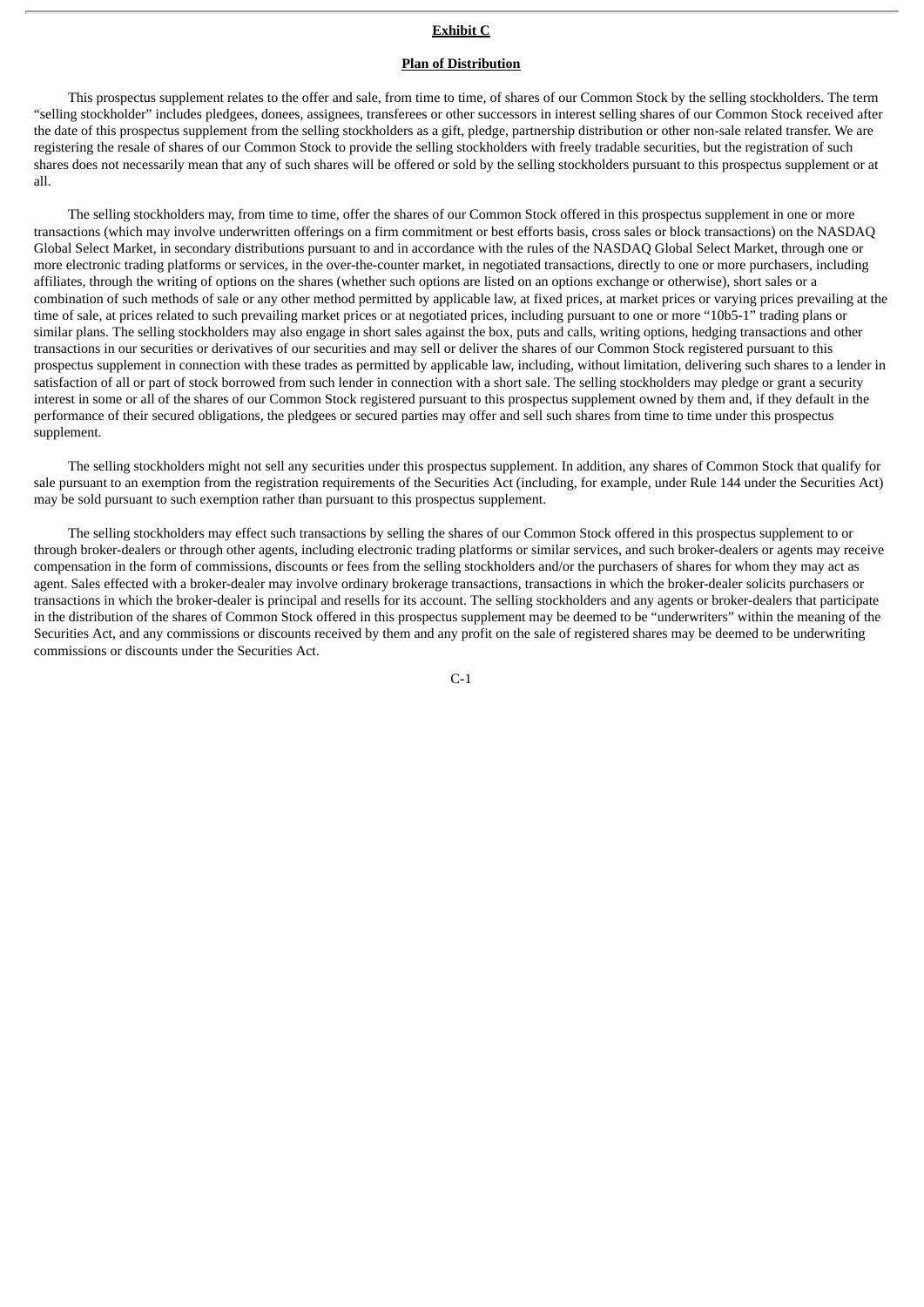**Exhibit C**

**Plan of Distribution**

This prospectus supplement relates to the offer and sale, from time to time, of shares of our Common Stock by the selling stockholders. The term "selling stockholder" includes pledgees, donees, assignees, transferees or other successors in interest selling shares of our Common Stock received after the date of this prospectus supplement from the selling stockholders as a gift, pledge, partnership distribution or other non-sale related transfer. We are registering the resale of shares of our Common Stock to provide the selling stockholders with freely tradable securities, but the registration of such shares does not necessarily mean that any of such shares will be offered or sold by the selling stockholders pursuant to this prospectus supplement or at all.

The selling stockholders may, from time to time, offer the shares of our Common Stock offered in this prospectus supplement in one or more transactions (which may involve underwritten offerings on a firm commitment or best efforts basis, cross sales or block transactions) on the NASDAQ Global Select Market, in secondary distributions pursuant to and in accordance with the rules of the NASDAQ Global Select Market, through one or more electronic trading platforms or services, in the over-the-counter market, in negotiated transactions, directly to one or more purchasers, including affiliates, through the writing of options on the shares (whether such options are listed on an options exchange or otherwise), short sales or a combination of such methods of sale or any other method permitted by applicable law, at fixed prices, at market prices or varying prices prevailing at the time of sale, at prices related to such prevailing market prices or at negotiated prices, including pursuant to one or more "10b5-1" trading plans or similar plans. The selling stockholders may also engage in short sales against the box, puts and calls, writing options, hedging transactions and other transactions in our securities or derivatives of our securities and may sell or deliver the shares of our Common Stock registered pursuant to this prospectus supplement in connection with these trades as permitted by applicable law, including, without limitation, delivering such shares to a lender in satisfaction of all or part of stock borrowed from such lender in connection with a short sale. The selling stockholders may pledge or grant a security interest in some or all of the shares of our Common Stock registered pursuant to this prospectus supplement owned by them and, if they default in the performance of their secured obligations, the pledgees or secured parties may offer and sell such shares from time to time under this prospectus supplement.

The selling stockholders might not sell any securities under this prospectus supplement. In addition, any shares of Common Stock that qualify for sale pursuant to an exemption from the registration requirements of the Securities Act (including, for example, under Rule 144 under the Securities Act) may be sold pursuant to such exemption rather than pursuant to this prospectus supplement.

The selling stockholders may effect such transactions by selling the shares of our Common Stock offered in this prospectus supplement to or through broker-dealers or through other agents, including electronic trading platforms or similar services, and such broker-dealers or agents may receive compensation in the form of commissions, discounts or fees from the selling stockholders and/or the purchasers of shares for whom they may act as agent. Sales effected with a broker-dealer may involve ordinary brokerage transactions, transactions in which the broker-dealer solicits purchasers or transactions in which the broker-dealer is principal and resells for its account. The selling stockholders and any agents or broker-dealers that participate in the distribution of the shares of Common Stock offered in this prospectus supplement may be deemed to be "underwriters" within the meaning of the Securities Act, and any commissions or discounts received by them and any profit on the sale of registered shares may be deemed to be underwriting commissions or discounts under the Securities Act.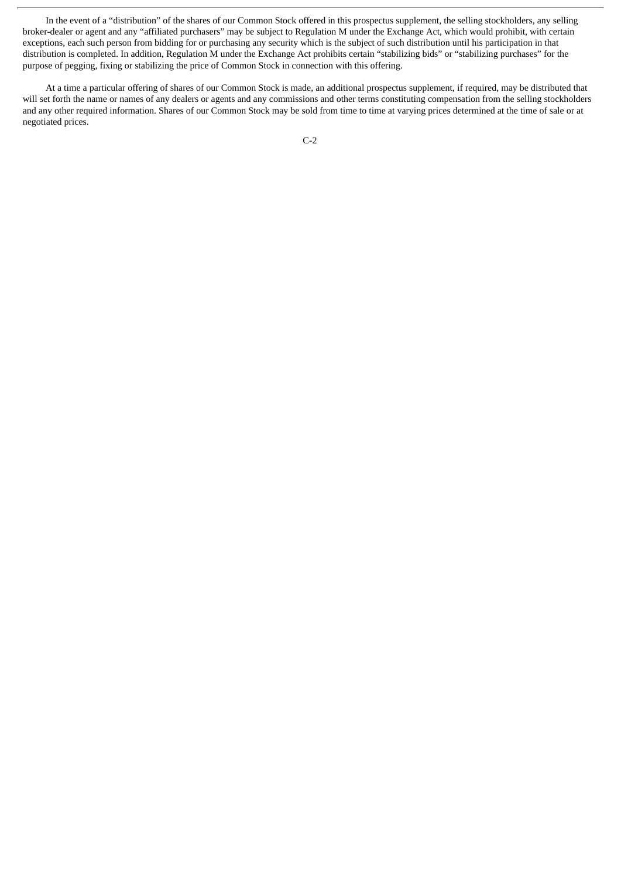In the event of a “distribution” of the shares of our Common Stock offered in this prospectus supplement, the selling stockholders, any selling broker-dealer or agent and any “affiliated purchasers” may be subject to Regulation M under the Exchange Act, which would prohibit, with certain exceptions, each such person from bidding for or purchasing any security which is the subject of such distribution until his participation in that distribution is completed. In addition, Regulation M under the Exchange Act prohibits certain “stabilizing bids” or “stabilizing purchases” for the purpose of pegging, fixing or stabilizing the price of Common Stock in connection with this offering.

At a time a particular offering of shares of our Common Stock is made, an additional prospectus supplement, if required, may be distributed that will set forth the name or names of any dealers or agents and any commissions and other terms constituting compensation from the selling stockholders and any other required information. Shares of our Common Stock may be sold from time to time at varying prices determined at the time of sale or at negotiated prices.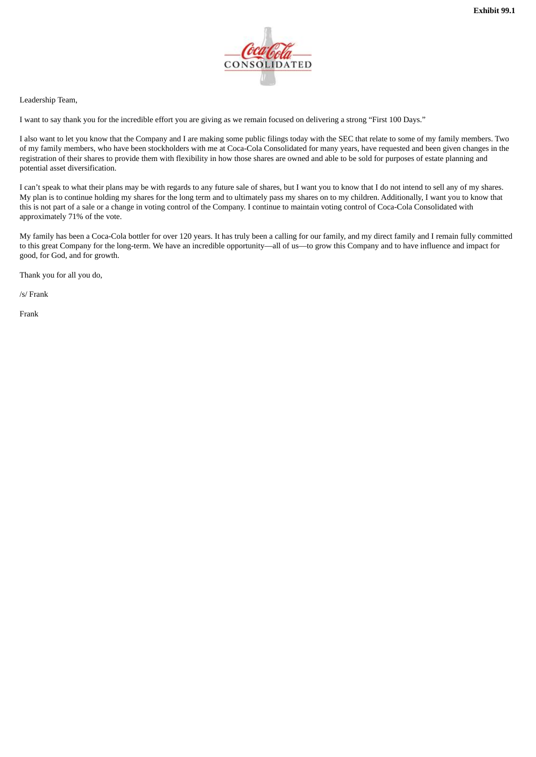**Exhibit 99.1**

Leadership Team,

I want to say thank you for the incredible effort you are giving as we remain focused on delivering a strong "First 100 Days."

I also want to let you know that the Company and I are making some public filings today with the SEC that relate to some of my family members. Two of my family members, who have been stockholders with me at Coca-Cola Consolidated for many years, have requested and been given changes in the registration of their shares to provide them with flexibility in how those shares are owned and able to be sold for purposes of estate planning and potential asset diversification.

I can't speak to what their plans may be with regards to any future sale of shares, but I want you to know that I do not intend to sell any of my shares. My plan is to continue holding my shares for the long term and to ultimately pass my shares on to my children. Additionally, I want you to know that this is not part of a sale or a change in voting control of the Company. I continue to maintain voting control of Coca-Cola Consolidated with approximately 71% of the vote.

My family has been a Coca-Cola bottler for over 120 years. It has truly been a calling for our family, and my direct family and I remain fully committed to this great Company for the long-term. We have an incredible opportunity—all of us—to grow this Company and to have influence and impact for good, for God, and for growth.

Thank you for all you do,

/s/ Frank

Frank